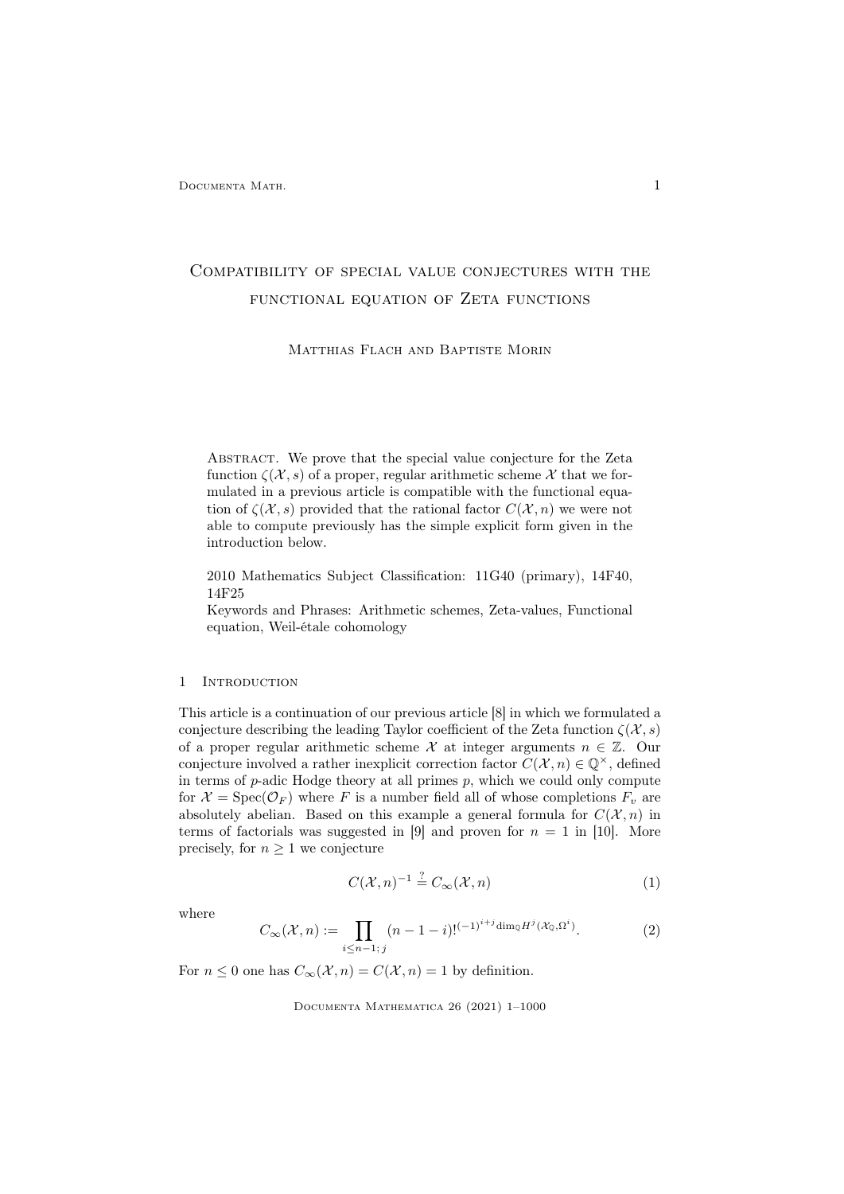# Compatibility of special value conjectures with the functional equation of Zeta functions

Matthias Flach and Baptiste Morin

Abstract. We prove that the special value conjecture for the Zeta function $\zeta(\mathcal{X}, s)$ of a proper, regular arithmetic scheme $\mathcal{X}$ that we formulated in a previous article is compatible with the functional equation of $\zeta(\mathcal{X}, s)$ provided that the rational factor $C(\mathcal{X}, n)$ we were not able to compute previously has the simple explicit form given in the introduction below.

2010 Mathematics Subject Classification: 11G40 (primary), 14F40, 14F25

Keywords and Phrases: Arithmetic schemes, Zeta-values, Functional equation, Weil-étale cohomology

## 1 Introduction

This article is a continuation of our previous article [8] in which we formulated a conjecture describing the leading Taylor coefficient of the Zeta function $\zeta(\mathcal{X}, s)$ of a proper regular arithmetic scheme $\mathcal{X}$ at integer arguments $n \in \mathbb{Z}$. Our conjecture involved a rather inexplicit correction factor $C(\mathcal{X}, n) \in \mathbb{Q}^\times$, defined in terms of $p$-adic Hodge theory at all primes $p$, which we could only compute for $\mathcal{X} = \mathrm{Spec}(\mathcal{O}_F)$ where $F$ is a number field all of whose completions $F_v$ are absolutely abelian. Based on this example a general formula for $C(\mathcal{X}, n)$ in terms of factorials was suggested in [9] and proven for $n = 1$ in [10]. More precisely, for $n \geq 1$ we conjecture

$$C(\mathcal{X}, n)^{-1} \stackrel{?}{=} C_\infty(\mathcal{X}, n) \tag{1}$$

where

$$C_\infty(\mathcal{X}, n) := \prod_{i \leq n-1;\, j} (n-1-i)!^{(-1)^{i+j} \dim_{\mathbb{Q}} H^j(\mathcal{X}_{\mathbb{Q}}, \Omega^i)}. \tag{2}$$

For $n \leq 0$ one has $C_\infty(\mathcal{X}, n) = C(\mathcal{X}, n) = 1$ by definition.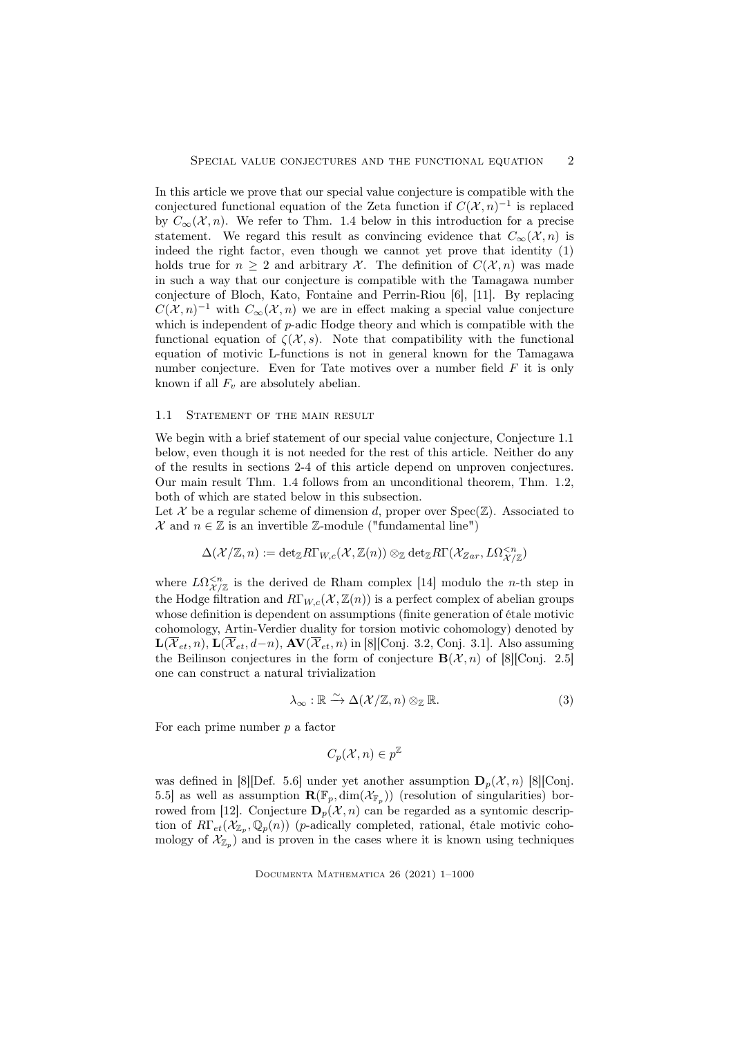In this article we prove that our special value conjecture is compatible with the conjectured functional equation of the Zeta function if $C(\mathcal{X},n)^{-1}$ is replaced by $C_\infty(\mathcal{X},n)$. We refer to Thm. 1.4 below in this introduction for a precise statement. We regard this result as convincing evidence that $C_\infty(\mathcal{X},n)$ is indeed the right factor, even though we cannot yet prove that identity (1) holds true for $n\geq 2$ and arbitrary $\mathcal{X}$. The definition of $C(\mathcal{X},n)$ was made in such a way that our conjecture is compatible with the Tamagawa number conjecture of Bloch, Kato, Fontaine and Perrin-Riou [6], [11]. By replacing $C(\mathcal{X},n)^{-1}$ with $C_\infty(\mathcal{X},n)$ we are in effect making a special value conjecture which is independent of $p$-adic Hodge theory and which is compatible with the functional equation of $\zeta(\mathcal{X},s)$. Note that compatibility with the functional equation of motivic L-functions is not in general known for the Tamagawa number conjecture. Even for Tate motives over a number field $F$ it is only known if all $F_v$ are absolutely abelian.

### 1.1 Statement of the main result

We begin with a brief statement of our special value conjecture, Conjecture 1.1 below, even though it is not needed for the rest of this article. Neither do any of the results in sections 2-4 of this article depend on unproven conjectures. Our main result Thm. 1.4 follows from an unconditional theorem, Thm. 1.2, both of which are stated below in this subsection.

Let $\mathcal{X}$ be a regular scheme of dimension $d$, proper over $\mathrm{Spec}(\mathbb{Z})$. Associated to $\mathcal{X}$ and $n\in\mathbb{Z}$ is an invertible $\mathbb{Z}$-module ("fundamental line")

$$\Delta(\mathcal{X}/\mathbb{Z},n) := \det_{\mathbb{Z}} R\Gamma_{W,c}(\mathcal{X},\mathbb{Z}(n))\otimes_{\mathbb{Z}}\det_{\mathbb{Z}} R\Gamma(\mathcal{X}_{Zar},L\Omega^{<n}_{\mathcal{X}/\mathbb{Z}})$$

where $L\Omega^{<n}_{\mathcal{X}/\mathbb{Z}}$ is the derived de Rham complex [14] modulo the $n$-th step in the Hodge filtration and $R\Gamma_{W,c}(\mathcal{X},\mathbb{Z}(n))$ is a perfect complex of abelian groups whose definition is dependent on assumptions (finite generation of étale motivic cohomology, Artin-Verdier duality for torsion motivic cohomology) denoted by $\mathbf{L}(\overline{\mathcal{X}}_{et},n)$, $\mathbf{L}(\overline{\mathcal{X}}_{et},d-n)$, $\mathbf{AV}(\overline{\mathcal{X}}_{et},n)$ in [8][Conj. 3.2, Conj. 3.1]. Also assuming the Beilinson conjectures in the form of conjecture $\mathbf{B}(\mathcal{X},n)$ of [8][Conj. 2.5] one can construct a natural trivialization

$$\lambda_\infty:\mathbb{R}\xrightarrow{\sim}\Delta(\mathcal{X}/\mathbb{Z},n)\otimes_{\mathbb{Z}}\mathbb{R}. \tag{3}$$

For each prime number $p$ a factor

$$C_p(\mathcal{X},n)\in p^{\mathbb{Z}}$$

was defined in [8][Def. 5.6] under yet another assumption $\mathbf{D}_p(\mathcal{X},n)$ [8][Conj. 5.5] as well as assumption $\mathbf{R}(\mathbb{F}_p,\dim(\mathcal{X}_{\mathbb{F}_p}))$ (resolution of singularities) borrowed from [12]. Conjecture $\mathbf{D}_p(\mathcal{X},n)$ can be regarded as a syntomic description of $R\Gamma_{et}(\mathcal{X}_{\mathbb{Z}_p},\mathbb{Q}_p(n))$ ($p$-adically completed, rational, étale motivic cohomology of $\mathcal{X}_{\mathbb{Z}_p}$) and is proven in the cases where it is known using techniques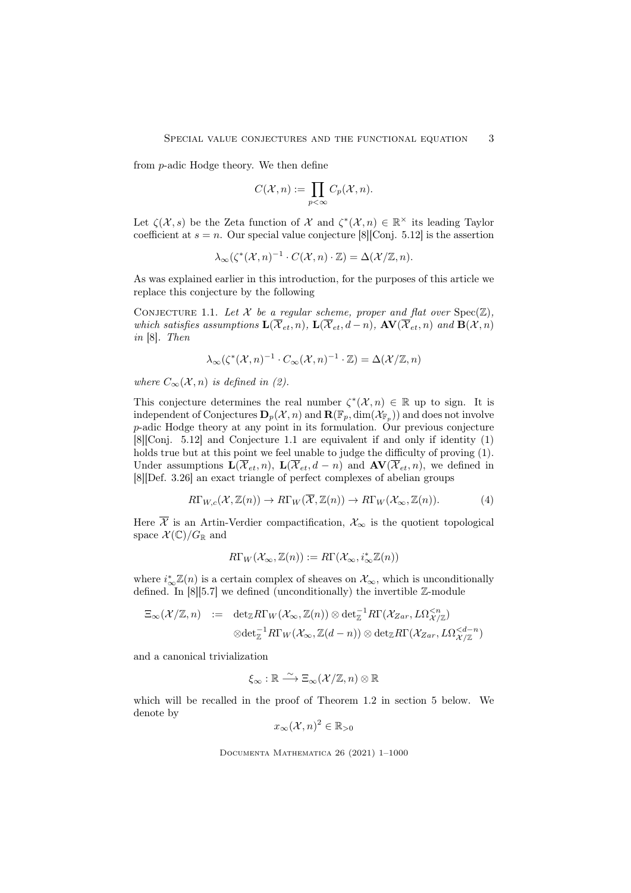from $p$-adic Hodge theory. We then define

$$C(\mathcal{X},n) := \prod_{p<\infty} C_p(\mathcal{X},n).$$

Let $\zeta(\mathcal{X},s)$ be the Zeta function of $\mathcal{X}$ and $\zeta^*(\mathcal{X},n) \in \mathbb{R}^\times$ its leading Taylor coefficient at $s=n$. Our special value conjecture [8][Conj. 5.12] is the assertion

$$\lambda_\infty(\zeta^*(\mathcal{X},n)^{-1} \cdot C(\mathcal{X},n) \cdot \mathbb{Z}) = \Delta(\mathcal{X}/\mathbb{Z},n).$$

As was explained earlier in this introduction, for the purposes of this article we replace this conjecture by the following

Conjecture 1.1. *Let $\mathcal{X}$ be a regular scheme, proper and flat over $\mathrm{Spec}(\mathbb{Z})$, which satisfies assumptions $\mathbf{L}(\overline{\mathcal{X}}_{et},n)$, $\mathbf{L}(\overline{\mathcal{X}}_{et},d-n)$, $\mathbf{AV}(\overline{\mathcal{X}}_{et},n)$ and $\mathbf{B}(\mathcal{X},n)$ in* [8]. *Then*

$$\lambda_\infty(\zeta^*(\mathcal{X},n)^{-1} \cdot C_\infty(\mathcal{X},n)^{-1} \cdot \mathbb{Z}) = \Delta(\mathcal{X}/\mathbb{Z},n)$$

*where $C_\infty(\mathcal{X},n)$ is defined in (2).*

This conjecture determines the real number $\zeta^*(\mathcal{X},n) \in \mathbb{R}$ up to sign. It is independent of Conjectures $\mathbf{D}_p(\mathcal{X},n)$ and $\mathbf{R}(\mathbb{F}_p,\dim(\mathcal{X}_{\mathbb{F}_p}))$ and does not involve $p$-adic Hodge theory at any point in its formulation. Our previous conjecture [8][Conj. 5.12] and Conjecture 1.1 are equivalent if and only if identity (1) holds true but at this point we feel unable to judge the difficulty of proving (1). Under assumptions $\mathbf{L}(\overline{\mathcal{X}}_{et},n)$, $\mathbf{L}(\overline{\mathcal{X}}_{et},d-n)$ and $\mathbf{AV}(\overline{\mathcal{X}}_{et},n)$, we defined in [8][Def. 3.26] an exact triangle of perfect complexes of abelian groups

$$R\Gamma_{W,c}(\mathcal{X},\mathbb{Z}(n)) \to R\Gamma_W(\overline{\mathcal{X}},\mathbb{Z}(n)) \to R\Gamma_W(\mathcal{X}_\infty,\mathbb{Z}(n)). \tag{4}$$

Here $\overline{\mathcal{X}}$ is an Artin-Verdier compactification, $\mathcal{X}_\infty$ is the quotient topological space $\mathcal{X}(\mathbb{C})/G_\mathbb{R}$ and

$$R\Gamma_W(\mathcal{X}_\infty,\mathbb{Z}(n)) := R\Gamma(\mathcal{X}_\infty, i_\infty^*\mathbb{Z}(n))$$

where $i_\infty^*\mathbb{Z}(n)$ is a certain complex of sheaves on $\mathcal{X}_\infty$, which is unconditionally defined. In [8][5.7] we defined (unconditionally) the invertible $\mathbb{Z}$-module

$$\begin{aligned}\Xi_\infty(\mathcal{X}/\mathbb{Z},n) \;&:=\; \det\nolimits_\mathbb{Z} R\Gamma_W(\mathcal{X}_\infty,\mathbb{Z}(n)) \otimes \det\nolimits_\mathbb{Z}^{-1} R\Gamma(\mathcal{X}_{Zar}, L\Omega^{<n}_{\mathcal{X}/\mathbb{Z}}) \\ &\otimes \det\nolimits_\mathbb{Z}^{-1} R\Gamma_W(\mathcal{X}_\infty,\mathbb{Z}(d-n)) \otimes \det\nolimits_\mathbb{Z} R\Gamma(\mathcal{X}_{Zar}, L\Omega^{<d-n}_{\mathcal{X}/\mathbb{Z}})\end{aligned}$$

and a canonical trivialization

$$\xi_\infty : \mathbb{R} \xrightarrow{\sim} \Xi_\infty(\mathcal{X}/\mathbb{Z},n) \otimes \mathbb{R}$$

which will be recalled in the proof of Theorem 1.2 in section 5 below. We denote by

$$x_\infty(\mathcal{X},n)^2 \in \mathbb{R}_{>0}$$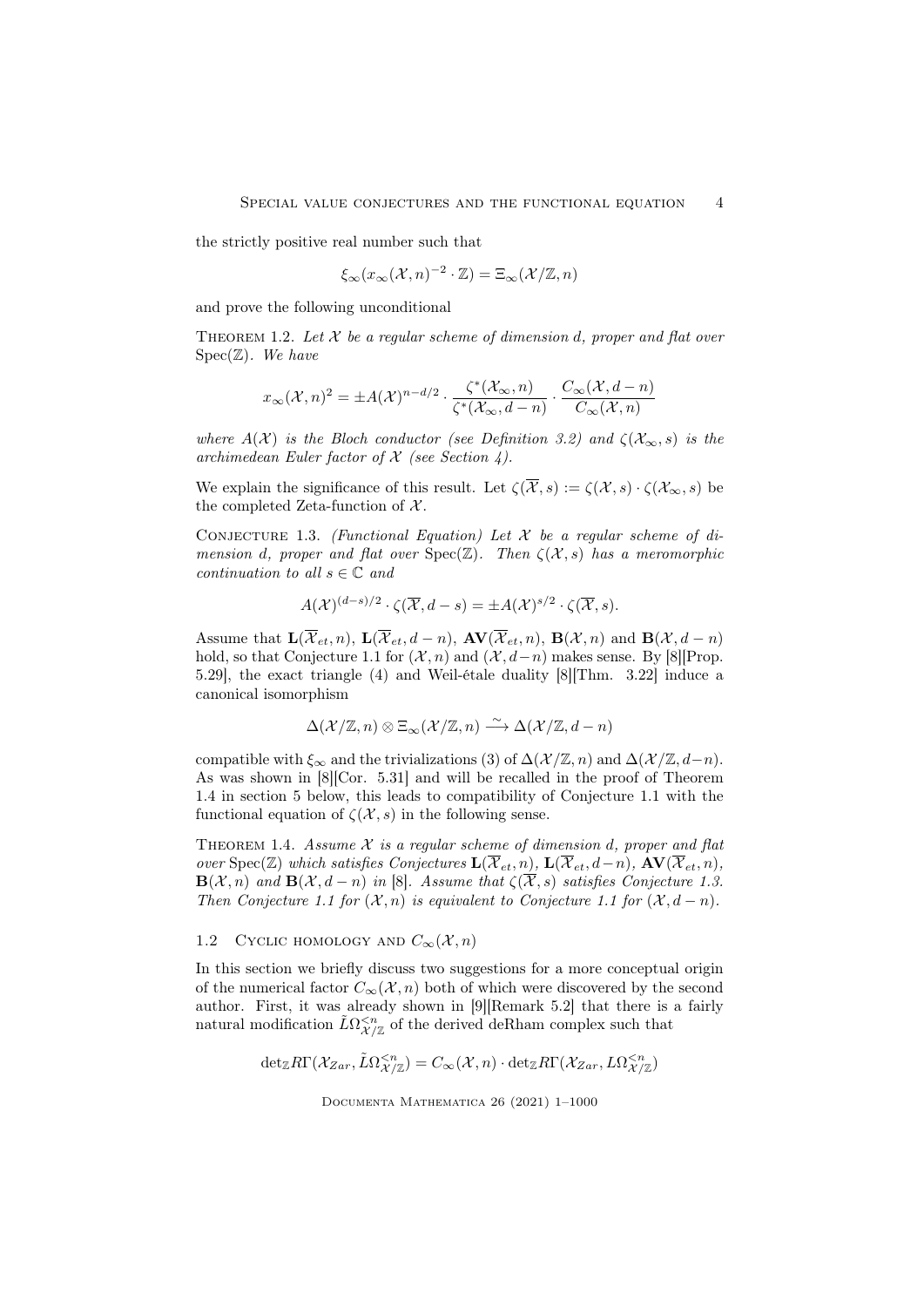the strictly positive real number such that

$$\xi_\infty(x_\infty(\mathcal{X},n)^{-2}\cdot\mathbb{Z}) = \Xi_\infty(\mathcal{X}/\mathbb{Z},n)$$

and prove the following unconditional

Theorem 1.2. *Let $\mathcal{X}$ be a regular scheme of dimension $d$, proper and flat over $\mathrm{Spec}(\mathbb{Z})$. We have*

$$x_\infty(\mathcal{X},n)^2 = \pm A(\mathcal{X})^{n-d/2}\cdot\frac{\zeta^*(\mathcal{X}_\infty,n)}{\zeta^*(\mathcal{X}_\infty,d-n)}\cdot\frac{C_\infty(\mathcal{X},d-n)}{C_\infty(\mathcal{X},n)}$$

*where $A(\mathcal{X})$ is the Bloch conductor (see Definition 3.2) and $\zeta(\mathcal{X}_\infty,s)$ is the archimedean Euler factor of $\mathcal{X}$ (see Section 4).*

We explain the significance of this result. Let $\zeta(\overline{\mathcal{X}},s) := \zeta(\mathcal{X},s)\cdot\zeta(\mathcal{X}_\infty,s)$ be the completed Zeta-function of $\mathcal{X}$.

Conjecture 1.3. *(Functional Equation) Let $\mathcal{X}$ be a regular scheme of dimension $d$, proper and flat over $\mathrm{Spec}(\mathbb{Z})$. Then $\zeta(\mathcal{X},s)$ has a meromorphic continuation to all $s\in\mathbb{C}$ and*

$$A(\mathcal{X})^{(d-s)/2}\cdot\zeta(\overline{\mathcal{X}},d-s) = \pm A(\mathcal{X})^{s/2}\cdot\zeta(\overline{\mathcal{X}},s).$$

Assume that $\mathbf{L}(\overline{\mathcal{X}}_{et},n)$, $\mathbf{L}(\overline{\mathcal{X}}_{et},d-n)$, $\mathbf{AV}(\overline{\mathcal{X}}_{et},n)$, $\mathbf{B}(\mathcal{X},n)$ and $\mathbf{B}(\mathcal{X},d-n)$ hold, so that Conjecture 1.1 for $(\mathcal{X},n)$ and $(\mathcal{X},d-n)$ makes sense. By [8][Prop. 5.29], the exact triangle (4) and Weil-étale duality [8][Thm. 3.22] induce a canonical isomorphism

$$\Delta(\mathcal{X}/\mathbb{Z},n)\otimes\Xi_\infty(\mathcal{X}/\mathbb{Z},n)\xrightarrow{\sim}\Delta(\mathcal{X}/\mathbb{Z},d-n)$$

compatible with $\xi_\infty$ and the trivializations (3) of $\Delta(\mathcal{X}/\mathbb{Z},n)$ and $\Delta(\mathcal{X}/\mathbb{Z},d-n)$. As was shown in [8][Cor. 5.31] and will be recalled in the proof of Theorem 1.4 in section 5 below, this leads to compatibility of Conjecture 1.1 with the functional equation of $\zeta(\mathcal{X},s)$ in the following sense.

Theorem 1.4. *Assume $\mathcal{X}$ is a regular scheme of dimension $d$, proper and flat over $\mathrm{Spec}(\mathbb{Z})$ which satisfies Conjectures $\mathbf{L}(\overline{\mathcal{X}}_{et},n)$, $\mathbf{L}(\overline{\mathcal{X}}_{et},d-n)$, $\mathbf{AV}(\overline{\mathcal{X}}_{et},n)$, $\mathbf{B}(\mathcal{X},n)$ and $\mathbf{B}(\mathcal{X},d-n)$ in [8]. Assume that $\zeta(\overline{\mathcal{X}},s)$ satisfies Conjecture 1.3. Then Conjecture 1.1 for $(\mathcal{X},n)$ is equivalent to Conjecture 1.1 for $(\mathcal{X},d-n)$.*

## 1.2 Cyclic homology and $C_\infty(\mathcal{X},n)$

In this section we briefly discuss two suggestions for a more conceptual origin of the numerical factor $C_\infty(\mathcal{X},n)$ both of which were discovered by the second author. First, it was already shown in [9][Remark 5.2] that there is a fairly natural modification $\tilde{L}\Omega^{<n}_{\mathcal{X}/\mathbb{Z}}$ of the derived deRham complex such that

$$\det{}_{\mathbb{Z}}R\Gamma(\mathcal{X}_{Zar},\tilde{L}\Omega^{<n}_{\mathcal{X}/\mathbb{Z}}) = C_\infty(\mathcal{X},n)\cdot\det{}_{\mathbb{Z}}R\Gamma(\mathcal{X}_{Zar},L\Omega^{<n}_{\mathcal{X}/\mathbb{Z}})$$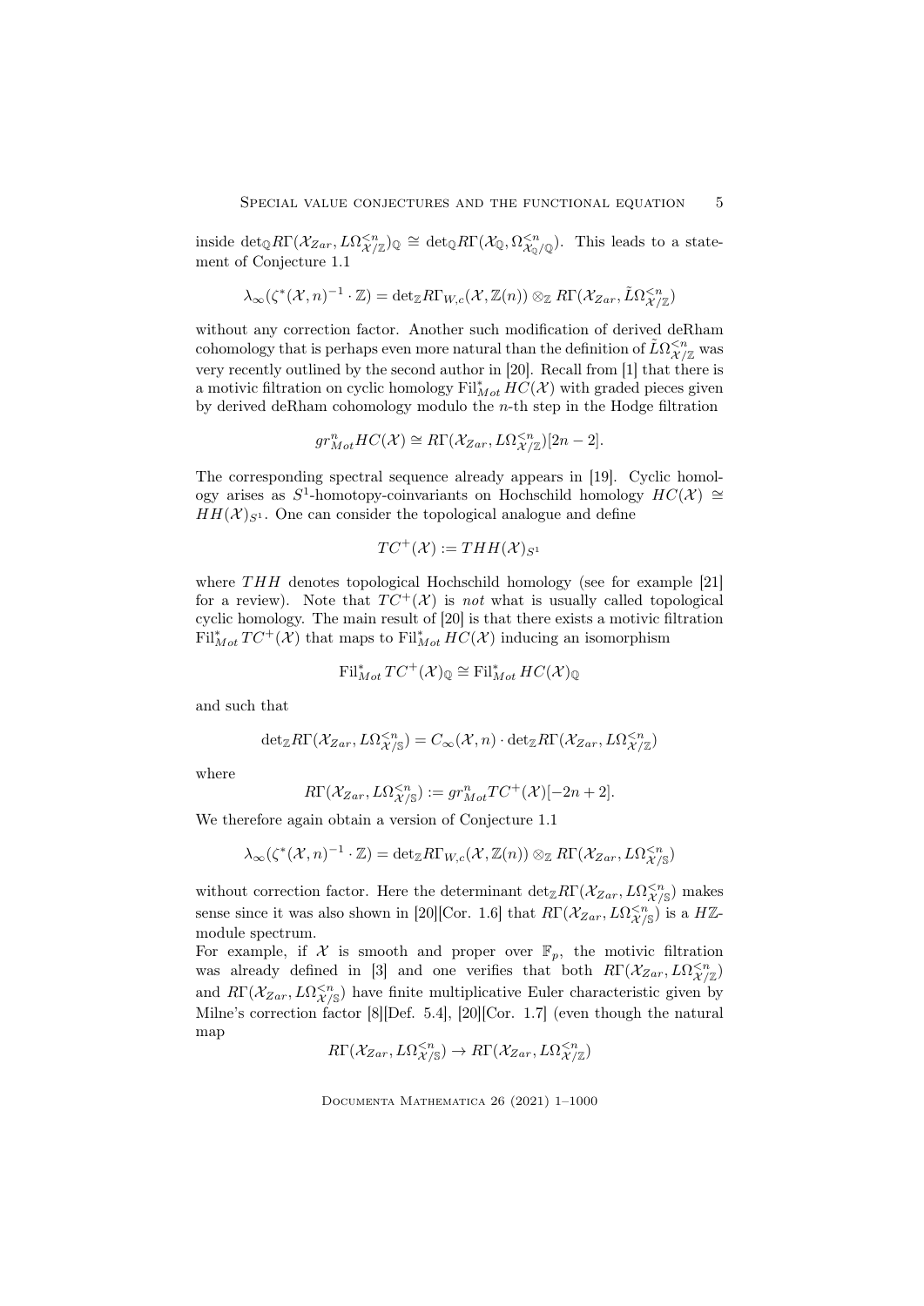inside $\det_{\mathbb{Q}} R\Gamma(\mathcal{X}_{Zar}, L\Omega^{<n}_{\mathcal{X}/\mathbb{Z}})_{\mathbb{Q}} \cong \det_{\mathbb{Q}} R\Gamma(\mathcal{X}_{\mathbb{Q}}, \Omega^{<n}_{\mathcal{X}_{\mathbb{Q}}/\mathbb{Q}})$. This leads to a statement of Conjecture 1.1

$$\lambda_\infty(\zeta^*(\mathcal{X}, n)^{-1} \cdot \mathbb{Z}) = \det_{\mathbb{Z}} R\Gamma_{W,c}(\mathcal{X}, \mathbb{Z}(n)) \otimes_{\mathbb{Z}} R\Gamma(\mathcal{X}_{Zar}, \tilde{L}\Omega^{<n}_{\mathcal{X}/\mathbb{Z}})$$

without any correction factor. Another such modification of derived deRham cohomology that is perhaps even more natural than the definition of $\tilde{L}\Omega^{<n}_{\mathcal{X}/\mathbb{Z}}$ was very recently outlined by the second author in [20]. Recall from [1] that there is a motivic filtration on cyclic homology $\mathrm{Fil}^*_{Mot} HC(\mathcal{X})$ with graded pieces given by derived deRham cohomology modulo the $n$-th step in the Hodge filtration

$$gr^n_{Mot} HC(\mathcal{X}) \cong R\Gamma(\mathcal{X}_{Zar}, L\Omega^{<n}_{\mathcal{X}/\mathbb{Z}})[2n-2].$$

The corresponding spectral sequence already appears in [19]. Cyclic homology arises as $S^1$-homotopy-coinvariants on Hochschild homology $HC(\mathcal{X}) \cong HH(\mathcal{X})_{S^1}$. One can consider the topological analogue and define

$$TC^+(\mathcal{X}) := THH(\mathcal{X})_{S^1}$$

where $THH$ denotes topological Hochschild homology (see for example [21] for a review). Note that $TC^+(\mathcal{X})$ is *not* what is usually called topological cyclic homology. The main result of [20] is that there exists a motivic filtration $\mathrm{Fil}^*_{Mot} TC^+(\mathcal{X})$ that maps to $\mathrm{Fil}^*_{Mot} HC(\mathcal{X})$ inducing an isomorphism

$$\mathrm{Fil}^*_{Mot} TC^+(\mathcal{X})_{\mathbb{Q}} \cong \mathrm{Fil}^*_{Mot} HC(\mathcal{X})_{\mathbb{Q}}$$

and such that

$$\det_{\mathbb{Z}} R\Gamma(\mathcal{X}_{Zar}, L\Omega^{<n}_{\mathcal{X}/\mathbb{S}}) = C_\infty(\mathcal{X}, n) \cdot \det_{\mathbb{Z}} R\Gamma(\mathcal{X}_{Zar}, L\Omega^{<n}_{\mathcal{X}/\mathbb{Z}})$$

where

$$R\Gamma(\mathcal{X}_{Zar}, L\Omega^{<n}_{\mathcal{X}/\mathbb{S}}) := gr^n_{Mot} TC^+(\mathcal{X})[-2n+2].$$

We therefore again obtain a version of Conjecture 1.1

$$\lambda_\infty(\zeta^*(\mathcal{X}, n)^{-1} \cdot \mathbb{Z}) = \det_{\mathbb{Z}} R\Gamma_{W,c}(\mathcal{X}, \mathbb{Z}(n)) \otimes_{\mathbb{Z}} R\Gamma(\mathcal{X}_{Zar}, L\Omega^{<n}_{\mathcal{X}/\mathbb{S}})$$

without correction factor. Here the determinant $\det_{\mathbb{Z}} R\Gamma(\mathcal{X}_{Zar}, L\Omega^{<n}_{\mathcal{X}/\mathbb{S}})$ makes sense since it was also shown in [20][Cor. 1.6] that $R\Gamma(\mathcal{X}_{Zar}, L\Omega^{<n}_{\mathcal{X}/\mathbb{S}})$ is a $H\mathbb{Z}$-module spectrum.

For example, if $\mathcal{X}$ is smooth and proper over $\mathbb{F}_p$, the motivic filtration was already defined in [3] and one verifies that both $R\Gamma(\mathcal{X}_{Zar}, L\Omega^{<n}_{\mathcal{X}/\mathbb{Z}})$ and $R\Gamma(\mathcal{X}_{Zar}, L\Omega^{<n}_{\mathcal{X}/\mathbb{S}})$ have finite multiplicative Euler characteristic given by Milne's correction factor [8][Def. 5.4], [20][Cor. 1.7] (even though the natural map

$$R\Gamma(\mathcal{X}_{Zar}, L\Omega^{<n}_{\mathcal{X}/\mathbb{S}}) \to R\Gamma(\mathcal{X}_{Zar}, L\Omega^{<n}_{\mathcal{X}/\mathbb{Z}})$$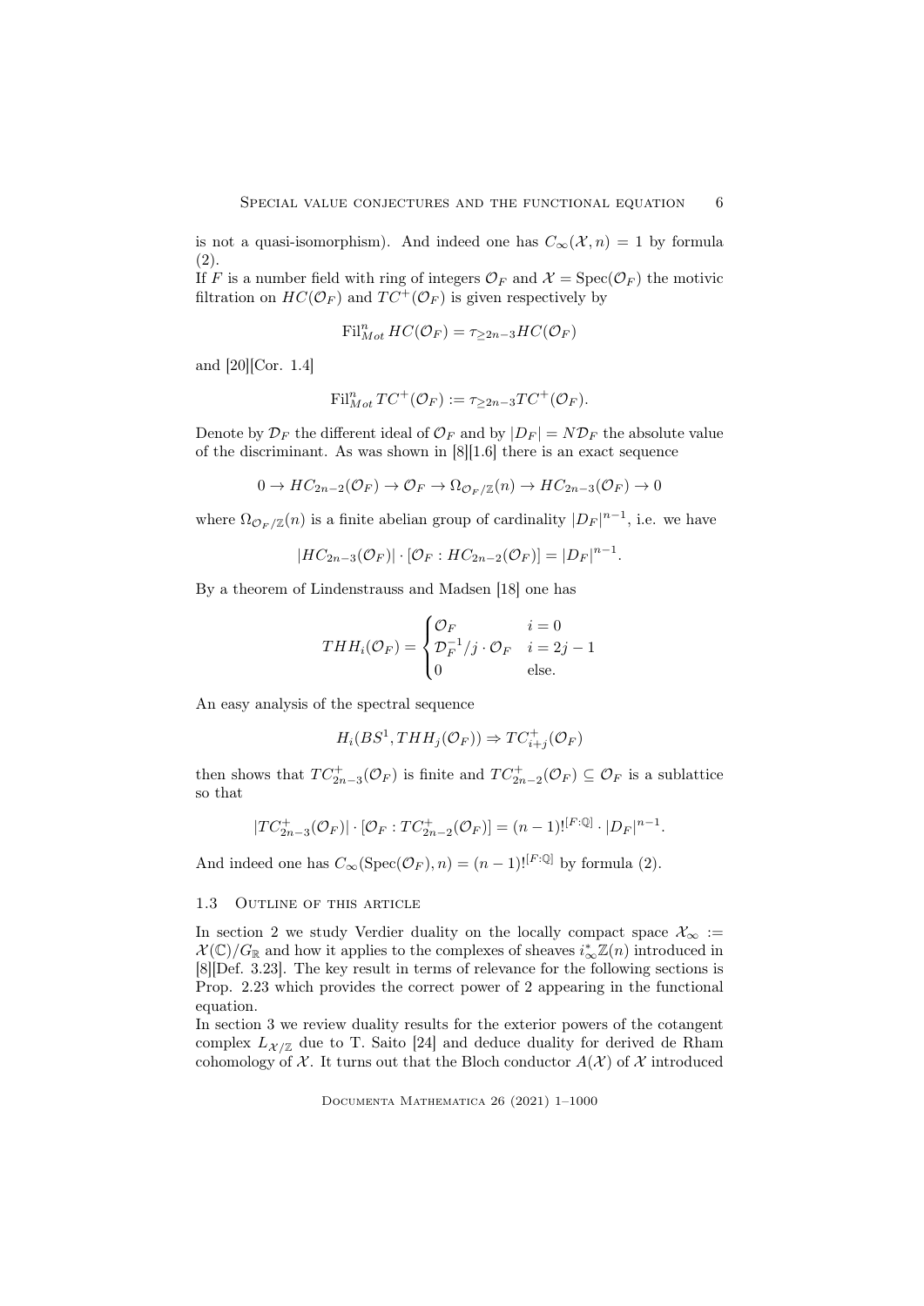is not a quasi-isomorphism). And indeed one has $C_\infty(\mathcal{X}, n) = 1$ by formula (2).
If $F$ is a number field with ring of integers $\mathcal{O}_F$ and $\mathcal{X} = \mathrm{Spec}(\mathcal{O}_F)$ the motivic filtration on $HC(\mathcal{O}_F)$ and $TC^+(\mathcal{O}_F)$ is given respectively by

$$\mathrm{Fil}^n_{Mot}\, HC(\mathcal{O}_F) = \tau_{\geq 2n-3} HC(\mathcal{O}_F)$$

and [20][Cor. 1.4]

$$\mathrm{Fil}^n_{Mot}\, TC^+(\mathcal{O}_F) := \tau_{\geq 2n-3} TC^+(\mathcal{O}_F).$$

Denote by $\mathcal{D}_F$ the different ideal of $\mathcal{O}_F$ and by $|D_F| = N\mathcal{D}_F$ the absolute value of the discriminant. As was shown in [8][1.6] there is an exact sequence

$$0 \to HC_{2n-2}(\mathcal{O}_F) \to \mathcal{O}_F \to \Omega_{\mathcal{O}_F/\mathbb{Z}}(n) \to HC_{2n-3}(\mathcal{O}_F) \to 0$$

where $\Omega_{\mathcal{O}_F/\mathbb{Z}}(n)$ is a finite abelian group of cardinality $|D_F|^{n-1}$, i.e. we have

$$|HC_{2n-3}(\mathcal{O}_F)| \cdot [\mathcal{O}_F : HC_{2n-2}(\mathcal{O}_F)] = |D_F|^{n-1}.$$

By a theorem of Lindenstrauss and Madsen [18] one has

$$THH_i(\mathcal{O}_F) = \begin{cases} \mathcal{O}_F & i = 0 \\ \mathcal{D}_F^{-1}/j \cdot \mathcal{O}_F & i = 2j-1 \\ 0 & \text{else.} \end{cases}$$

An easy analysis of the spectral sequence

$$H_i(BS^1, THH_j(\mathcal{O}_F)) \Rightarrow TC^+_{i+j}(\mathcal{O}_F)$$

then shows that $TC^+_{2n-3}(\mathcal{O}_F)$ is finite and $TC^+_{2n-2}(\mathcal{O}_F) \subseteq \mathcal{O}_F$ is a sublattice so that

$$|TC^+_{2n-3}(\mathcal{O}_F)| \cdot [\mathcal{O}_F : TC^+_{2n-2}(\mathcal{O}_F)] = (n-1)!^{[F:\mathbb{Q}]} \cdot |D_F|^{n-1}.$$

And indeed one has $C_\infty(\mathrm{Spec}(\mathcal{O}_F), n) = (n-1)!^{[F:\mathbb{Q}]}$ by formula (2).

### 1.3 Outline of this article

In section 2 we study Verdier duality on the locally compact space $\mathcal{X}_\infty := \mathcal{X}(\mathbb{C})/G_\mathbb{R}$ and how it applies to the complexes of sheaves $i_\infty^*\mathbb{Z}(n)$ introduced in [8][Def. 3.23]. The key result in terms of relevance for the following sections is Prop. 2.23 which provides the correct power of 2 appearing in the functional equation.
In section 3 we review duality results for the exterior powers of the cotangent complex $L_{\mathcal{X}/\mathbb{Z}}$ due to T. Saito [24] and deduce duality for derived de Rham cohomology of $\mathcal{X}$. It turns out that the Bloch conductor $A(\mathcal{X})$ of $\mathcal{X}$ introduced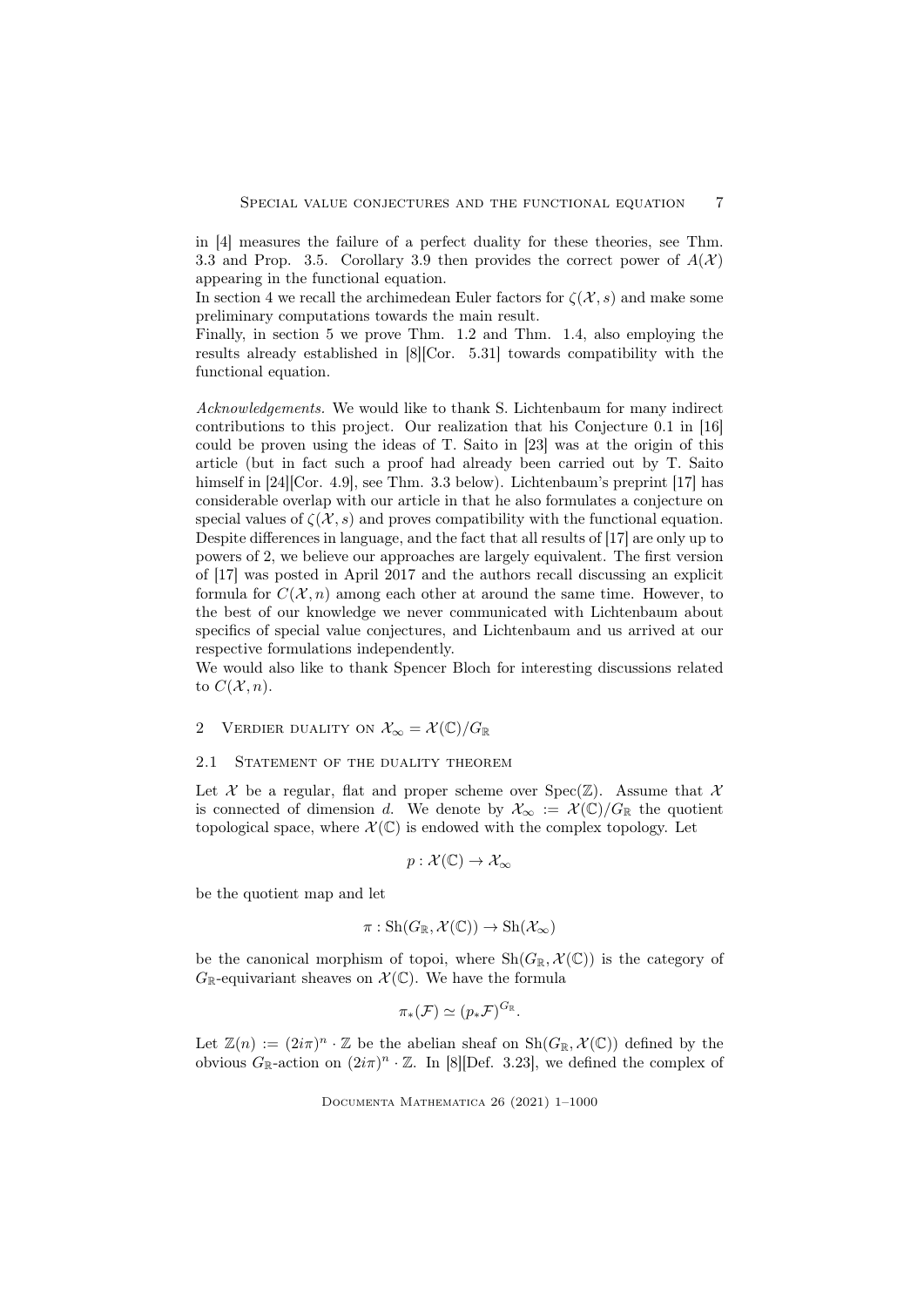in [4] measures the failure of a perfect duality for these theories, see Thm. 3.3 and Prop. 3.5. Corollary 3.9 then provides the correct power of $A(\mathcal{X})$ appearing in the functional equation.

In section 4 we recall the archimedean Euler factors for $\zeta(\mathcal{X}, s)$ and make some preliminary computations towards the main result.

Finally, in section 5 we prove Thm. 1.2 and Thm. 1.4, also employing the results already established in [8][Cor. 5.31] towards compatibility with the functional equation.

*Acknowledgements.* We would like to thank S. Lichtenbaum for many indirect contributions to this project. Our realization that his Conjecture 0.1 in [16] could be proven using the ideas of T. Saito in [23] was at the origin of this article (but in fact such a proof had already been carried out by T. Saito himself in [24][Cor. 4.9], see Thm. 3.3 below). Lichtenbaum's preprint [17] has considerable overlap with our article in that he also formulates a conjecture on special values of $\zeta(\mathcal{X}, s)$ and proves compatibility with the functional equation. Despite differences in language, and the fact that all results of [17] are only up to powers of 2, we believe our approaches are largely equivalent. The first version of [17] was posted in April 2017 and the authors recall discussing an explicit formula for $C(\mathcal{X}, n)$ among each other at around the same time. However, to the best of our knowledge we never communicated with Lichtenbaum about specifics of special value conjectures, and Lichtenbaum and us arrived at our respective formulations independently.

We would also like to thank Spencer Bloch for interesting discussions related to $C(\mathcal{X}, n)$.

## 2 Verdier duality on $\mathcal{X}_\infty = \mathcal{X}(\mathbb{C})/G_\mathbb{R}$

### 2.1 Statement of the duality theorem

Let $\mathcal{X}$ be a regular, flat and proper scheme over $\mathrm{Spec}(\mathbb{Z})$. Assume that $\mathcal{X}$ is connected of dimension $d$. We denote by $\mathcal{X}_\infty := \mathcal{X}(\mathbb{C})/G_\mathbb{R}$ the quotient topological space, where $\mathcal{X}(\mathbb{C})$ is endowed with the complex topology. Let

$$p : \mathcal{X}(\mathbb{C}) \to \mathcal{X}_\infty$$

be the quotient map and let

$$\pi : \mathrm{Sh}(G_\mathbb{R}, \mathcal{X}(\mathbb{C})) \to \mathrm{Sh}(\mathcal{X}_\infty)$$

be the canonical morphism of topoi, where $\mathrm{Sh}(G_\mathbb{R}, \mathcal{X}(\mathbb{C}))$ is the category of $G_\mathbb{R}$-equivariant sheaves on $\mathcal{X}(\mathbb{C})$. We have the formula

$$\pi_*(\mathcal{F}) \simeq (p_*\mathcal{F})^{G_\mathbb{R}}.$$

Let $\mathbb{Z}(n) := (2i\pi)^n \cdot \mathbb{Z}$ be the abelian sheaf on $\mathrm{Sh}(G_\mathbb{R}, \mathcal{X}(\mathbb{C}))$ defined by the obvious $G_\mathbb{R}$-action on $(2i\pi)^n \cdot \mathbb{Z}$. In [8][Def. 3.23], we defined the complex of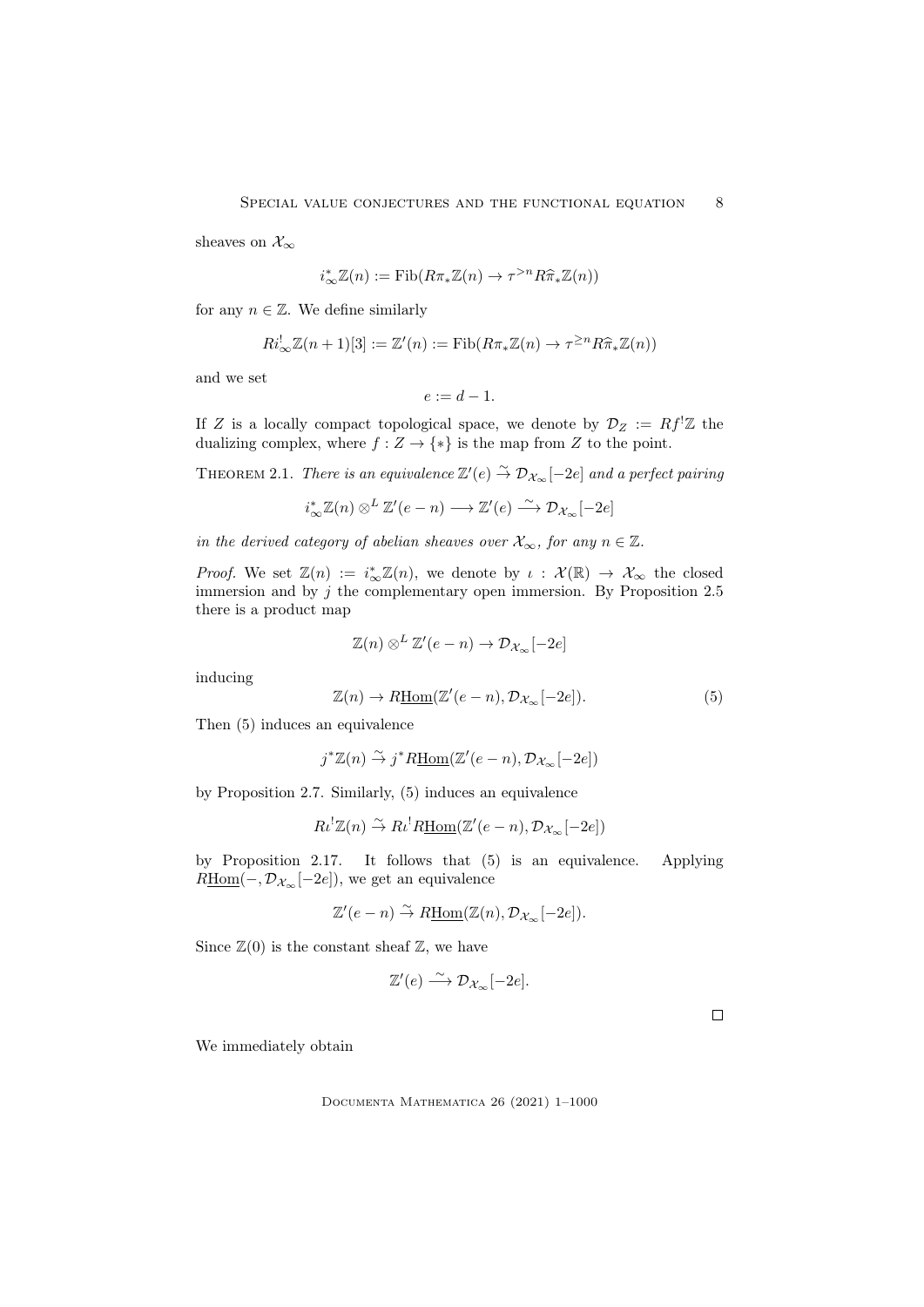sheaves on $\mathcal{X}_\infty$

$$i_\infty^*\mathbb{Z}(n) := \mathrm{Fib}(R\pi_*\mathbb{Z}(n) \to \tau^{>n}R\widehat{\pi}_*\mathbb{Z}(n))$$

for any $n \in \mathbb{Z}$. We define similarly

$$Ri_\infty^!\mathbb{Z}(n+1)[3] := \mathbb{Z}'(n) := \mathrm{Fib}(R\pi_*\mathbb{Z}(n) \to \tau^{\geq n}R\widehat{\pi}_*\mathbb{Z}(n))$$

and we set

$$e := d-1.$$

If $Z$ is a locally compact topological space, we denote by $\mathcal{D}_Z := Rf^!\mathbb{Z}$ the dualizing complex, where $f : Z \to \{*\}$ is the map from $Z$ to the point.

Theorem 2.1. *There is an equivalence $\mathbb{Z}'(e) \xrightarrow{\sim} \mathcal{D}_{\mathcal{X}_\infty}[-2e]$ and a perfect pairing*

$$i_\infty^*\mathbb{Z}(n) \otimes^L \mathbb{Z}'(e-n) \longrightarrow \mathbb{Z}'(e) \xrightarrow{\sim} \mathcal{D}_{\mathcal{X}_\infty}[-2e]$$

*in the derived category of abelian sheaves over $\mathcal{X}_\infty$, for any $n \in \mathbb{Z}$.*

*Proof.* We set $\mathbb{Z}(n) := i_\infty^*\mathbb{Z}(n)$, we denote by $\iota : \mathcal{X}(\mathbb{R}) \to \mathcal{X}_\infty$ the closed immersion and by $j$ the complementary open immersion. By Proposition 2.5 there is a product map

$$\mathbb{Z}(n) \otimes^L \mathbb{Z}'(e-n) \to \mathcal{D}_{\mathcal{X}_\infty}[-2e]$$

inducing

$$\mathbb{Z}(n) \to R\underline{\mathrm{Hom}}(\mathbb{Z}'(e-n), \mathcal{D}_{\mathcal{X}_\infty}[-2e]). \tag{5}$$

Then (5) induces an equivalence

$$j^*\mathbb{Z}(n) \xrightarrow{\sim} j^*R\underline{\mathrm{Hom}}(\mathbb{Z}'(e-n), \mathcal{D}_{\mathcal{X}_\infty}[-2e])$$

by Proposition 2.7. Similarly, (5) induces an equivalence

$$R\iota^!\mathbb{Z}(n) \xrightarrow{\sim} R\iota^!R\underline{\mathrm{Hom}}(\mathbb{Z}'(e-n), \mathcal{D}_{\mathcal{X}_\infty}[-2e])$$

by Proposition 2.17. It follows that (5) is an equivalence. Applying $R\underline{\mathrm{Hom}}(-, \mathcal{D}_{\mathcal{X}_\infty}[-2e])$, we get an equivalence

$$\mathbb{Z}'(e-n) \xrightarrow{\sim} R\underline{\mathrm{Hom}}(\mathbb{Z}(n), \mathcal{D}_{\mathcal{X}_\infty}[-2e]).$$

Since $\mathbb{Z}(0)$ is the constant sheaf $\mathbb{Z}$, we have

$$\mathbb{Z}'(e) \xrightarrow{\sim} \mathcal{D}_{\mathcal{X}_\infty}[-2e].$$

$\square$

We immediately obtain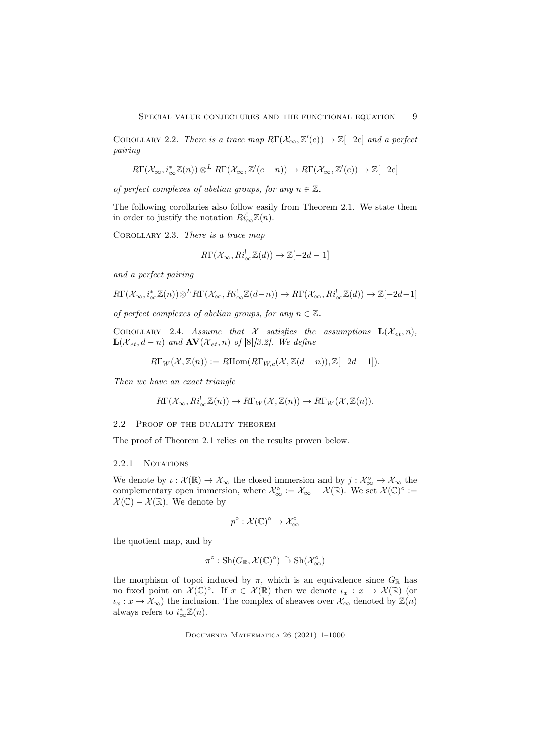Corollary 2.2. *There is a trace map $R\Gamma(\mathcal{X}_\infty, \mathbb{Z}'(e)) \to \mathbb{Z}[-2e]$ and a perfect pairing*

$$R\Gamma(\mathcal{X}_\infty, i_\infty^*\mathbb{Z}(n)) \otimes^L R\Gamma(\mathcal{X}_\infty, \mathbb{Z}'(e-n)) \to R\Gamma(\mathcal{X}_\infty, \mathbb{Z}'(e)) \to \mathbb{Z}[-2e]$$

*of perfect complexes of abelian groups, for any $n \in \mathbb{Z}$.*

The following corollaries also follow easily from Theorem 2.1. We state them in order to justify the notation $Ri_\infty^!\mathbb{Z}(n)$.

Corollary 2.3. *There is a trace map*

$$R\Gamma(\mathcal{X}_\infty, Ri_\infty^!\mathbb{Z}(d)) \to \mathbb{Z}[-2d-1]$$

*and a perfect pairing*

$$R\Gamma(\mathcal{X}_\infty, i_\infty^*\mathbb{Z}(n)) \otimes^L R\Gamma(\mathcal{X}_\infty, Ri_\infty^!\mathbb{Z}(d-n)) \to R\Gamma(\mathcal{X}_\infty, Ri_\infty^!\mathbb{Z}(d)) \to \mathbb{Z}[-2d-1]$$

*of perfect complexes of abelian groups, for any $n \in \mathbb{Z}$.*

Corollary 2.4. *Assume that $\mathcal{X}$ satisfies the assumptions $\mathbf{L}(\overline{\mathcal{X}}_{et}, n)$, $\mathbf{L}(\overline{\mathcal{X}}_{et}, d-n)$ and $\mathbf{AV}(\overline{\mathcal{X}}_{et}, n)$ of [8][3.2]. We define*

$$R\Gamma_W(\mathcal{X}, \mathbb{Z}(n)) := R\mathrm{Hom}(R\Gamma_{W,c}(\mathcal{X}, \mathbb{Z}(d-n)), \mathbb{Z}[-2d-1]).$$

*Then we have an exact triangle*

$$R\Gamma(\mathcal{X}_\infty, Ri_\infty^!\mathbb{Z}(n)) \to R\Gamma_W(\overline{\mathcal{X}}, \mathbb{Z}(n)) \to R\Gamma_W(\mathcal{X}, \mathbb{Z}(n)).$$

## 2.2 Proof of the duality theorem

The proof of Theorem 2.1 relies on the results proven below.

### 2.2.1 Notations

We denote by $\iota : \mathcal{X}(\mathbb{R}) \to \mathcal{X}_\infty$ the closed immersion and by $j : \mathcal{X}_\infty^\circ \to \mathcal{X}_\infty$ the complementary open immersion, where $\mathcal{X}_\infty^\circ := \mathcal{X}_\infty - \mathcal{X}(\mathbb{R})$. We set $\mathcal{X}(\mathbb{C})^\circ := \mathcal{X}(\mathbb{C}) - \mathcal{X}(\mathbb{R})$. We denote by

$$p^\circ : \mathcal{X}(\mathbb{C})^\circ \to \mathcal{X}_\infty^\circ$$

the quotient map, and by

$$\pi^\circ : \mathrm{Sh}(G_\mathbb{R}, \mathcal{X}(\mathbb{C})^\circ) \xrightarrow{\sim} \mathrm{Sh}(\mathcal{X}_\infty^\circ)$$

the morphism of topoi induced by $\pi$, which is an equivalence since $G_\mathbb{R}$ has no fixed point on $\mathcal{X}(\mathbb{C})^\circ$. If $x \in \mathcal{X}(\mathbb{R})$ then we denote $\iota_x : x \to \mathcal{X}(\mathbb{R})$ (or $\iota_x : x \to \mathcal{X}_\infty$) the inclusion. The complex of sheaves over $\mathcal{X}_\infty$ denoted by $\mathbb{Z}(n)$ always refers to $i_\infty^*\mathbb{Z}(n)$.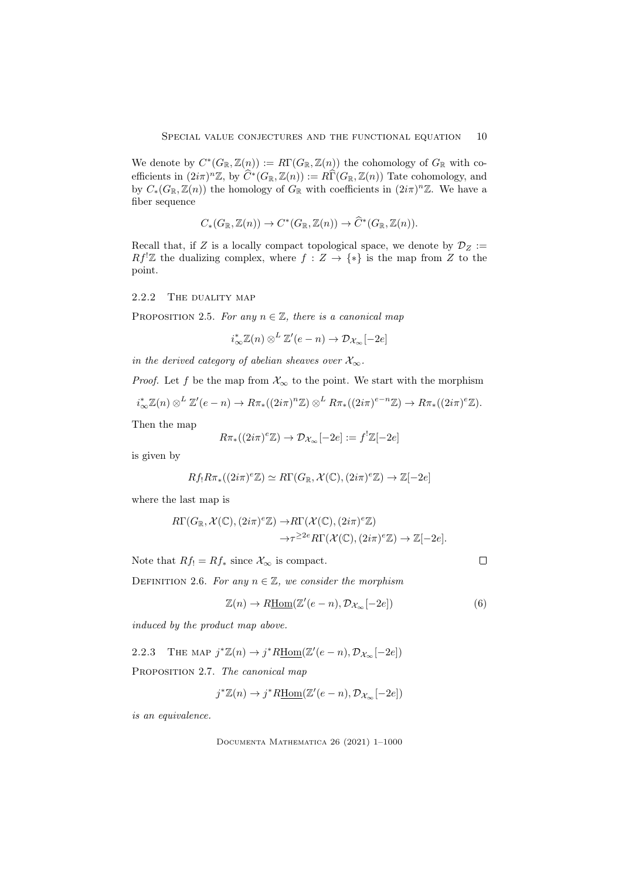We denote by $C^*(G_{\mathbb{R}}, \mathbb{Z}(n)) := R\Gamma(G_{\mathbb{R}}, \mathbb{Z}(n))$ the cohomology of $G_{\mathbb{R}}$ with coefficients in $(2i\pi)^n\mathbb{Z}$, by $\widehat{C}^*(G_{\mathbb{R}}, \mathbb{Z}(n)) := R\widehat{\Gamma}(G_{\mathbb{R}}, \mathbb{Z}(n))$ Tate cohomology, and by $C_*(G_{\mathbb{R}}, \mathbb{Z}(n))$ the homology of $G_{\mathbb{R}}$ with coefficients in $(2i\pi)^n\mathbb{Z}$. We have a fiber sequence

$$C_*(G_{\mathbb{R}}, \mathbb{Z}(n)) \to C^*(G_{\mathbb{R}}, \mathbb{Z}(n)) \to \widehat{C}^*(G_{\mathbb{R}}, \mathbb{Z}(n)).$$

Recall that, if $Z$ is a locally compact topological space, we denote by $\mathcal{D}_Z := Rf^!\mathbb{Z}$ the dualizing complex, where $f : Z \to \{*\}$ is the map from $Z$ to the point.

### 2.2.2 The duality map

Proposition 2.5. *For any $n \in \mathbb{Z}$, there is a canonical map*

$$i_\infty^*\mathbb{Z}(n) \otimes^L \mathbb{Z}'(e-n) \to \mathcal{D}_{\mathcal{X}_\infty}[-2e]$$

*in the derived category of abelian sheaves over $\mathcal{X}_\infty$.*

*Proof.* Let $f$ be the map from $\mathcal{X}_\infty$ to the point. We start with the morphism

$$i_\infty^*\mathbb{Z}(n) \otimes^L \mathbb{Z}'(e-n) \to R\pi_*((2i\pi)^n\mathbb{Z}) \otimes^L R\pi_*((2i\pi)^{e-n}\mathbb{Z}) \to R\pi_*((2i\pi)^e\mathbb{Z}).$$

Then the map

$$R\pi_*((2i\pi)^e\mathbb{Z}) \to \mathcal{D}_{\mathcal{X}_\infty}[-2e] := f^!\mathbb{Z}[-2e]$$

is given by

$$Rf_!R\pi_*((2i\pi)^e\mathbb{Z}) \simeq R\Gamma(G_{\mathbb{R}}, \mathcal{X}(\mathbb{C}), (2i\pi)^e\mathbb{Z}) \to \mathbb{Z}[-2e]$$

where the last map is

$$\begin{aligned} R\Gamma(G_{\mathbb{R}}, \mathcal{X}(\mathbb{C}), (2i\pi)^e\mathbb{Z}) \to & R\Gamma(\mathcal{X}(\mathbb{C}), (2i\pi)^e\mathbb{Z}) \\ \to & \tau^{\geq 2e}R\Gamma(\mathcal{X}(\mathbb{C}), (2i\pi)^e\mathbb{Z}) \to \mathbb{Z}[-2e]. \end{aligned}$$

Note that $Rf_! = Rf_*$ since $\mathcal{X}_\infty$ is compact. □

Definition 2.6. *For any $n \in \mathbb{Z}$, we consider the morphism*

$$\mathbb{Z}(n) \to R\underline{\mathrm{Hom}}(\mathbb{Z}'(e-n), \mathcal{D}_{\mathcal{X}_\infty}[-2e]) \tag{6}$$

*induced by the product map above.*

### 2.2.3 The map $j^*\mathbb{Z}(n) \to j^*R\underline{\mathrm{Hom}}(\mathbb{Z}'(e-n), \mathcal{D}_{\mathcal{X}_\infty}[-2e])$

Proposition 2.7. *The canonical map*

$$j^*\mathbb{Z}(n) \to j^*R\underline{\mathrm{Hom}}(\mathbb{Z}'(e-n), \mathcal{D}_{\mathcal{X}_\infty}[-2e])$$

*is an equivalence.*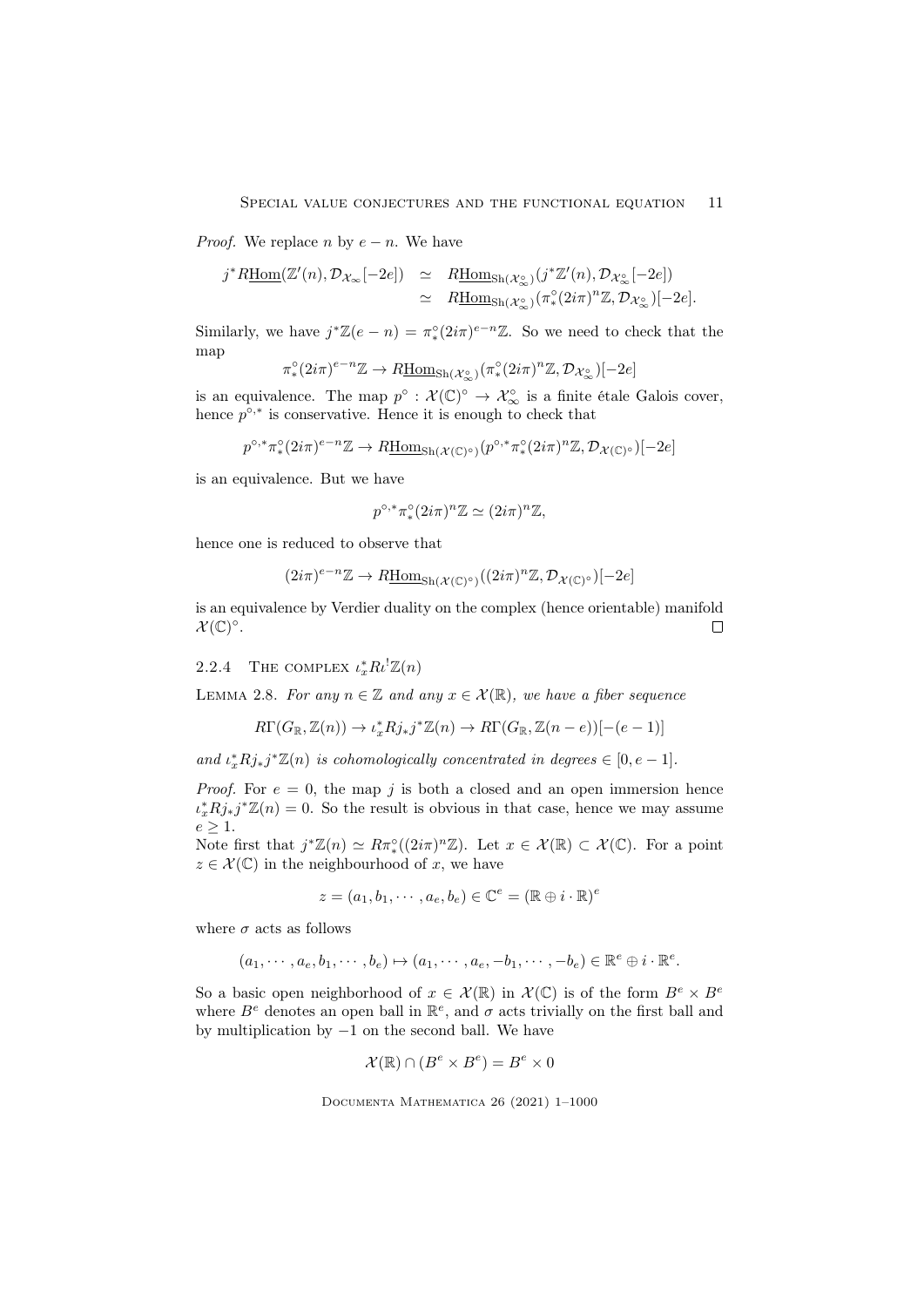*Proof.* We replace $n$ by $e-n$. We have

$$\begin{aligned} j^* R\underline{\mathrm{Hom}}(\mathbb{Z}'(n), \mathcal{D}_{\mathcal{X}_\infty}[-2e]) &\simeq R\underline{\mathrm{Hom}}_{\mathrm{Sh}(\mathcal{X}_\infty^\circ)}(j^*\mathbb{Z}'(n), \mathcal{D}_{\mathcal{X}_\infty^\circ}[-2e]) \\ &\simeq R\underline{\mathrm{Hom}}_{\mathrm{Sh}(\mathcal{X}_\infty^\circ)}(\pi_*^\circ (2i\pi)^n \mathbb{Z}, \mathcal{D}_{\mathcal{X}_\infty^\circ})[-2e]. \end{aligned}$$

Similarly, we have $j^*\mathbb{Z}(e-n) = \pi_*^\circ (2i\pi)^{e-n}\mathbb{Z}$. So we need to check that the map

$$\pi_*^\circ (2i\pi)^{e-n}\mathbb{Z} \to R\underline{\mathrm{Hom}}_{\mathrm{Sh}(\mathcal{X}_\infty^\circ)}(\pi_*^\circ (2i\pi)^n \mathbb{Z}, \mathcal{D}_{\mathcal{X}_\infty^\circ})[-2e]$$

is an equivalence. The map $p^\circ : \mathcal{X}(\mathbb{C})^\circ \to \mathcal{X}_\infty^\circ$ is a finite étale Galois cover, hence $p^{\circ,*}$ is conservative. Hence it is enough to check that

$$p^{\circ,*}\pi_*^\circ (2i\pi)^{e-n}\mathbb{Z} \to R\underline{\mathrm{Hom}}_{\mathrm{Sh}(\mathcal{X}(\mathbb{C})^\circ)}(p^{\circ,*}\pi_*^\circ (2i\pi)^n \mathbb{Z}, \mathcal{D}_{\mathcal{X}(\mathbb{C})^\circ})[-2e]$$

is an equivalence. But we have

$$p^{\circ,*}\pi_*^\circ (2i\pi)^n \mathbb{Z} \simeq (2i\pi)^n\mathbb{Z},$$

hence one is reduced to observe that

$$(2i\pi)^{e-n}\mathbb{Z} \to R\underline{\mathrm{Hom}}_{\mathrm{Sh}(\mathcal{X}(\mathbb{C})^\circ)}((2i\pi)^n \mathbb{Z}, \mathcal{D}_{\mathcal{X}(\mathbb{C})^\circ})[-2e]$$

is an equivalence by Verdier duality on the complex (hence orientable) manifold $\mathcal{X}(\mathbb{C})^\circ$. $\square$

### 2.2.4 The complex $\iota_x^* R\iota^! \mathbb{Z}(n)$

**Lemma 2.8.** *For any $n \in \mathbb{Z}$ and any $x \in \mathcal{X}(\mathbb{R})$, we have a fiber sequence*

$$R\Gamma(G_\mathbb{R}, \mathbb{Z}(n)) \to \iota_x^* Rj_*j^*\mathbb{Z}(n) \to R\Gamma(G_\mathbb{R}, \mathbb{Z}(n-e))[-(e-1)]$$

*and $\iota_x^* Rj_*j^*\mathbb{Z}(n)$ is cohomologically concentrated in degrees $\in [0, e-1]$.*

*Proof.* For $e=0$, the map $j$ is both a closed and an open immersion hence $\iota_x^* Rj_*j^*\mathbb{Z}(n) = 0$. So the result is obvious in that case, hence we may assume $e \geq 1$.

Note first that $j^*\mathbb{Z}(n) \simeq R\pi_*^\circ((2i\pi)^n\mathbb{Z})$. Let $x \in \mathcal{X}(\mathbb{R}) \subset \mathcal{X}(\mathbb{C})$. For a point $z \in \mathcal{X}(\mathbb{C})$ in the neighbourhood of $x$, we have

$$z = (a_1, b_1, \cdots, a_e, b_e) \in \mathbb{C}^e = (\mathbb{R} \oplus i \cdot \mathbb{R})^e$$

where $\sigma$ acts as follows

$$(a_1, \cdots, a_e, b_1, \cdots, b_e) \mapsto (a_1, \cdots, a_e, -b_1, \cdots, -b_e) \in \mathbb{R}^e \oplus i \cdot \mathbb{R}^e.$$

So a basic open neighborhood of $x \in \mathcal{X}(\mathbb{R})$ in $\mathcal{X}(\mathbb{C})$ is of the form $B^e \times B^e$ where $B^e$ denotes an open ball in $\mathbb{R}^e$, and $\sigma$ acts trivially on the first ball and by multiplication by $-1$ on the second ball. We have

$$\mathcal{X}(\mathbb{R}) \cap (B^e \times B^e) = B^e \times 0$$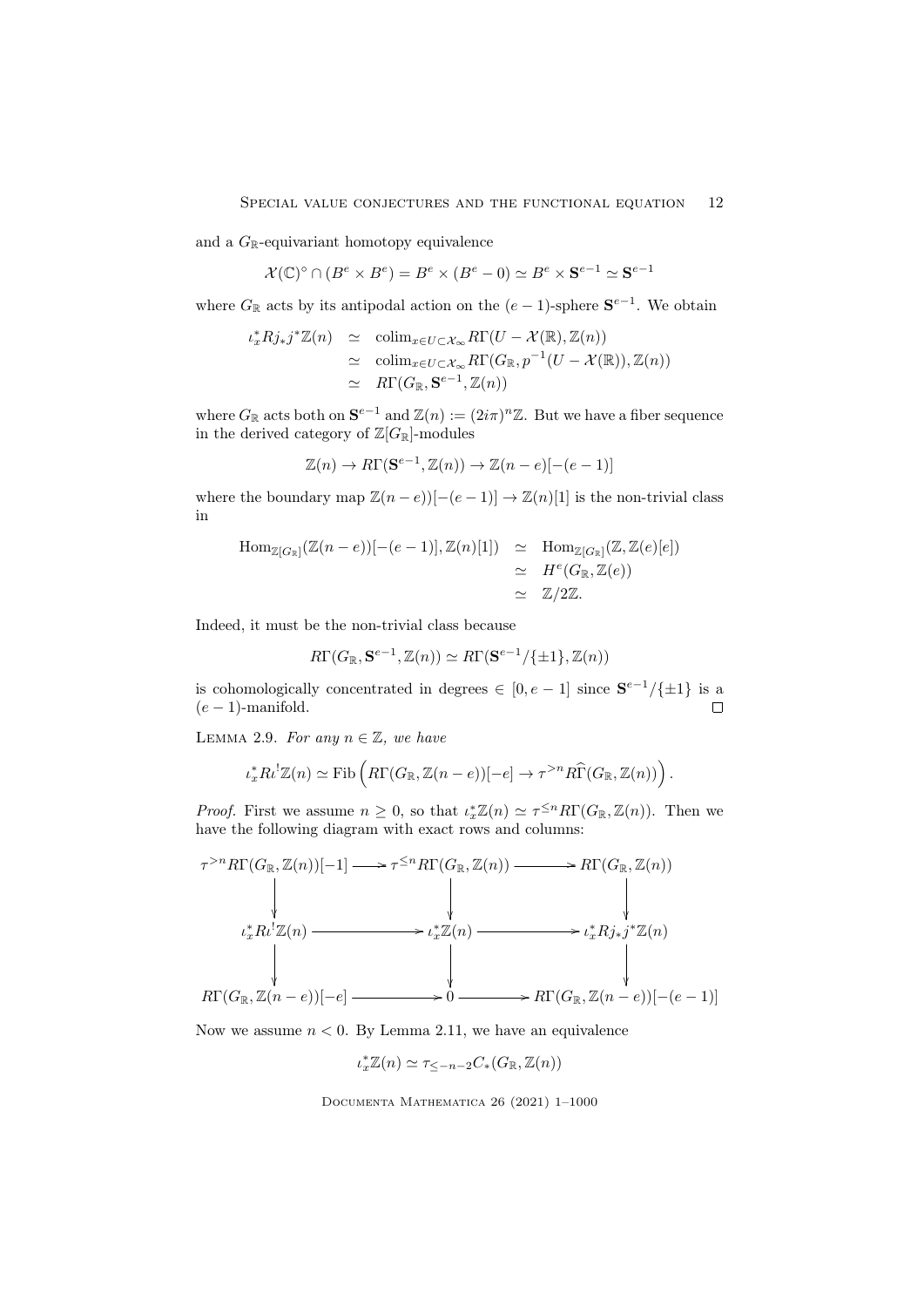and a $G_{\mathbb{R}}$-equivariant homotopy equivalence

$$\mathcal{X}(\mathbb{C})^\circ \cap (B^e \times B^e) = B^e \times (B^e - 0) \simeq B^e \times \mathbf{S}^{e-1} \simeq \mathbf{S}^{e-1}$$

where $G_{\mathbb{R}}$ acts by its antipodal action on the $(e-1)$-sphere $\mathbf{S}^{e-1}$. We obtain

$$\begin{aligned}
\iota_x^* Rj_* j^* \mathbb{Z}(n) &\simeq \operatorname{colim}_{x \in U \subset \mathcal{X}_\infty} R\Gamma(U - \mathcal{X}(\mathbb{R}), \mathbb{Z}(n)) \\
&\simeq \operatorname{colim}_{x \in U \subset \mathcal{X}_\infty} R\Gamma(G_{\mathbb{R}}, p^{-1}(U - \mathcal{X}(\mathbb{R})), \mathbb{Z}(n)) \\
&\simeq R\Gamma(G_{\mathbb{R}}, \mathbf{S}^{e-1}, \mathbb{Z}(n))
\end{aligned}$$

where $G_{\mathbb{R}}$ acts both on $\mathbf{S}^{e-1}$ and $\mathbb{Z}(n) := (2i\pi)^n \mathbb{Z}$. But we have a fiber sequence in the derived category of $\mathbb{Z}[G_{\mathbb{R}}]$-modules

$$\mathbb{Z}(n) \to R\Gamma(\mathbf{S}^{e-1}, \mathbb{Z}(n)) \to \mathbb{Z}(n-e)[-(e-1)]$$

where the boundary map $\mathbb{Z}(n-e))[-(e-1)] \to \mathbb{Z}(n)[1]$ is the non-trivial class in

$$\begin{aligned}
\operatorname{Hom}_{\mathbb{Z}[G_{\mathbb{R}}]}(\mathbb{Z}(n-e))[-(e-1)], \mathbb{Z}(n)[1]) &\simeq \operatorname{Hom}_{\mathbb{Z}[G_{\mathbb{R}}]}(\mathbb{Z}, \mathbb{Z}(e)[e]) \\
&\simeq H^e(G_{\mathbb{R}}, \mathbb{Z}(e)) \\
&\simeq \mathbb{Z}/2\mathbb{Z}.
\end{aligned}$$

Indeed, it must be the non-trivial class because

$$R\Gamma(G_{\mathbb{R}}, \mathbf{S}^{e-1}, \mathbb{Z}(n)) \simeq R\Gamma(\mathbf{S}^{e-1}/\{\pm 1\}, \mathbb{Z}(n))$$

is cohomologically concentrated in degrees $\in [0, e-1]$ since $\mathbf{S}^{e-1}/\{\pm 1\}$ is a $(e-1)$-manifold. $\square$

Lemma 2.9. *For any $n \in \mathbb{Z}$, we have*

$$\iota_x^* R\iota^! \mathbb{Z}(n) \simeq \operatorname{Fib}\left( R\Gamma(G_{\mathbb{R}}, \mathbb{Z}(n-e))[-e] \to \tau^{>n} R\widehat{\Gamma}(G_{\mathbb{R}}, \mathbb{Z}(n)) \right).$$

*Proof.* First we assume $n \geq 0$, so that $\iota_x^* \mathbb{Z}(n) \simeq \tau^{\leq n} R\Gamma(G_{\mathbb{R}}, \mathbb{Z}(n))$. Then we have the following diagram with exact rows and columns:

$$\begin{array}{ccccc}
\tau^{>n} R\Gamma(G_{\mathbb{R}}, \mathbb{Z}(n))[-1] & \longrightarrow & \tau^{\leq n} R\Gamma(G_{\mathbb{R}}, \mathbb{Z}(n)) & \longrightarrow & R\Gamma(G_{\mathbb{R}}, \mathbb{Z}(n)) \\
\downarrow & & \downarrow & & \downarrow \\
\iota_x^* R\iota^! \mathbb{Z}(n) & \longrightarrow & \iota_x^* \mathbb{Z}(n) & \longrightarrow & \iota_x^* Rj_* j^* \mathbb{Z}(n) \\
\downarrow & & \downarrow & & \downarrow \\
R\Gamma(G_{\mathbb{R}}, \mathbb{Z}(n-e))[-e] & \longrightarrow & 0 & \longrightarrow & R\Gamma(G_{\mathbb{R}}, \mathbb{Z}(n-e))[-(e-1)]
\end{array}$$

Now we assume $n < 0$. By Lemma 2.11, we have an equivalence

$$\iota_x^* \mathbb{Z}(n) \simeq \tau_{\leq -n-2} C_*(G_{\mathbb{R}}, \mathbb{Z}(n))$$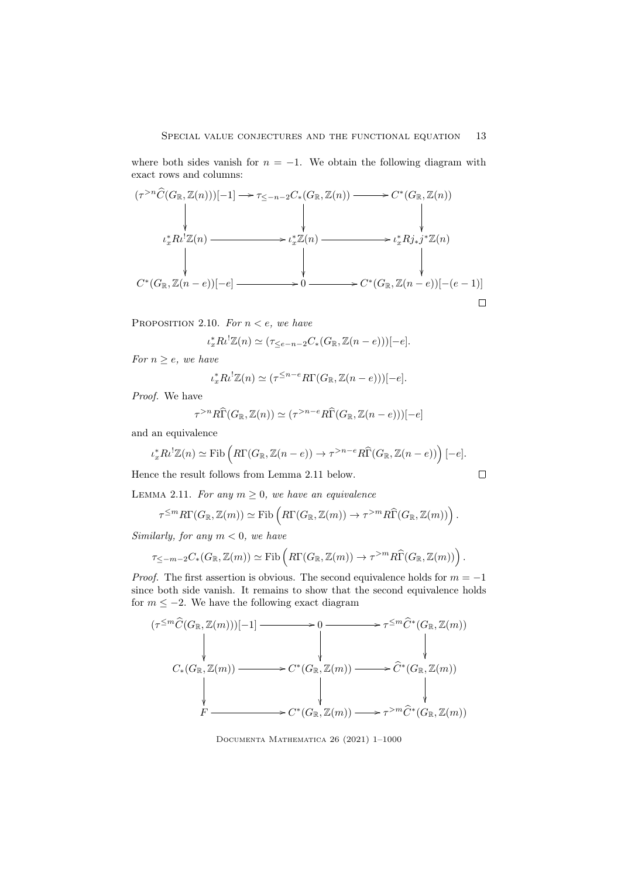where both sides vanish for $n = -1$. We obtain the following diagram with exact rows and columns:

$$\begin{array}{ccccc}
(\tau^{>n}\widehat{C}(G_{\mathbb{R}}, \mathbb{Z}(n)))[-1] & \longrightarrow & \tau_{\leq -n-2}C_*(G_{\mathbb{R}}, \mathbb{Z}(n)) & \longrightarrow & C^*(G_{\mathbb{R}}, \mathbb{Z}(n)) \\
\downarrow & & \downarrow & & \downarrow \\
\iota_x^* R\iota^! \mathbb{Z}(n) & \longrightarrow & \iota_x^* \mathbb{Z}(n) & \longrightarrow & \iota_x^* Rj_* j^* \mathbb{Z}(n) \\
\downarrow & & \downarrow & & \downarrow \\
C^*(G_{\mathbb{R}}, \mathbb{Z}(n-e))[-e] & \longrightarrow & 0 & \longrightarrow & C^*(G_{\mathbb{R}}, \mathbb{Z}(n-e))[-(e-1)]
\end{array}$$

$\square$

Proposition 2.10. *For $n < e$, we have*

$$\iota_x^* R\iota^! \mathbb{Z}(n) \simeq (\tau_{\leq e-n-2}C_*(G_{\mathbb{R}}, \mathbb{Z}(n-e)))[-e].$$

*For $n \geq e$, we have*

$$\iota_x^* R\iota^! \mathbb{Z}(n) \simeq (\tau^{\leq n-e}R\Gamma(G_{\mathbb{R}}, \mathbb{Z}(n-e)))[-e].$$

*Proof.* We have

$$\tau^{>n}R\widehat{\Gamma}(G_{\mathbb{R}}, \mathbb{Z}(n)) \simeq (\tau^{>n-e}R\widehat{\Gamma}(G_{\mathbb{R}}, \mathbb{Z}(n-e)))[-e]$$

and an equivalence

$$\iota_x^* R\iota^! \mathbb{Z}(n) \simeq \mathrm{Fib}\left(R\Gamma(G_{\mathbb{R}}, \mathbb{Z}(n-e)) \to \tau^{>n-e}R\widehat{\Gamma}(G_{\mathbb{R}}, \mathbb{Z}(n-e))\right)[-e].$$

Hence the result follows from Lemma 2.11 below. $\square$

Lemma 2.11. *For any $m \geq 0$, we have an equivalence*

$$\tau^{\leq m}R\Gamma(G_{\mathbb{R}}, \mathbb{Z}(m)) \simeq \mathrm{Fib}\left(R\Gamma(G_{\mathbb{R}}, \mathbb{Z}(m)) \to \tau^{>m}R\widehat{\Gamma}(G_{\mathbb{R}}, \mathbb{Z}(m))\right).$$

*Similarly, for any $m < 0$, we have*

$$\tau_{\leq -m-2}C_*(G_{\mathbb{R}}, \mathbb{Z}(m)) \simeq \mathrm{Fib}\left(R\Gamma(G_{\mathbb{R}}, \mathbb{Z}(m)) \to \tau^{>m}R\widehat{\Gamma}(G_{\mathbb{R}}, \mathbb{Z}(m))\right).$$

*Proof.* The first assertion is obvious. The second equivalence holds for $m = -1$ since both side vanish. It remains to show that the second equivalence holds for $m \leq -2$. We have the following exact diagram

$$\begin{array}{ccccc}
(\tau^{\leq m}\widehat{C}(G_{\mathbb{R}}, \mathbb{Z}(m)))[-1] & \longrightarrow & 0 & \longrightarrow & \tau^{\leq m}\widehat{C}^*(G_{\mathbb{R}}, \mathbb{Z}(m)) \\
\downarrow & & \downarrow & & \downarrow \\
C_*(G_{\mathbb{R}}, \mathbb{Z}(m)) & \longrightarrow & C^*(G_{\mathbb{R}}, \mathbb{Z}(m)) & \longrightarrow & \widehat{C}^*(G_{\mathbb{R}}, \mathbb{Z}(m)) \\
\downarrow & & \downarrow & & \downarrow \\
F & \longrightarrow & C^*(G_{\mathbb{R}}, \mathbb{Z}(m)) & \longrightarrow & \tau^{>m}\widehat{C}^*(G_{\mathbb{R}}, \mathbb{Z}(m))
\end{array}$$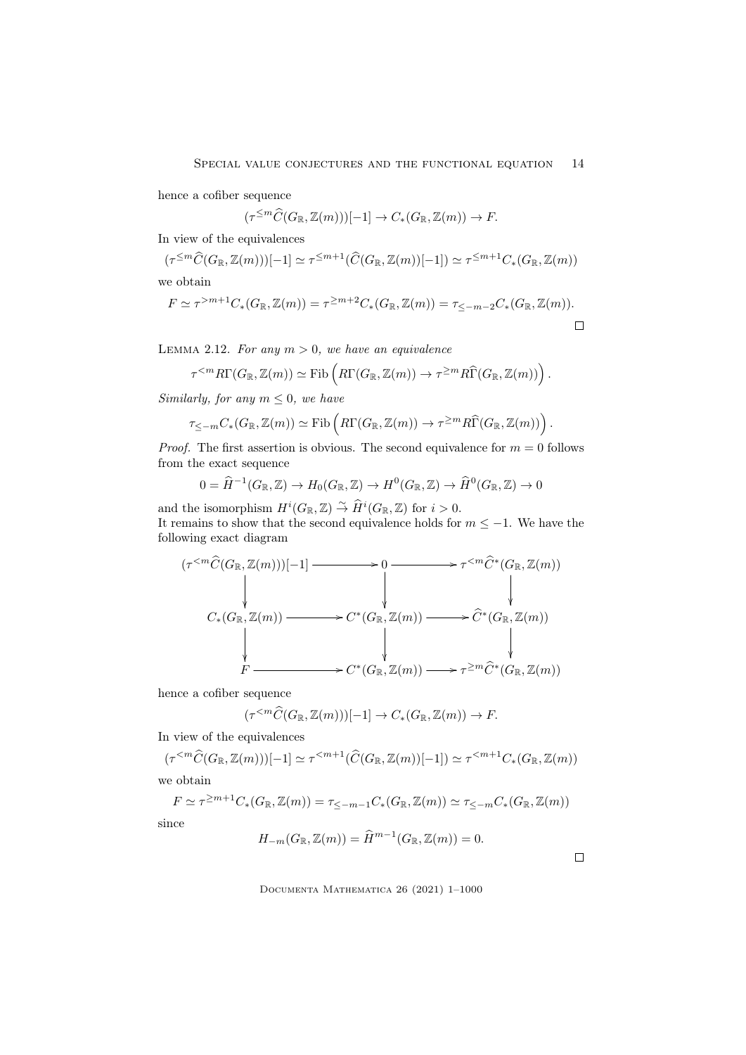hence a cofiber sequence

$$(\tau^{\leq m}\widehat{C}(G_{\mathbb{R}},\mathbb{Z}(m)))[-1]\to C_*(G_{\mathbb{R}},\mathbb{Z}(m))\to F.$$

In view of the equivalences

$$(\tau^{\leq m}\widehat{C}(G_{\mathbb{R}},\mathbb{Z}(m)))[-1]\simeq \tau^{\leq m+1}(\widehat{C}(G_{\mathbb{R}},\mathbb{Z}(m))[-1])\simeq \tau^{\leq m+1}C_*(G_{\mathbb{R}},\mathbb{Z}(m))$$

we obtain

$$F\simeq \tau^{>m+1}C_*(G_{\mathbb{R}},\mathbb{Z}(m))=\tau^{\geq m+2}C_*(G_{\mathbb{R}},\mathbb{Z}(m))=\tau_{\leq -m-2}C_*(G_{\mathbb{R}},\mathbb{Z}(m)).$$

□

Lemma 2.12. *For any $m>0$, we have an equivalence*

$$\tau^{<m}R\Gamma(G_{\mathbb{R}},\mathbb{Z}(m))\simeq \mathrm{Fib}\left(R\Gamma(G_{\mathbb{R}},\mathbb{Z}(m))\to \tau^{\geq m}R\widehat{\Gamma}(G_{\mathbb{R}},\mathbb{Z}(m))\right).$$

*Similarly, for any $m\leq 0$, we have*

$$\tau_{\leq -m}C_*(G_{\mathbb{R}},\mathbb{Z}(m))\simeq \mathrm{Fib}\left(R\Gamma(G_{\mathbb{R}},\mathbb{Z}(m))\to \tau^{\geq m}R\widehat{\Gamma}(G_{\mathbb{R}},\mathbb{Z}(m))\right).$$

*Proof.* The first assertion is obvious. The second equivalence for $m=0$ follows from the exact sequence

$$0=\widehat{H}^{-1}(G_{\mathbb{R}},\mathbb{Z})\to H_0(G_{\mathbb{R}},\mathbb{Z})\to H^0(G_{\mathbb{R}},\mathbb{Z})\to \widehat{H}^0(G_{\mathbb{R}},\mathbb{Z})\to 0$$

and the isomorphism $H^i(G_{\mathbb{R}},\mathbb{Z})\xrightarrow{\sim}\widehat{H}^i(G_{\mathbb{R}},\mathbb{Z})$ for $i>0$.
It remains to show that the second equivalence holds for $m\leq -1$. We have the following exact diagram

$$\begin{array}{ccccc}
(\tau^{<m}\widehat{C}(G_{\mathbb{R}},\mathbb{Z}(m)))[-1] & \longrightarrow & 0 & \longrightarrow & \tau^{<m}\widehat{C}^*(G_{\mathbb{R}},\mathbb{Z}(m)) \\
\downarrow & & \downarrow & & \downarrow \\
C_*(G_{\mathbb{R}},\mathbb{Z}(m)) & \longrightarrow & C^*(G_{\mathbb{R}},\mathbb{Z}(m)) & \longrightarrow & \widehat{C}^*(G_{\mathbb{R}},\mathbb{Z}(m)) \\
\downarrow & & \downarrow & & \downarrow \\
F & \longrightarrow & C^*(G_{\mathbb{R}},\mathbb{Z}(m)) & \longrightarrow & \tau^{\geq m}\widehat{C}^*(G_{\mathbb{R}},\mathbb{Z}(m))
\end{array}$$

hence a cofiber sequence

$$(\tau^{<m}\widehat{C}(G_{\mathbb{R}},\mathbb{Z}(m)))[-1]\to C_*(G_{\mathbb{R}},\mathbb{Z}(m))\to F.$$

In view of the equivalences

$$(\tau^{<m}\widehat{C}(G_{\mathbb{R}},\mathbb{Z}(m)))[-1]\simeq \tau^{<m+1}(\widehat{C}(G_{\mathbb{R}},\mathbb{Z}(m))[-1])\simeq \tau^{<m+1}C_*(G_{\mathbb{R}},\mathbb{Z}(m))$$

we obtain

$$F\simeq \tau^{\geq m+1}C_*(G_{\mathbb{R}},\mathbb{Z}(m))=\tau_{\leq -m-1}C_*(G_{\mathbb{R}},\mathbb{Z}(m))\simeq \tau_{\leq -m}C_*(G_{\mathbb{R}},\mathbb{Z}(m))$$

since

$$H_{-m}(G_{\mathbb{R}},\mathbb{Z}(m))=\widehat{H}^{m-1}(G_{\mathbb{R}},\mathbb{Z}(m))=0.$$

□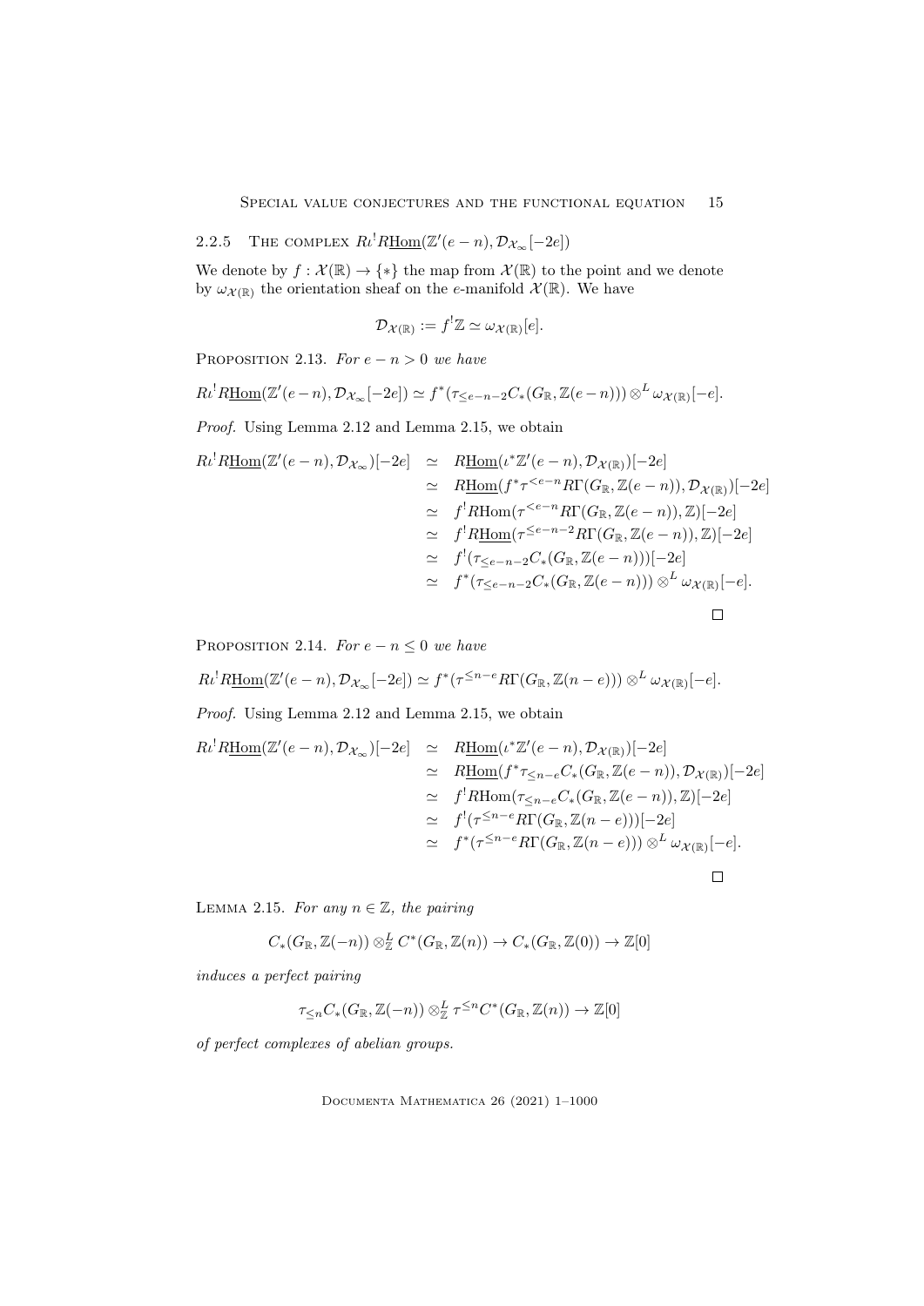### 2.2.5 The complex $R\iota^! R\underline{\mathrm{Hom}}(\mathbb{Z}'(e-n), \mathcal{D}_{\mathcal{X}_\infty}[-2e])$

We denote by $f : \mathcal{X}(\mathbb{R}) \to \{*\}$ the map from $\mathcal{X}(\mathbb{R})$ to the point and we denote by $\omega_{\mathcal{X}(\mathbb{R})}$ the orientation sheaf on the $e$-manifold $\mathcal{X}(\mathbb{R})$. We have

$$\mathcal{D}_{\mathcal{X}(\mathbb{R})} := f^!\mathbb{Z} \simeq \omega_{\mathcal{X}(\mathbb{R})}[e].$$

Proposition 2.13. *For $e - n > 0$ we have*

$$R\iota^! R\underline{\mathrm{Hom}}(\mathbb{Z}'(e-n), \mathcal{D}_{\mathcal{X}_\infty}[-2e]) \simeq f^*(\tau_{\leq e-n-2} C_*(G_\mathbb{R}, \mathbb{Z}(e-n))) \otimes^L \omega_{\mathcal{X}(\mathbb{R})}[-e].$$

*Proof.* Using Lemma 2.12 and Lemma 2.15, we obtain

$$\begin{aligned}
R\iota^! R\underline{\mathrm{Hom}}(\mathbb{Z}'(e-n), \mathcal{D}_{\mathcal{X}_\infty})[-2e] &\simeq R\underline{\mathrm{Hom}}(\iota^*\mathbb{Z}'(e-n), \mathcal{D}_{\mathcal{X}(\mathbb{R})})[-2e] \\
&\simeq R\underline{\mathrm{Hom}}(f^*\tau^{<e-n} R\Gamma(G_\mathbb{R}, \mathbb{Z}(e-n)), \mathcal{D}_{\mathcal{X}(\mathbb{R})})[-2e] \\
&\simeq f^! R\mathrm{Hom}(\tau^{<e-n} R\Gamma(G_\mathbb{R}, \mathbb{Z}(e-n)), \mathbb{Z})[-2e] \\
&\simeq f^! R\underline{\mathrm{Hom}}(\tau^{\leq e-n-2} R\Gamma(G_\mathbb{R}, \mathbb{Z}(e-n)), \mathbb{Z})[-2e] \\
&\simeq f^!(\tau_{\leq e-n-2} C_*(G_\mathbb{R}, \mathbb{Z}(e-n)))[-2e] \\
&\simeq f^*(\tau_{\leq e-n-2} C_*(G_\mathbb{R}, \mathbb{Z}(e-n))) \otimes^L \omega_{\mathcal{X}(\mathbb{R})}[-e].
\end{aligned}$$

$\square$

Proposition 2.14. *For $e - n \leq 0$ we have*

$$R\iota^! R\underline{\mathrm{Hom}}(\mathbb{Z}'(e-n), \mathcal{D}_{\mathcal{X}_\infty}[-2e]) \simeq f^*(\tau^{\leq n-e} R\Gamma(G_\mathbb{R}, \mathbb{Z}(n-e))) \otimes^L \omega_{\mathcal{X}(\mathbb{R})}[-e].$$

*Proof.* Using Lemma 2.12 and Lemma 2.15, we obtain

$$\begin{aligned}
R\iota^! R\underline{\mathrm{Hom}}(\mathbb{Z}'(e-n), \mathcal{D}_{\mathcal{X}_\infty})[-2e] &\simeq R\underline{\mathrm{Hom}}(\iota^*\mathbb{Z}'(e-n), \mathcal{D}_{\mathcal{X}(\mathbb{R})})[-2e] \\
&\simeq R\underline{\mathrm{Hom}}(f^*\tau_{\leq n-e} C_*(G_\mathbb{R}, \mathbb{Z}(e-n)), \mathcal{D}_{\mathcal{X}(\mathbb{R})})[-2e] \\
&\simeq f^! R\mathrm{Hom}(\tau_{\leq n-e} C_*(G_\mathbb{R}, \mathbb{Z}(e-n)), \mathbb{Z})[-2e] \\
&\simeq f^!(\tau^{\leq n-e} R\Gamma(G_\mathbb{R}, \mathbb{Z}(n-e)))[-2e] \\
&\simeq f^*(\tau^{\leq n-e} R\Gamma(G_\mathbb{R}, \mathbb{Z}(n-e))) \otimes^L \omega_{\mathcal{X}(\mathbb{R})}[-e].
\end{aligned}$$

$\square$

Lemma 2.15. *For any $n \in \mathbb{Z}$, the pairing*

$$C_*(G_\mathbb{R}, \mathbb{Z}(-n)) \otimes^L_\mathbb{Z} C^*(G_\mathbb{R}, \mathbb{Z}(n)) \to C_*(G_\mathbb{R}, \mathbb{Z}(0)) \to \mathbb{Z}[0]$$

*induces a perfect pairing*

$$\tau_{\leq n} C_*(G_\mathbb{R}, \mathbb{Z}(-n)) \otimes^L_\mathbb{Z} \tau^{\leq n} C^*(G_\mathbb{R}, \mathbb{Z}(n)) \to \mathbb{Z}[0]$$

*of perfect complexes of abelian groups.*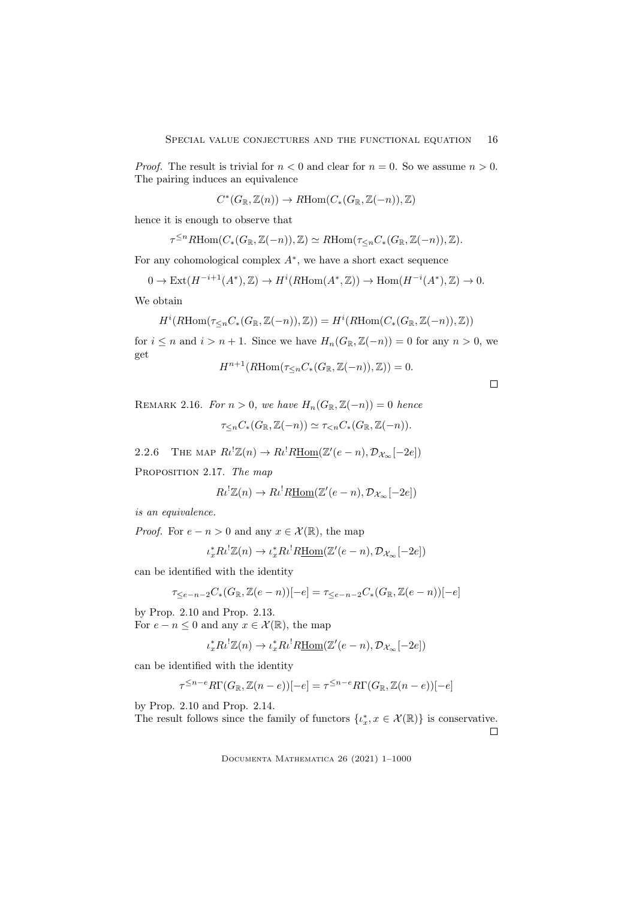*Proof.* The result is trivial for $n < 0$ and clear for $n = 0$. So we assume $n > 0$. The pairing induces an equivalence

$$C^*(G_{\mathbb{R}}, \mathbb{Z}(n)) \to R\mathrm{Hom}(C_*(G_{\mathbb{R}}, \mathbb{Z}(-n)), \mathbb{Z})$$

hence it is enough to observe that

$$\tau^{\leq n} R\mathrm{Hom}(C_*(G_{\mathbb{R}}, \mathbb{Z}(-n)), \mathbb{Z}) \simeq R\mathrm{Hom}(\tau_{\leq n} C_*(G_{\mathbb{R}}, \mathbb{Z}(-n)), \mathbb{Z}).$$

For any cohomological complex $A^*$, we have a short exact sequence

$$0 \to \mathrm{Ext}(H^{-i+1}(A^*), \mathbb{Z}) \to H^i(R\mathrm{Hom}(A^*, \mathbb{Z})) \to \mathrm{Hom}(H^{-i}(A^*), \mathbb{Z}) \to 0.$$

We obtain

$$H^i(R\mathrm{Hom}(\tau_{\leq n} C_*(G_{\mathbb{R}}, \mathbb{Z}(-n)), \mathbb{Z})) = H^i(R\mathrm{Hom}(C_*(G_{\mathbb{R}}, \mathbb{Z}(-n)), \mathbb{Z}))$$

for $i \leq n$ and $i > n+1$. Since we have $H_n(G_{\mathbb{R}}, \mathbb{Z}(-n)) = 0$ for any $n > 0$, we get

$$H^{n+1}(R\mathrm{Hom}(\tau_{\leq n} C_*(G_{\mathbb{R}}, \mathbb{Z}(-n)), \mathbb{Z})) = 0.$$

□

Remark 2.16. *For $n > 0$, we have $H_n(G_{\mathbb{R}}, \mathbb{Z}(-n)) = 0$ hence*

$$\tau_{\leq n} C_*(G_{\mathbb{R}}, \mathbb{Z}(-n)) \simeq \tau_{<n} C_*(G_{\mathbb{R}}, \mathbb{Z}(-n)).$$

### 2.2.6 The map $R\iota^! \mathbb{Z}(n) \to R\iota^! R\underline{\mathrm{Hom}}(\mathbb{Z}'(e-n), \mathcal{D}_{\mathcal{X}_\infty}[-2e])$

Proposition 2.17. *The map*

$$R\iota^! \mathbb{Z}(n) \to R\iota^! R\underline{\mathrm{Hom}}(\mathbb{Z}'(e-n), \mathcal{D}_{\mathcal{X}_\infty}[-2e])$$

*is an equivalence.*

*Proof.* For $e - n > 0$ and any $x \in \mathcal{X}(\mathbb{R})$, the map

$$\iota_x^* R\iota^! \mathbb{Z}(n) \to \iota_x^* R\iota^! R\underline{\mathrm{Hom}}(\mathbb{Z}'(e-n), \mathcal{D}_{\mathcal{X}_\infty}[-2e])$$

can be identified with the identity

$$\tau_{\leq e-n-2} C_*(G_{\mathbb{R}}, \mathbb{Z}(e-n))[-e] = \tau_{\leq e-n-2} C_*(G_{\mathbb{R}}, \mathbb{Z}(e-n))[-e]$$

by Prop. 2.10 and Prop. 2.13.
For $e - n \leq 0$ and any $x \in \mathcal{X}(\mathbb{R})$, the map

$$\iota_x^* R\iota^! \mathbb{Z}(n) \to \iota_x^* R\iota^! R\underline{\mathrm{Hom}}(\mathbb{Z}'(e-n), \mathcal{D}_{\mathcal{X}_\infty}[-2e])$$

can be identified with the identity

$$\tau^{\leq n-e} R\Gamma(G_{\mathbb{R}}, \mathbb{Z}(n-e))[-e] = \tau^{\leq n-e} R\Gamma(G_{\mathbb{R}}, \mathbb{Z}(n-e))[-e]$$

by Prop. 2.10 and Prop. 2.14.
The result follows since the family of functors $\{\iota_x^*, x \in \mathcal{X}(\mathbb{R})\}$ is conservative.

□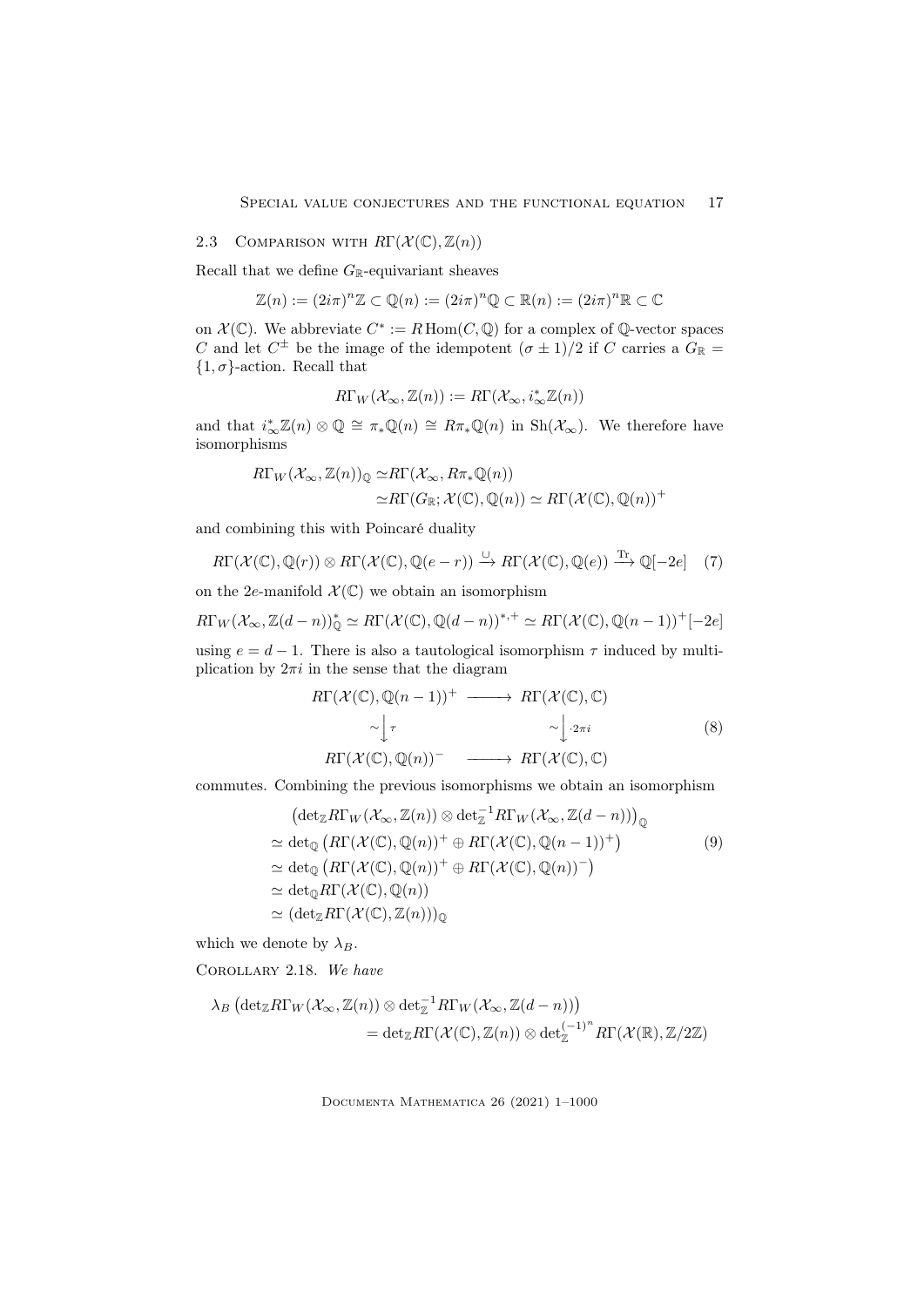## 2.3 Comparison with $R\Gamma(\mathcal{X}(\mathbb{C}),\mathbb{Z}(n))$

Recall that we define $G_{\mathbb{R}}$-equivariant sheaves

$$\mathbb{Z}(n) := (2i\pi)^n\mathbb{Z} \subset \mathbb{Q}(n) := (2i\pi)^n\mathbb{Q} \subset \mathbb{R}(n) := (2i\pi)^n\mathbb{R} \subset \mathbb{C}$$

on $\mathcal{X}(\mathbb{C})$. We abbreviate $C^* := R\operatorname{Hom}(C,\mathbb{Q})$ for a complex of $\mathbb{Q}$-vector spaces $C$ and let $C^{\pm}$ be the image of the idempotent $(\sigma \pm 1)/2$ if $C$ carries a $G_{\mathbb{R}} = \{1,\sigma\}$-action. Recall that

$$R\Gamma_W(\mathcal{X}_\infty,\mathbb{Z}(n)) := R\Gamma(\mathcal{X}_\infty, i_\infty^*\mathbb{Z}(n))$$

and that $i_\infty^*\mathbb{Z}(n)\otimes\mathbb{Q} \cong \pi_*\mathbb{Q}(n) \cong R\pi_*\mathbb{Q}(n)$ in $\operatorname{Sh}(\mathcal{X}_\infty)$. We therefore have isomorphisms

$$\begin{aligned}
R\Gamma_W(\mathcal{X}_\infty,\mathbb{Z}(n))_{\mathbb{Q}} \simeq & R\Gamma(\mathcal{X}_\infty, R\pi_*\mathbb{Q}(n)) \\
\simeq & R\Gamma(G_{\mathbb{R}};\mathcal{X}(\mathbb{C}),\mathbb{Q}(n)) \simeq R\Gamma(\mathcal{X}(\mathbb{C}),\mathbb{Q}(n))^+
\end{aligned}$$

and combining this with Poincaré duality

$$R\Gamma(\mathcal{X}(\mathbb{C}),\mathbb{Q}(r))\otimes R\Gamma(\mathcal{X}(\mathbb{C}),\mathbb{Q}(e-r)) \xrightarrow{\cup} R\Gamma(\mathcal{X}(\mathbb{C}),\mathbb{Q}(e)) \xrightarrow{\operatorname{Tr}} \mathbb{Q}[-2e] \quad (7)$$

on the $2e$-manifold $\mathcal{X}(\mathbb{C})$ we obtain an isomorphism

$$R\Gamma_W(\mathcal{X}_\infty,\mathbb{Z}(d-n))_{\mathbb{Q}}^* \simeq R\Gamma(\mathcal{X}(\mathbb{C}),\mathbb{Q}(d-n))^{*,+} \simeq R\Gamma(\mathcal{X}(\mathbb{C}),\mathbb{Q}(n-1))^+[-2e]$$

using $e = d-1$. There is also a tautological isomorphism $\tau$ induced by multiplication by $2\pi i$ in the sense that the diagram

$$\begin{array}{ccc}
R\Gamma(\mathcal{X}(\mathbb{C}),\mathbb{Q}(n-1))^+ & \longrightarrow & R\Gamma(\mathcal{X}(\mathbb{C}),\mathbb{C}) \\
\sim\big\downarrow\tau & & \sim\big\downarrow\cdot 2\pi i \\
R\Gamma(\mathcal{X}(\mathbb{C}),\mathbb{Q}(n))^- & \longrightarrow & R\Gamma(\mathcal{X}(\mathbb{C}),\mathbb{C})
\end{array} \quad (8)$$

commutes. Combining the previous isomorphisms we obtain an isomorphism

$$\begin{aligned}
& \left(\det_{\mathbb{Z}}R\Gamma_W(\mathcal{X}_\infty,\mathbb{Z}(n))\otimes\det_{\mathbb{Z}}^{-1}R\Gamma_W(\mathcal{X}_\infty,\mathbb{Z}(d-n))\right)_{\mathbb{Q}} \\
\simeq & \det_{\mathbb{Q}}\left(R\Gamma(\mathcal{X}(\mathbb{C}),\mathbb{Q}(n))^+ \oplus R\Gamma(\mathcal{X}(\mathbb{C}),\mathbb{Q}(n-1))^+\right) \quad (9) \\
\simeq & \det_{\mathbb{Q}}\left(R\Gamma(\mathcal{X}(\mathbb{C}),\mathbb{Q}(n))^+ \oplus R\Gamma(\mathcal{X}(\mathbb{C}),\mathbb{Q}(n))^-\right) \\
\simeq & \det_{\mathbb{Q}}R\Gamma(\mathcal{X}(\mathbb{C}),\mathbb{Q}(n)) \\
\simeq & (\det_{\mathbb{Z}}R\Gamma(\mathcal{X}(\mathbb{C}),\mathbb{Z}(n)))_{\mathbb{Q}}
\end{aligned}$$

which we denote by $\lambda_B$.

Corollary 2.18. *We have*

$$\begin{aligned}
\lambda_B & \left(\det_{\mathbb{Z}}R\Gamma_W(\mathcal{X}_\infty,\mathbb{Z}(n))\otimes\det_{\mathbb{Z}}^{-1}R\Gamma_W(\mathcal{X}_\infty,\mathbb{Z}(d-n))\right) \\
& = \det_{\mathbb{Z}}R\Gamma(\mathcal{X}(\mathbb{C}),\mathbb{Z}(n))\otimes\det_{\mathbb{Z}}^{(-1)^n}R\Gamma(\mathcal{X}(\mathbb{R}),\mathbb{Z}/2\mathbb{Z})
\end{aligned}$$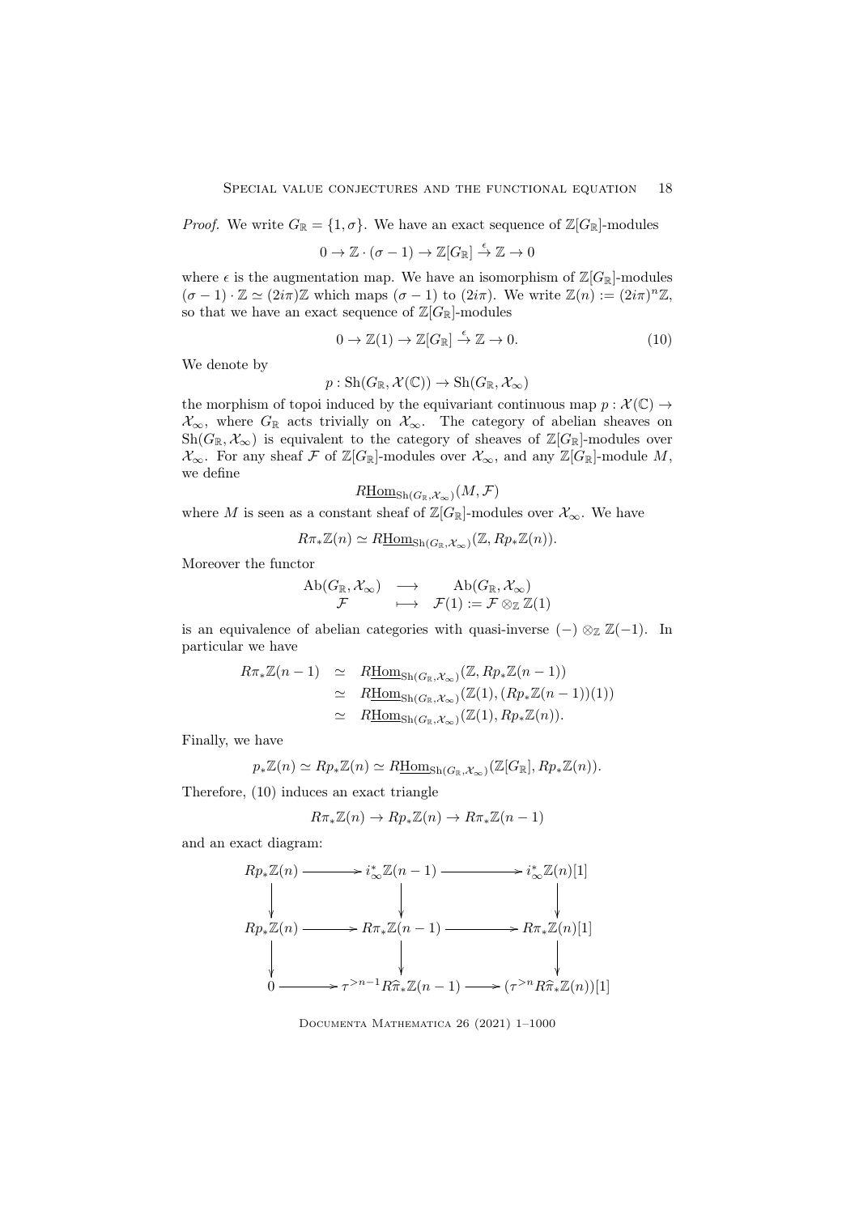*Proof.* We write $G_{\mathbb{R}} = \{1, \sigma\}$. We have an exact sequence of $\mathbb{Z}[G_{\mathbb{R}}]$-modules

$$0 \to \mathbb{Z} \cdot (\sigma - 1) \to \mathbb{Z}[G_{\mathbb{R}}] \xrightarrow{\epsilon} \mathbb{Z} \to 0$$

where $\epsilon$ is the augmentation map. We have an isomorphism of $\mathbb{Z}[G_{\mathbb{R}}]$-modules $(\sigma - 1) \cdot \mathbb{Z} \simeq (2i\pi)\mathbb{Z}$ which maps $(\sigma - 1)$ to $(2i\pi)$. We write $\mathbb{Z}(n) := (2i\pi)^n\mathbb{Z}$, so that we have an exact sequence of $\mathbb{Z}[G_{\mathbb{R}}]$-modules

$$0 \to \mathbb{Z}(1) \to \mathbb{Z}[G_{\mathbb{R}}] \xrightarrow{\epsilon} \mathbb{Z} \to 0. \tag{10}$$

We denote by

$$p : \mathrm{Sh}(G_{\mathbb{R}}, \mathcal{X}(\mathbb{C})) \to \mathrm{Sh}(G_{\mathbb{R}}, \mathcal{X}_\infty)$$

the morphism of topoi induced by the equivariant continuous map $p : \mathcal{X}(\mathbb{C}) \to \mathcal{X}_\infty$, where $G_{\mathbb{R}}$ acts trivially on $\mathcal{X}_\infty$. The category of abelian sheaves on $\mathrm{Sh}(G_{\mathbb{R}}, \mathcal{X}_\infty)$ is equivalent to the category of sheaves of $\mathbb{Z}[G_{\mathbb{R}}]$-modules over $\mathcal{X}_\infty$. For any sheaf $\mathcal{F}$ of $\mathbb{Z}[G_{\mathbb{R}}]$-modules over $\mathcal{X}_\infty$, and any $\mathbb{Z}[G_{\mathbb{R}}]$-module $M$, we define

$$R\underline{\mathrm{Hom}}_{\mathrm{Sh}(G_{\mathbb{R}}, \mathcal{X}_\infty)}(M, \mathcal{F})$$

where $M$ is seen as a constant sheaf of $\mathbb{Z}[G_{\mathbb{R}}]$-modules over $\mathcal{X}_\infty$. We have

$$R\pi_*\mathbb{Z}(n) \simeq R\underline{\mathrm{Hom}}_{\mathrm{Sh}(G_{\mathbb{R}}, \mathcal{X}_\infty)}(\mathbb{Z}, Rp_*\mathbb{Z}(n)).$$

Moreover the functor

$$\begin{array}{ccc} \mathrm{Ab}(G_{\mathbb{R}}, \mathcal{X}_\infty) & \longrightarrow & \mathrm{Ab}(G_{\mathbb{R}}, \mathcal{X}_\infty) \\ \mathcal{F} & \longmapsto & \mathcal{F}(1) := \mathcal{F} \otimes_{\mathbb{Z}} \mathbb{Z}(1) \end{array}$$

is an equivalence of abelian categories with quasi-inverse $(-) \otimes_{\mathbb{Z}} \mathbb{Z}(-1)$. In particular we have

$$\begin{aligned} R\pi_*\mathbb{Z}(n-1) &\simeq R\underline{\mathrm{Hom}}_{\mathrm{Sh}(G_{\mathbb{R}}, \mathcal{X}_\infty)}(\mathbb{Z}, Rp_*\mathbb{Z}(n-1)) \\ &\simeq R\underline{\mathrm{Hom}}_{\mathrm{Sh}(G_{\mathbb{R}}, \mathcal{X}_\infty)}(\mathbb{Z}(1), (Rp_*\mathbb{Z}(n-1))(1)) \\ &\simeq R\underline{\mathrm{Hom}}_{\mathrm{Sh}(G_{\mathbb{R}}, \mathcal{X}_\infty)}(\mathbb{Z}(1), Rp_*\mathbb{Z}(n)). \end{aligned}$$

Finally, we have

$$p_*\mathbb{Z}(n) \simeq Rp_*\mathbb{Z}(n) \simeq R\underline{\mathrm{Hom}}_{\mathrm{Sh}(G_{\mathbb{R}}, \mathcal{X}_\infty)}(\mathbb{Z}[G_{\mathbb{R}}], Rp_*\mathbb{Z}(n)).$$

Therefore, (10) induces an exact triangle

$$R\pi_*\mathbb{Z}(n) \to Rp_*\mathbb{Z}(n) \to R\pi_*\mathbb{Z}(n-1)$$

and an exact diagram:

$$\begin{array}{ccccc} Rp_*\mathbb{Z}(n) & \longrightarrow & i_\infty^*\mathbb{Z}(n-1) & \longrightarrow & i_\infty^*\mathbb{Z}(n)[1] \\ \downarrow & & \downarrow & & \downarrow \\ Rp_*\mathbb{Z}(n) & \longrightarrow & R\pi_*\mathbb{Z}(n-1) & \longrightarrow & R\pi_*\mathbb{Z}(n)[1] \\ \downarrow & & \downarrow & & \downarrow \\ 0 & \longrightarrow & \tau^{>n-1}R\widehat{\pi}_*\mathbb{Z}(n-1) & \longrightarrow & (\tau^{>n}R\widehat{\pi}_*\mathbb{Z}(n))[1] \end{array}$$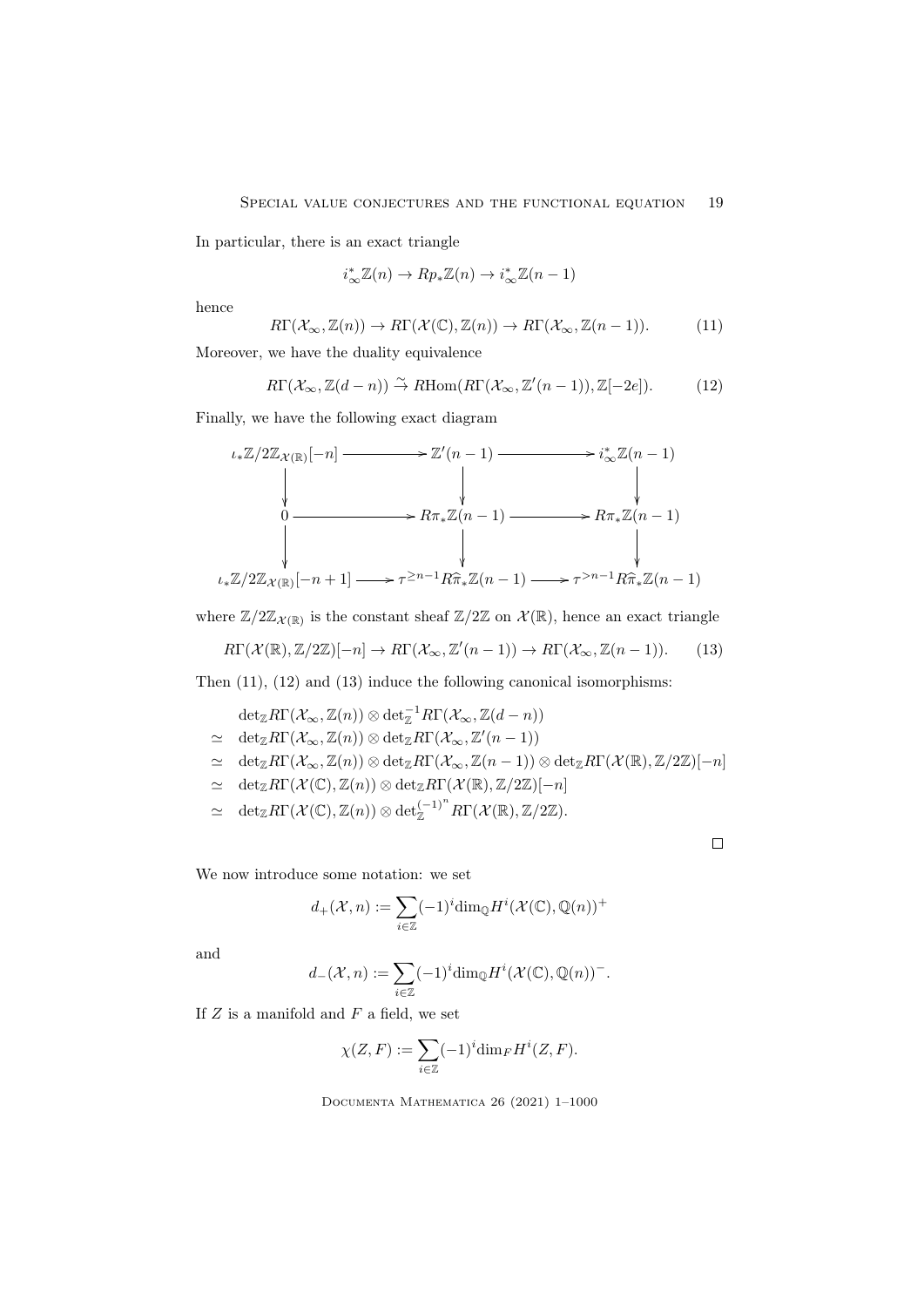In particular, there is an exact triangle

$$i_\infty^*\mathbb{Z}(n) \to Rp_*\mathbb{Z}(n) \to i_\infty^*\mathbb{Z}(n-1)$$

hence

$$R\Gamma(\mathcal{X}_\infty, \mathbb{Z}(n)) \to R\Gamma(\mathcal{X}(\mathbb{C}), \mathbb{Z}(n)) \to R\Gamma(\mathcal{X}_\infty, \mathbb{Z}(n-1)). \tag{11}$$

Moreover, we have the duality equivalence

$$R\Gamma(\mathcal{X}_\infty, \mathbb{Z}(d-n)) \xrightarrow{\sim} R\mathrm{Hom}(R\Gamma(\mathcal{X}_\infty, \mathbb{Z}'(n-1)), \mathbb{Z}[-2e]). \tag{12}$$

Finally, we have the following exact diagram

$$\begin{array}{ccccc}
\iota_*\mathbb{Z}/2\mathbb{Z}_{\mathcal{X}(\mathbb{R})}[-n] & \longrightarrow & \mathbb{Z}'(n-1) & \longrightarrow & i_\infty^*\mathbb{Z}(n-1) \\
\downarrow & & \downarrow & & \downarrow \\
0 & \longrightarrow & R\pi_*\mathbb{Z}(n-1) & \longrightarrow & R\pi_*\mathbb{Z}(n-1) \\
\downarrow & & \downarrow & & \downarrow \\
\iota_*\mathbb{Z}/2\mathbb{Z}_{\mathcal{X}(\mathbb{R})}[-n+1] & \longrightarrow & \tau^{\geq n-1}R\widehat{\pi}_*\mathbb{Z}(n-1) & \longrightarrow & \tau^{>n-1}R\widehat{\pi}_*\mathbb{Z}(n-1)
\end{array}$$

where $\mathbb{Z}/2\mathbb{Z}_{\mathcal{X}(\mathbb{R})}$ is the constant sheaf $\mathbb{Z}/2\mathbb{Z}$ on $\mathcal{X}(\mathbb{R})$, hence an exact triangle

$$R\Gamma(\mathcal{X}(\mathbb{R}), \mathbb{Z}/2\mathbb{Z})[-n] \to R\Gamma(\mathcal{X}_\infty, \mathbb{Z}'(n-1)) \to R\Gamma(\mathcal{X}_\infty, \mathbb{Z}(n-1)). \tag{13}$$

Then (11), (12) and (13) induce the following canonical isomorphisms:

$$\begin{aligned}
& \det_{\mathbb{Z}} R\Gamma(\mathcal{X}_\infty, \mathbb{Z}(n)) \otimes \det_{\mathbb{Z}}^{-1} R\Gamma(\mathcal{X}_\infty, \mathbb{Z}(d-n)) \\
\simeq\ & \det_{\mathbb{Z}} R\Gamma(\mathcal{X}_\infty, \mathbb{Z}(n)) \otimes \det_{\mathbb{Z}} R\Gamma(\mathcal{X}_\infty, \mathbb{Z}'(n-1)) \\
\simeq\ & \det_{\mathbb{Z}} R\Gamma(\mathcal{X}_\infty, \mathbb{Z}(n)) \otimes \det_{\mathbb{Z}} R\Gamma(\mathcal{X}_\infty, \mathbb{Z}(n-1)) \otimes \det_{\mathbb{Z}} R\Gamma(\mathcal{X}(\mathbb{R}), \mathbb{Z}/2\mathbb{Z})[-n] \\
\simeq\ & \det_{\mathbb{Z}} R\Gamma(\mathcal{X}(\mathbb{C}), \mathbb{Z}(n)) \otimes \det_{\mathbb{Z}} R\Gamma(\mathcal{X}(\mathbb{R}), \mathbb{Z}/2\mathbb{Z})[-n] \\
\simeq\ & \det_{\mathbb{Z}} R\Gamma(\mathcal{X}(\mathbb{C}), \mathbb{Z}(n)) \otimes \det_{\mathbb{Z}}^{(-1)^n} R\Gamma(\mathcal{X}(\mathbb{R}), \mathbb{Z}/2\mathbb{Z}).
\end{aligned}$$

□

We now introduce some notation: we set

$$d_+(\mathcal{X}, n) := \sum_{i\in\mathbb{Z}} (-1)^i \dim_{\mathbb{Q}} H^i(\mathcal{X}(\mathbb{C}), \mathbb{Q}(n))^+$$

and

$$d_-(\mathcal{X}, n) := \sum_{i\in\mathbb{Z}} (-1)^i \dim_{\mathbb{Q}} H^i(\mathcal{X}(\mathbb{C}), \mathbb{Q}(n))^-.$$

If $Z$ is a manifold and $F$ a field, we set

$$\chi(Z, F) := \sum_{i\in\mathbb{Z}} (-1)^i \dim_F H^i(Z, F).$$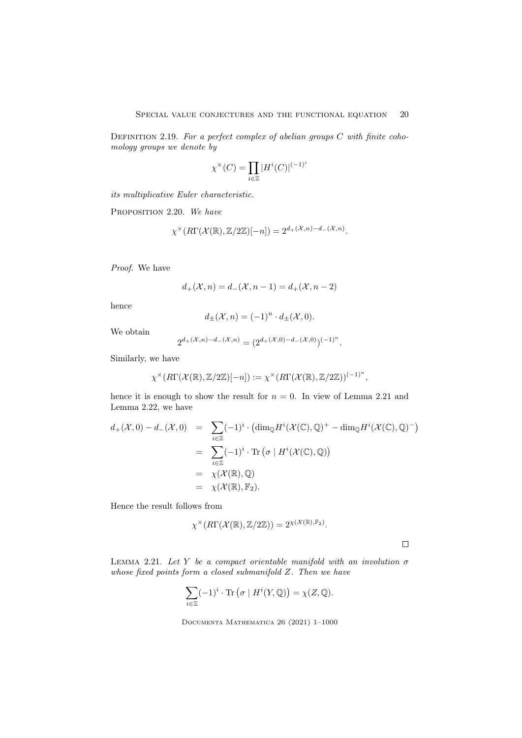Definition 2.19. *For a perfect complex of abelian groups $C$ with finite cohomology groups we denote by*

$$\chi^{\times}(C) = \prod_{i\in\mathbb{Z}} |H^i(C)|^{(-1)^i}$$

*its multiplicative Euler characteristic.*

Proposition 2.20. *We have*

$$\chi^{\times}(R\Gamma(\mathcal{X}(\mathbb{R}), \mathbb{Z}/2\mathbb{Z})[-n]) = 2^{d_+(\mathcal{X},n)-d_-(\mathcal{X},n)}.$$

*Proof.* We have

$$d_+(\mathcal{X}, n) = d_-(\mathcal{X}, n-1) = d_+(\mathcal{X}, n-2)$$

hence

$$d_{\pm}(\mathcal{X}, n) = (-1)^n \cdot d_{\pm}(\mathcal{X}, 0).$$

We obtain

$$2^{d_+(\mathcal{X},n)-d_-(\mathcal{X},n)} = (2^{d_+(\mathcal{X},0)-d_-(\mathcal{X},0)})^{(-1)^n}.$$

Similarly, we have

$$\chi^{\times}(R\Gamma(\mathcal{X}(\mathbb{R}), \mathbb{Z}/2\mathbb{Z})[-n]) := \chi^{\times}(R\Gamma(\mathcal{X}(\mathbb{R}), \mathbb{Z}/2\mathbb{Z}))^{(-1)^n},$$

hence it is enough to show the result for $n = 0$. In view of Lemma 2.21 and Lemma 2.22, we have

$$\begin{aligned}
d_+(\mathcal{X}, 0) - d_-(\mathcal{X}, 0) &= \sum_{i\in\mathbb{Z}} (-1)^i \cdot \left(\dim_{\mathbb{Q}} H^i(\mathcal{X}(\mathbb{C}), \mathbb{Q})^+ - \dim_{\mathbb{Q}} H^i(\mathcal{X}(\mathbb{C}), \mathbb{Q})^-\right) \\
&= \sum_{i\in\mathbb{Z}} (-1)^i \cdot \mathrm{Tr}\left(\sigma \mid H^i(\mathcal{X}(\mathbb{C}), \mathbb{Q})\right) \\
&= \chi(\mathcal{X}(\mathbb{R}), \mathbb{Q}) \\
&= \chi(\mathcal{X}(\mathbb{R}), \mathbb{F}_2).
\end{aligned}$$

Hence the result follows from

$$\chi^{\times}(R\Gamma(\mathcal{X}(\mathbb{R}), \mathbb{Z}/2\mathbb{Z})) = 2^{\chi(\mathcal{X}(\mathbb{R}), \mathbb{F}_2)}.$$

□

Lemma 2.21. *Let $Y$ be a compact orientable manifold with an involution $\sigma$ whose fixed points form a closed submanifold $Z$. Then we have*

$$\sum_{i\in\mathbb{Z}} (-1)^i \cdot \mathrm{Tr}\left(\sigma \mid H^i(Y, \mathbb{Q})\right) = \chi(Z, \mathbb{Q}).$$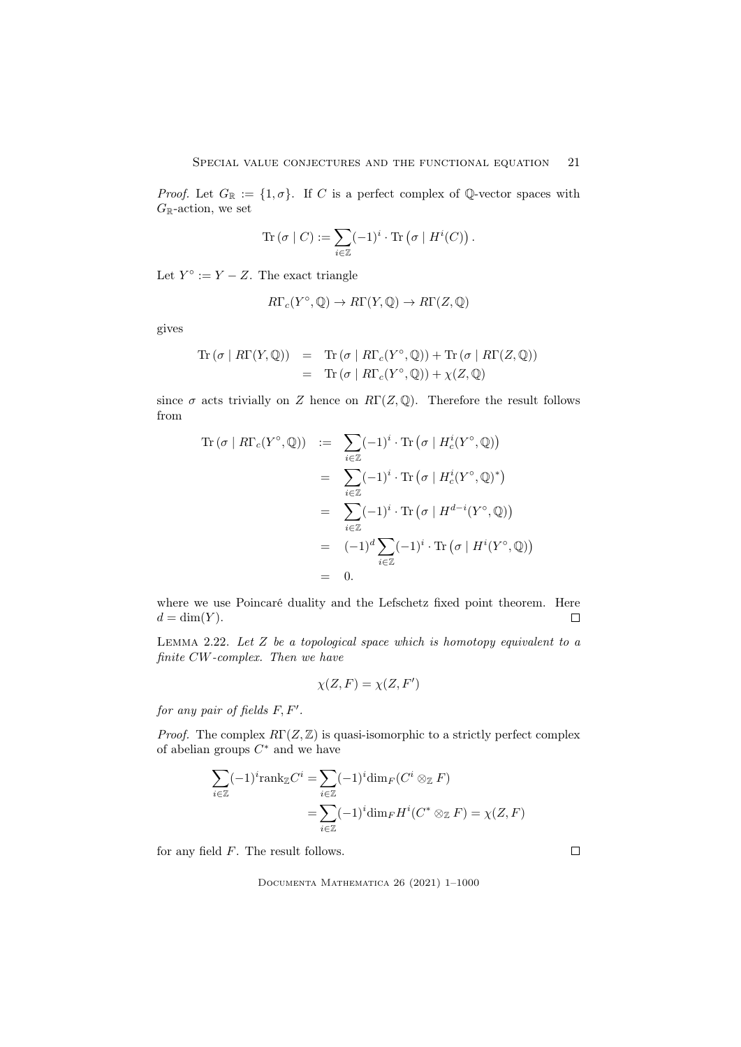*Proof.* Let $G_{\mathbb{R}} := \{1, \sigma\}$. If $C$ is a perfect complex of $\mathbb{Q}$-vector spaces with $G_{\mathbb{R}}$-action, we set

$$\mathrm{Tr}\left(\sigma \mid C\right) := \sum_{i \in \mathbb{Z}} (-1)^i \cdot \mathrm{Tr}\left(\sigma \mid H^i(C)\right).$$

Let $Y^\circ := Y - Z$. The exact triangle

$$R\Gamma_c(Y^\circ, \mathbb{Q}) \to R\Gamma(Y, \mathbb{Q}) \to R\Gamma(Z, \mathbb{Q})$$

gives

$$\begin{aligned}
\mathrm{Tr}\left(\sigma \mid R\Gamma(Y, \mathbb{Q})\right) &= \mathrm{Tr}\left(\sigma \mid R\Gamma_c(Y^\circ, \mathbb{Q})\right) + \mathrm{Tr}\left(\sigma \mid R\Gamma(Z, \mathbb{Q})\right) \\
&= \mathrm{Tr}\left(\sigma \mid R\Gamma_c(Y^\circ, \mathbb{Q})\right) + \chi(Z, \mathbb{Q})
\end{aligned}$$

since $\sigma$ acts trivially on $Z$ hence on $R\Gamma(Z, \mathbb{Q})$. Therefore the result follows from

$$\begin{aligned}
\mathrm{Tr}\left(\sigma \mid R\Gamma_c(Y^\circ, \mathbb{Q})\right) &:= \sum_{i \in \mathbb{Z}} (-1)^i \cdot \mathrm{Tr}\left(\sigma \mid H^i_c(Y^\circ, \mathbb{Q})\right) \\
&= \sum_{i \in \mathbb{Z}} (-1)^i \cdot \mathrm{Tr}\left(\sigma \mid H^i_c(Y^\circ, \mathbb{Q})^*\right) \\
&= \sum_{i \in \mathbb{Z}} (-1)^i \cdot \mathrm{Tr}\left(\sigma \mid H^{d-i}(Y^\circ, \mathbb{Q})\right) \\
&= (-1)^d \sum_{i \in \mathbb{Z}} (-1)^i \cdot \mathrm{Tr}\left(\sigma \mid H^i(Y^\circ, \mathbb{Q})\right) \\
&= 0.
\end{aligned}$$

where we use Poincaré duality and the Lefschetz fixed point theorem. Here $d = \dim(Y)$. □

Lemma 2.22. *Let $Z$ be a topological space which is homotopy equivalent to a finite CW-complex. Then we have*

$$\chi(Z, F) = \chi(Z, F')$$

*for any pair of fields $F, F'$.*

*Proof.* The complex $R\Gamma(Z, \mathbb{Z})$ is quasi-isomorphic to a strictly perfect complex of abelian groups $C^*$ and we have

$$\begin{aligned}
\sum_{i \in \mathbb{Z}} (-1)^i \mathrm{rank}_{\mathbb{Z}} C^i &= \sum_{i \in \mathbb{Z}} (-1)^i \dim_F (C^i \otimes_{\mathbb{Z}} F) \\
&= \sum_{i \in \mathbb{Z}} (-1)^i \dim_F H^i(C^* \otimes_{\mathbb{Z}} F) = \chi(Z, F)
\end{aligned}$$

for any field $F$. The result follows. □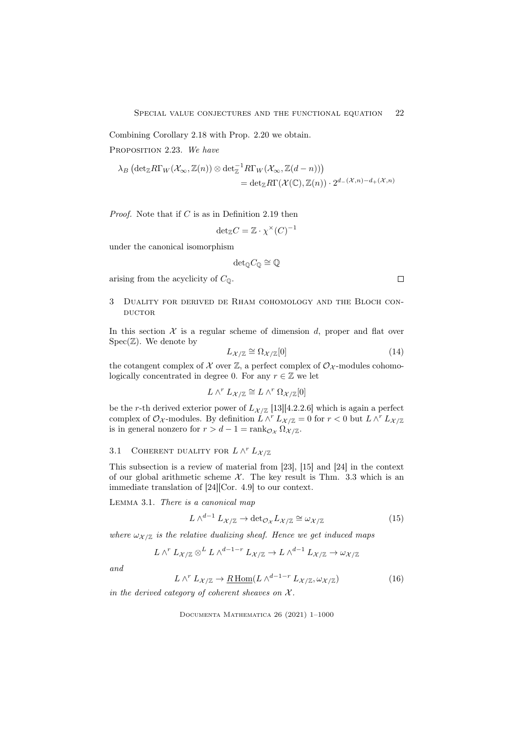Combining Corollary 2.18 with Prop. 2.20 we obtain.

Proposition 2.23. *We have*

$$\lambda_B \left(\det_{\mathbb{Z}} R\Gamma_W(\mathcal{X}_\infty, \mathbb{Z}(n)) \otimes \det_{\mathbb{Z}}^{-1} R\Gamma_W(\mathcal{X}_\infty, \mathbb{Z}(d-n))\right) = \det_{\mathbb{Z}} R\Gamma(\mathcal{X}(\mathbb{C}), \mathbb{Z}(n)) \cdot 2^{d_-(\mathcal{X},n) - d_+(\mathcal{X},n)}$$

*Proof.* Note that if $C$ is as in Definition 2.19 then

$$\det_{\mathbb{Z}} C = \mathbb{Z} \cdot \chi^\times(C)^{-1}$$

under the canonical isomorphism

$$\det_{\mathbb{Q}} C_{\mathbb{Q}} \cong \mathbb{Q}$$

arising from the acyclicity of $C_{\mathbb{Q}}$. $\square$

# 3 Duality for derived de Rham cohomology and the Bloch conductor

In this section $\mathcal{X}$ is a regular scheme of dimension $d$, proper and flat over $\operatorname{Spec}(\mathbb{Z})$. We denote by

$$L_{\mathcal{X}/\mathbb{Z}} \cong \Omega_{\mathcal{X}/\mathbb{Z}}[0] \tag{14}$$

the cotangent complex of $\mathcal{X}$ over $\mathbb{Z}$, a perfect complex of $\mathcal{O}_{\mathcal{X}}$-modules cohomologically concentrated in degree 0. For any $r \in \mathbb{Z}$ we let

$$L\wedge^r L_{\mathcal{X}/\mathbb{Z}} \cong L\wedge^r \Omega_{\mathcal{X}/\mathbb{Z}}[0]$$

be the $r$-th derived exterior power of $L_{\mathcal{X}/\mathbb{Z}}$ [13][4.2.2.6] which is again a perfect complex of $\mathcal{O}_{\mathcal{X}}$-modules. By definition $L\wedge^r L_{\mathcal{X}/\mathbb{Z}} = 0$ for $r < 0$ but $L\wedge^r L_{\mathcal{X}/\mathbb{Z}}$ is in general nonzero for $r > d-1 = \operatorname{rank}_{\mathcal{O}_{\mathcal{X}}} \Omega_{\mathcal{X}/\mathbb{Z}}$.

## 3.1 Coherent duality for $L\wedge^r L_{\mathcal{X}/\mathbb{Z}}$

This subsection is a review of material from [23], [15] and [24] in the context of our global arithmetic scheme $\mathcal{X}$. The key result is Thm. 3.3 which is an immediate translation of [24][Cor. 4.9] to our context.

Lemma 3.1. *There is a canonical map*

$$L\wedge^{d-1} L_{\mathcal{X}/\mathbb{Z}} \to \det_{\mathcal{O}_{\mathcal{X}}} L_{\mathcal{X}/\mathbb{Z}} \cong \omega_{\mathcal{X}/\mathbb{Z}} \tag{15}$$

*where $\omega_{\mathcal{X}/\mathbb{Z}}$ is the relative dualizing sheaf. Hence we get induced maps*

$$L\wedge^r L_{\mathcal{X}/\mathbb{Z}} \otimes^L L\wedge^{d-1-r} L_{\mathcal{X}/\mathbb{Z}} \to L\wedge^{d-1} L_{\mathcal{X}/\mathbb{Z}} \to \omega_{\mathcal{X}/\mathbb{Z}}$$

*and*

$$L\wedge^r L_{\mathcal{X}/\mathbb{Z}} \to \underline{R\operatorname{Hom}}(L\wedge^{d-1-r} L_{\mathcal{X}/\mathbb{Z}}, \omega_{\mathcal{X}/\mathbb{Z}}) \tag{16}$$

*in the derived category of coherent sheaves on $\mathcal{X}$.*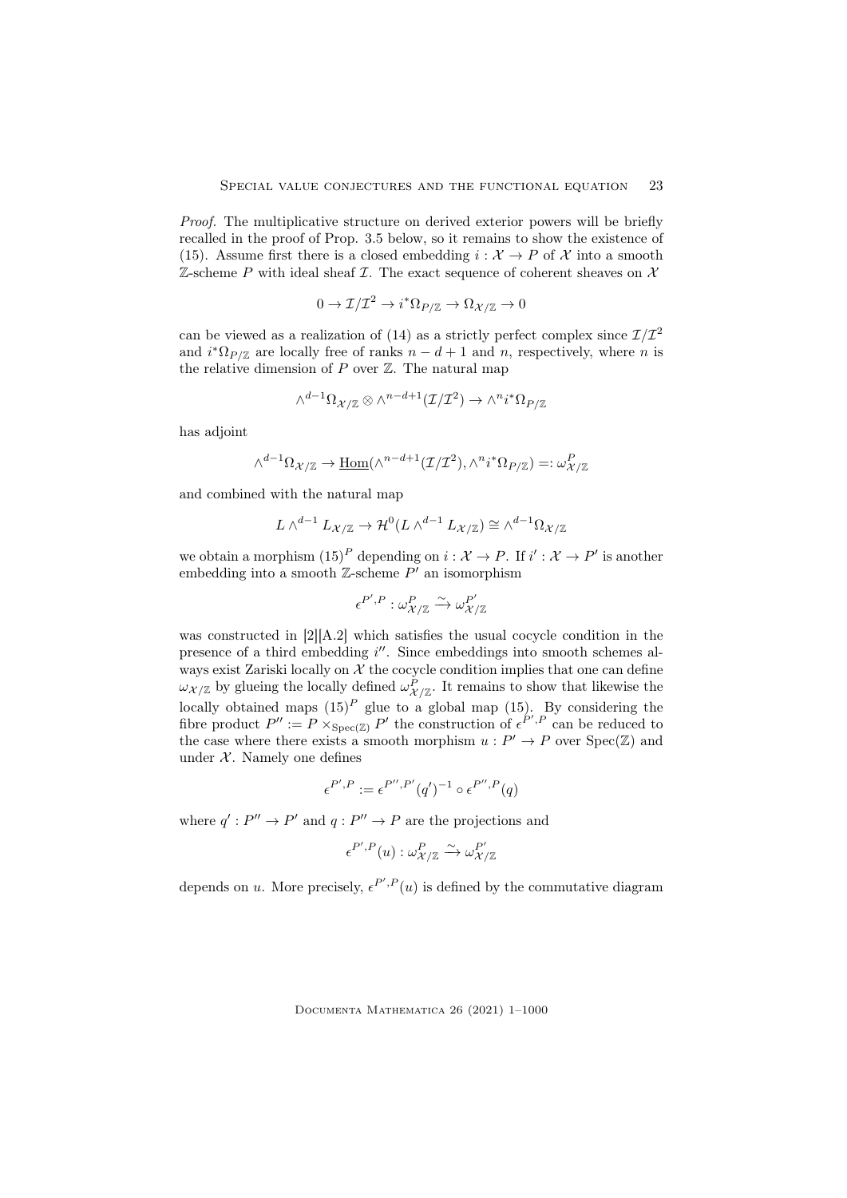*Proof.* The multiplicative structure on derived exterior powers will be briefly recalled in the proof of Prop. 3.5 below, so it remains to show the existence of (15). Assume first there is a closed embedding $i : \mathcal{X} \to P$ of $\mathcal{X}$ into a smooth $\mathbb{Z}$-scheme $P$ with ideal sheaf $\mathcal{I}$. The exact sequence of coherent sheaves on $\mathcal{X}$

$$0 \to \mathcal{I}/\mathcal{I}^2 \to i^*\Omega_{P/\mathbb{Z}} \to \Omega_{\mathcal{X}/\mathbb{Z}} \to 0$$

can be viewed as a realization of (14) as a strictly perfect complex since $\mathcal{I}/\mathcal{I}^2$ and $i^*\Omega_{P/\mathbb{Z}}$ are locally free of ranks $n-d+1$ and $n$, respectively, where $n$ is the relative dimension of $P$ over $\mathbb{Z}$. The natural map

$$\wedge^{d-1}\Omega_{\mathcal{X}/\mathbb{Z}} \otimes \wedge^{n-d+1}(\mathcal{I}/\mathcal{I}^2) \to \wedge^n i^*\Omega_{P/\mathbb{Z}}$$

has adjoint

$$\wedge^{d-1}\Omega_{\mathcal{X}/\mathbb{Z}} \to \underline{\mathrm{Hom}}(\wedge^{n-d+1}(\mathcal{I}/\mathcal{I}^2), \wedge^n i^*\Omega_{P/\mathbb{Z}}) =: \omega^P_{\mathcal{X}/\mathbb{Z}}$$

and combined with the natural map

$$L\wedge^{d-1} L_{\mathcal{X}/\mathbb{Z}} \to \mathcal{H}^0(L\wedge^{d-1} L_{\mathcal{X}/\mathbb{Z}}) \cong \wedge^{d-1}\Omega_{\mathcal{X}/\mathbb{Z}}$$

we obtain a morphism $(15)^P$ depending on $i : \mathcal{X} \to P$. If $i' : \mathcal{X} \to P'$ is another embedding into a smooth $\mathbb{Z}$-scheme $P'$ an isomorphism

$$\epsilon^{P',P} : \omega^P_{\mathcal{X}/\mathbb{Z}} \xrightarrow{\sim} \omega^{P'}_{\mathcal{X}/\mathbb{Z}}$$

was constructed in [2][A.2] which satisfies the usual cocycle condition in the presence of a third embedding $i''$. Since embeddings into smooth schemes always exist Zariski locally on $\mathcal{X}$ the cocycle condition implies that one can define $\omega_{\mathcal{X}/\mathbb{Z}}$ by glueing the locally defined $\omega^P_{\mathcal{X}/\mathbb{Z}}$. It remains to show that likewise the locally obtained maps $(15)^P$ glue to a global map (15). By considering the fibre product $P'' := P \times_{\mathrm{Spec}(\mathbb{Z})} P'$ the construction of $\epsilon^{P',P}$ can be reduced to the case where there exists a smooth morphism $u : P' \to P$ over $\mathrm{Spec}(\mathbb{Z})$ and under $\mathcal{X}$. Namely one defines

$$\epsilon^{P',P} := \epsilon^{P'',P'}(q')^{-1} \circ \epsilon^{P'',P}(q)$$

where $q' : P'' \to P'$ and $q : P'' \to P$ are the projections and

$$\epsilon^{P',P}(u) : \omega^P_{\mathcal{X}/\mathbb{Z}} \xrightarrow{\sim} \omega^{P'}_{\mathcal{X}/\mathbb{Z}}$$

depends on $u$. More precisely, $\epsilon^{P',P}(u)$ is defined by the commutative diagram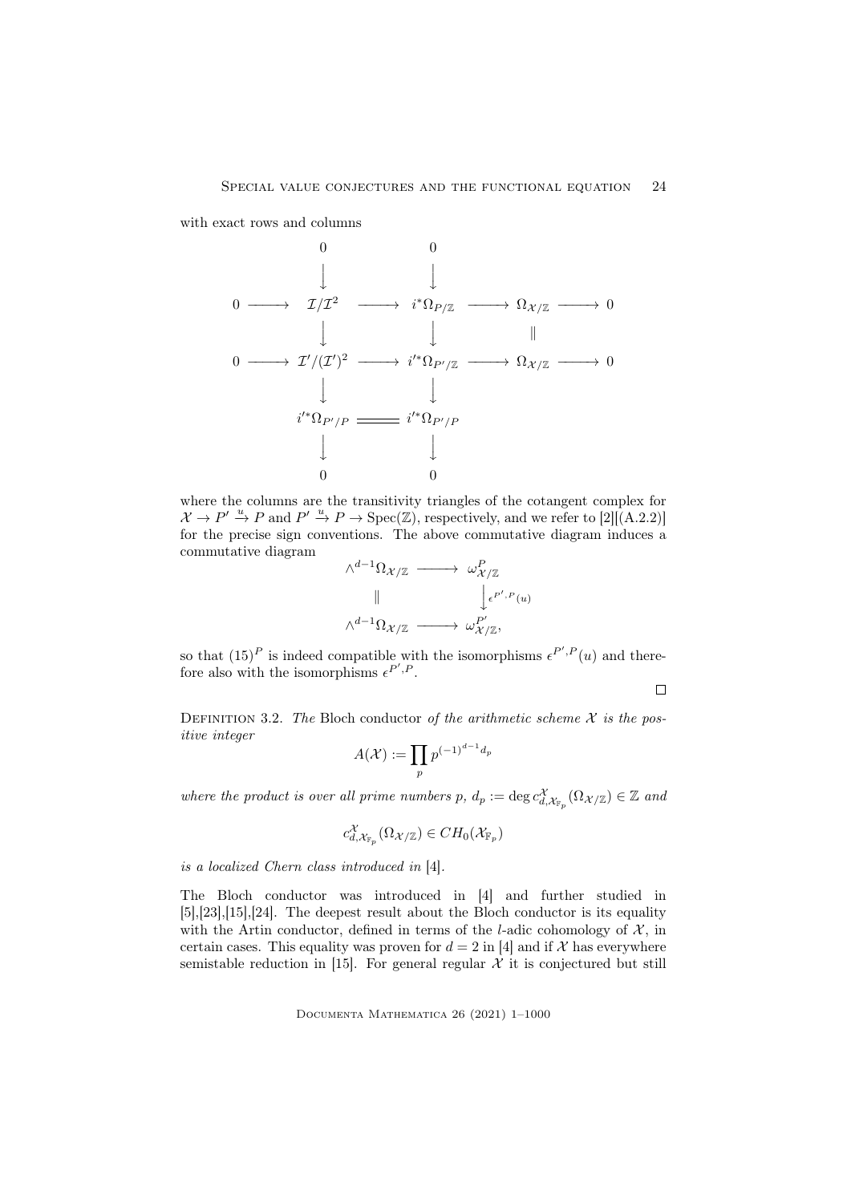with exact rows and columns

$$
\begin{array}{ccccccccc}
 & & 0 & & 0 & & & & \\
 & & \downarrow & & \downarrow & & & & \\
0 & \longrightarrow & \mathcal{I}/\mathcal{I}^2 & \longrightarrow & i^*\Omega_{P/\mathbb{Z}} & \longrightarrow & \Omega_{\mathcal{X}/\mathbb{Z}} & \longrightarrow & 0 \\
 & & \downarrow & & \downarrow & & \| & & \\
0 & \longrightarrow & \mathcal{I}'/(\mathcal{I}')^2 & \longrightarrow & i'^*\Omega_{P'/\mathbb{Z}} & \longrightarrow & \Omega_{\mathcal{X}/\mathbb{Z}} & \longrightarrow & 0 \\
 & & \downarrow & & \downarrow & & & & \\
 & & i'^*\Omega_{P'/P} & = & i'^*\Omega_{P'/P} & & & & \\
 & & \downarrow & & \downarrow & & & & \\
 & & 0 & & 0 & & & &
\end{array}
$$

where the columns are the transitivity triangles of the cotangent complex for $\mathcal{X} \to P' \xrightarrow{u} P$ and $P' \xrightarrow{u} P \to \mathrm{Spec}(\mathbb{Z})$, respectively, and we refer to [2][(A.2.2)] for the precise sign conventions. The above commutative diagram induces a commutative diagram

$$
\begin{array}{ccc}
\wedge^{d-1}\Omega_{\mathcal{X}/\mathbb{Z}} & \longrightarrow & \omega^P_{\mathcal{X}/\mathbb{Z}} \\
\| & & \downarrow {\scriptstyle \epsilon^{P',P}(u)} \\
\wedge^{d-1}\Omega_{\mathcal{X}/\mathbb{Z}} & \longrightarrow & \omega^{P'}_{\mathcal{X}/\mathbb{Z}},
\end{array}
$$

so that $(15)^P$ is indeed compatible with the isomorphisms $\epsilon^{P',P}(u)$ and therefore also with the isomorphisms $\epsilon^{P',P}$. □

Definition 3.2. *The* Bloch conductor *of the arithmetic scheme $\mathcal{X}$ is the positive integer*

$$A(\mathcal{X}) := \prod_p p^{(-1)^{d-1}d_p}$$

*where the product is over all prime numbers $p$, $d_p := \deg c^{\mathcal{X}}_{d,\mathcal{X}_{\mathbb{F}_p}}(\Omega_{\mathcal{X}/\mathbb{Z}}) \in \mathbb{Z}$ and*

$$c^{\mathcal{X}}_{d,\mathcal{X}_{\mathbb{F}_p}}(\Omega_{\mathcal{X}/\mathbb{Z}}) \in CH_0(\mathcal{X}_{\mathbb{F}_p})$$

*is a localized Chern class introduced in* [4].

The Bloch conductor was introduced in [4] and further studied in [5],[23],[15],[24]. The deepest result about the Bloch conductor is its equality with the Artin conductor, defined in terms of the $l$-adic cohomology of $\mathcal{X}$, in certain cases. This equality was proven for $d = 2$ in [4] and if $\mathcal{X}$ has everywhere semistable reduction in [15]. For general regular $\mathcal{X}$ it is conjectured but still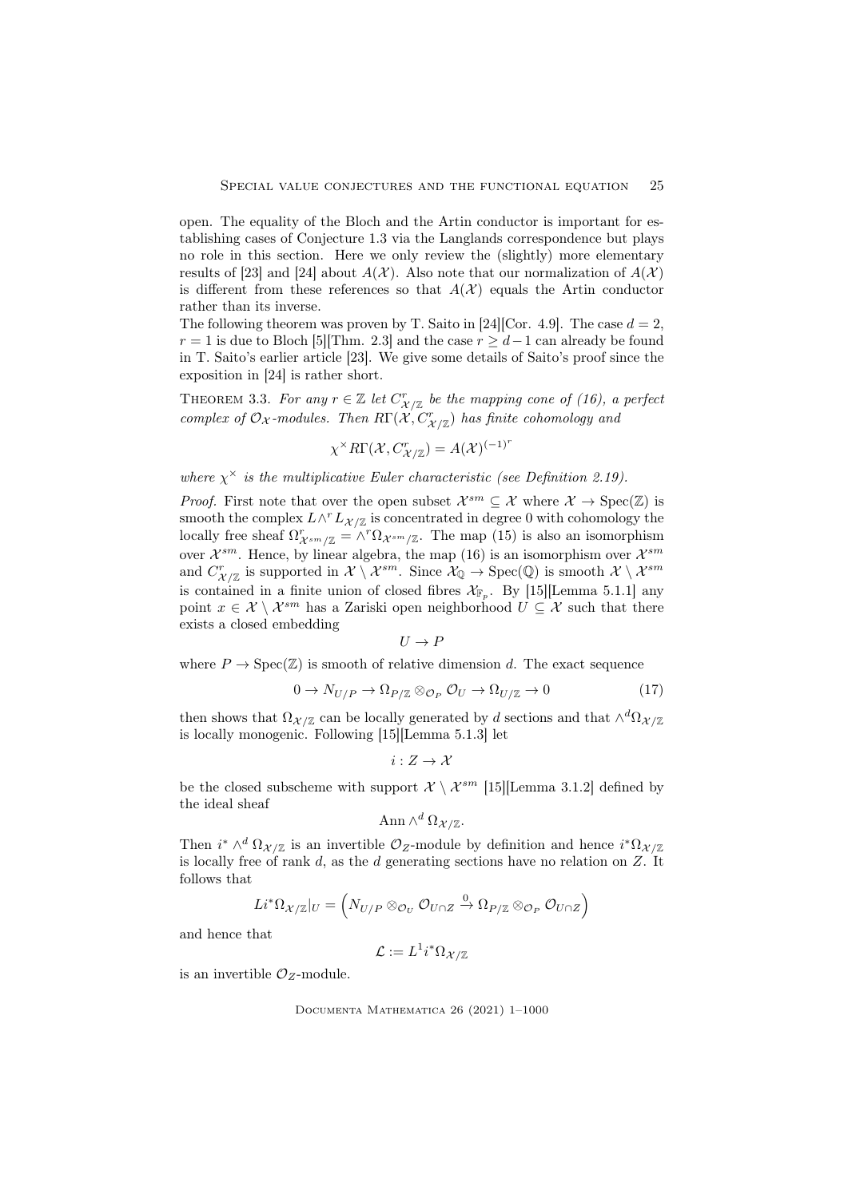open. The equality of the Bloch and the Artin conductor is important for establishing cases of Conjecture 1.3 via the Langlands correspondence but plays no role in this section. Here we only review the (slightly) more elementary results of [23] and [24] about $A(\mathcal{X})$. Also note that our normalization of $A(\mathcal{X})$ is different from these references so that $A(\mathcal{X})$ equals the Artin conductor rather than its inverse.

The following theorem was proven by T. Saito in [24][Cor. 4.9]. The case $d = 2$, $r = 1$ is due to Bloch [5][Thm. 2.3] and the case $r \geq d-1$ can already be found in T. Saito's earlier article [23]. We give some details of Saito's proof since the exposition in [24] is rather short.

Theorem 3.3. *For any $r \in \mathbb{Z}$ let $C^r_{\mathcal{X}/\mathbb{Z}}$ be the mapping cone of (16), a perfect complex of $\mathcal{O}_\mathcal{X}$-modules. Then $R\Gamma(\mathcal{X}, C^r_{\mathcal{X}/\mathbb{Z}})$ has finite cohomology and*

$$\chi^\times R\Gamma(\mathcal{X}, C^r_{\mathcal{X}/\mathbb{Z}}) = A(\mathcal{X})^{(-1)^r}$$

*where $\chi^\times$ is the multiplicative Euler characteristic (see Definition 2.19).*

*Proof.* First note that over the open subset $\mathcal{X}^{sm} \subseteq \mathcal{X}$ where $\mathcal{X} \to \mathrm{Spec}(\mathbb{Z})$ is smooth the complex $L\wedge^r L_{\mathcal{X}/\mathbb{Z}}$ is concentrated in degree 0 with cohomology the locally free sheaf $\Omega^r_{\mathcal{X}^{sm}/\mathbb{Z}} = \wedge^r \Omega_{\mathcal{X}^{sm}/\mathbb{Z}}$. The map (15) is also an isomorphism over $\mathcal{X}^{sm}$. Hence, by linear algebra, the map (16) is an isomorphism over $\mathcal{X}^{sm}$ and $C^r_{\mathcal{X}/\mathbb{Z}}$ is supported in $\mathcal{X} \setminus \mathcal{X}^{sm}$. Since $\mathcal{X}_\mathbb{Q} \to \mathrm{Spec}(\mathbb{Q})$ is smooth $\mathcal{X} \setminus \mathcal{X}^{sm}$ is contained in a finite union of closed fibres $\mathcal{X}_{\mathbb{F}_p}$. By [15][Lemma 5.1.1] any point $x \in \mathcal{X} \setminus \mathcal{X}^{sm}$ has a Zariski open neighborhood $U \subseteq \mathcal{X}$ such that there exists a closed embedding

$$U \to P$$

where $P \to \mathrm{Spec}(\mathbb{Z})$ is smooth of relative dimension $d$. The exact sequence

$$0 \to N_{U/P} \to \Omega_{P/\mathbb{Z}} \otimes_{\mathcal{O}_P} \mathcal{O}_U \to \Omega_{U/\mathbb{Z}} \to 0 \tag{17}$$

then shows that $\Omega_{\mathcal{X}/\mathbb{Z}}$ can be locally generated by $d$ sections and that $\wedge^d \Omega_{\mathcal{X}/\mathbb{Z}}$ is locally monogenic. Following [15][Lemma 5.1.3] let

$$i : Z \to \mathcal{X}$$

be the closed subscheme with support $\mathcal{X} \setminus \mathcal{X}^{sm}$ [15][Lemma 3.1.2] defined by the ideal sheaf

$$\mathrm{Ann} \wedge^d \Omega_{\mathcal{X}/\mathbb{Z}}.$$

Then $i^* \wedge^d \Omega_{\mathcal{X}/\mathbb{Z}}$ is an invertible $\mathcal{O}_Z$-module by definition and hence $i^*\Omega_{\mathcal{X}/\mathbb{Z}}$ is locally free of rank $d$, as the $d$ generating sections have no relation on $Z$. It follows that

$$Li^*\Omega_{\mathcal{X}/\mathbb{Z}}|_U = \left( N_{U/P} \otimes_{\mathcal{O}_U} \mathcal{O}_{U\cap Z} \xrightarrow{0} \Omega_{P/\mathbb{Z}} \otimes_{\mathcal{O}_P} \mathcal{O}_{U\cap Z} \right)$$

and hence that

$$\mathcal{L} := L^1 i^* \Omega_{\mathcal{X}/\mathbb{Z}}$$

is an invertible $\mathcal{O}_Z$-module.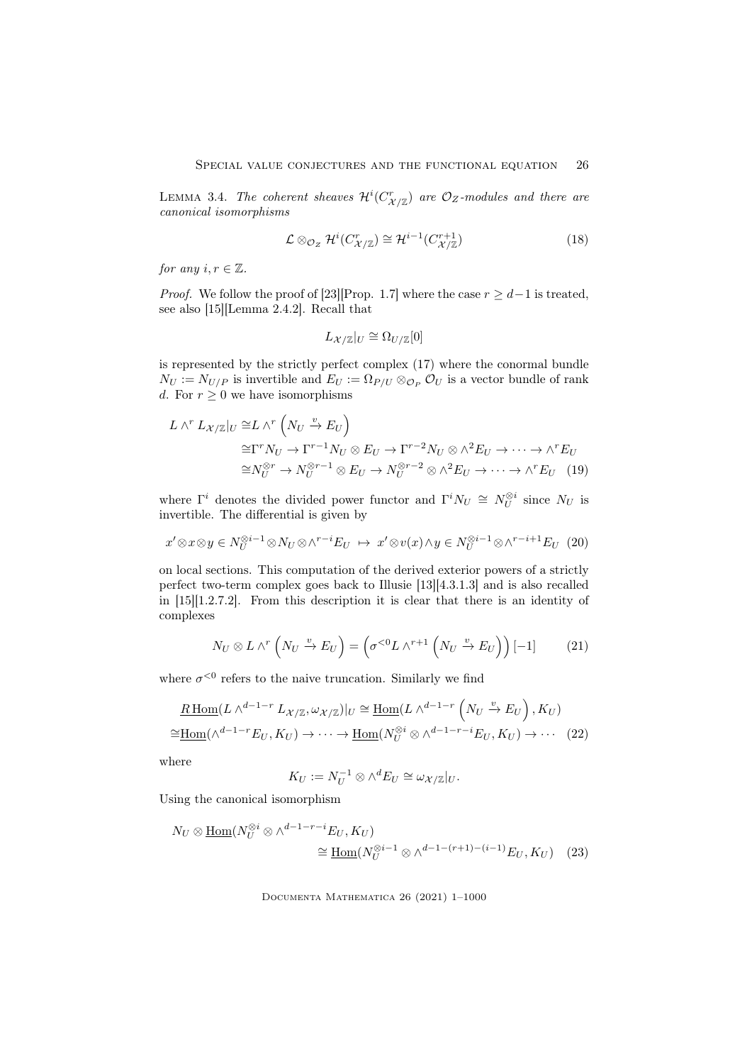LEMMA 3.4. *The coherent sheaves $\mathcal{H}^i(C^r_{\mathcal{X}/\mathbb{Z}})$ are $\mathcal{O}_Z$-modules and there are canonical isomorphisms*

$$\mathcal{L} \otimes_{\mathcal{O}_Z} \mathcal{H}^i(C^r_{\mathcal{X}/\mathbb{Z}}) \cong \mathcal{H}^{i-1}(C^{r+1}_{\mathcal{X}/\mathbb{Z}}) \tag{18}$$

*for any $i, r \in \mathbb{Z}$.*

*Proof.* We follow the proof of [23][Prop. 1.7] where the case $r \geq d-1$ is treated, see also [15][Lemma 2.4.2]. Recall that

$$L_{\mathcal{X}/\mathbb{Z}}|_U \cong \Omega_{U/\mathbb{Z}}[0]$$

is represented by the strictly perfect complex (17) where the conormal bundle $N_U := N_{U/P}$ is invertible and $E_U := \Omega_{P/U} \otimes_{\mathcal{O}_P} \mathcal{O}_U$ is a vector bundle of rank $d$. For $r \geq 0$ we have isomorphisms

$$\begin{aligned} L \wedge^r L_{\mathcal{X}/\mathbb{Z}}|_U \cong & L \wedge^r \left( N_U \xrightarrow{v} E_U \right) \\ \cong & \Gamma^r N_U \to \Gamma^{r-1} N_U \otimes E_U \to \Gamma^{r-2} N_U \otimes \wedge^2 E_U \to \cdots \to \wedge^r E_U \\ \cong & N_U^{\otimes r} \to N_U^{\otimes r-1} \otimes E_U \to N_U^{\otimes r-2} \otimes \wedge^2 E_U \to \cdots \to \wedge^r E_U \end{aligned} \tag{19}$$

where $\Gamma^i$ denotes the divided power functor and $\Gamma^i N_U \cong N_U^{\otimes i}$ since $N_U$ is invertible. The differential is given by

$$x' \otimes x \otimes y \in N_U^{\otimes i-1} \otimes N_U \otimes \wedge^{r-i} E_U \;\mapsto\; x' \otimes v(x) \wedge y \in N_U^{\otimes i-1} \otimes \wedge^{r-i+1} E_U \tag{20}$$

on local sections. This computation of the derived exterior powers of a strictly perfect two-term complex goes back to Illusie [13][4.3.1.3] and is also recalled in [15][1.2.7.2]. From this description it is clear that there is an identity of complexes

$$N_U \otimes L \wedge^r \left( N_U \xrightarrow{v} E_U \right) = \left( \sigma^{<0} L \wedge^{r+1} \left( N_U \xrightarrow{v} E_U \right) \right) [-1] \tag{21}$$

where $\sigma^{<0}$ refers to the naive truncation. Similarly we find

$$\begin{aligned} \underline{R\,\mathrm{Hom}}(L \wedge^{d-1-r} L_{\mathcal{X}/\mathbb{Z}}, \omega_{\mathcal{X}/\mathbb{Z}})|_U \cong & \underline{\mathrm{Hom}}(L \wedge^{d-1-r} \left( N_U \xrightarrow{v} E_U \right), K_U) \\ \cong & \underline{\mathrm{Hom}}(\wedge^{d-1-r} E_U, K_U) \to \cdots \to \underline{\mathrm{Hom}}(N_U^{\otimes i} \otimes \wedge^{d-1-r-i} E_U, K_U) \to \cdots \end{aligned} \tag{22}$$

where

$$K_U := N_U^{-1} \otimes \wedge^d E_U \cong \omega_{\mathcal{X}/\mathbb{Z}}|_U.$$

Using the canonical isomorphism

$$\begin{aligned} N_U \otimes \underline{\mathrm{Hom}}(N_U^{\otimes i} \otimes \wedge^{d-1-r-i} E_U, K_U) \\ \cong \underline{\mathrm{Hom}}(N_U^{\otimes i-1} \otimes \wedge^{d-1-(r+1)-(i-1)} E_U, K_U) \end{aligned} \tag{23}$$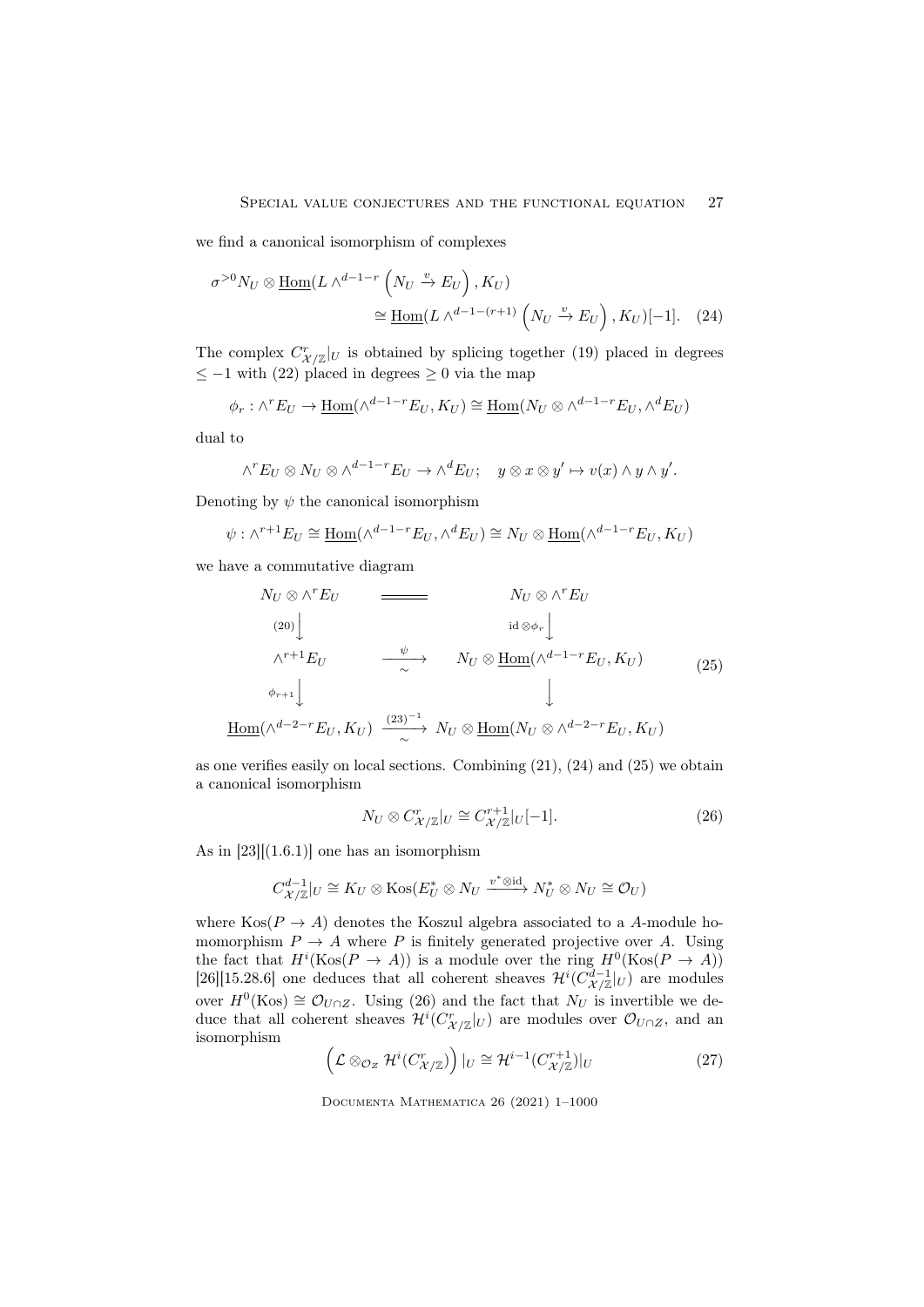we find a canonical isomorphism of complexes

$$\sigma^{>0} N_U \otimes \underline{\mathrm{Hom}}(L \wedge^{d-1-r}\left(N_U \xrightarrow{v} E_U\right), K_U) \cong \underline{\mathrm{Hom}}(L \wedge^{d-1-(r+1)}\left(N_U \xrightarrow{v} E_U\right), K_U)[-1]. \quad (24)$$

The complex $C^r_{\mathcal{X}/\mathbb{Z}}|_U$ is obtained by splicing together (19) placed in degrees $\leq -1$ with (22) placed in degrees $\geq 0$ via the map

$$\phi_r : \wedge^r E_U \to \underline{\mathrm{Hom}}(\wedge^{d-1-r} E_U, K_U) \cong \underline{\mathrm{Hom}}(N_U \otimes \wedge^{d-1-r} E_U, \wedge^d E_U)$$

dual to

$$\wedge^r E_U \otimes N_U \otimes \wedge^{d-1-r} E_U \to \wedge^d E_U; \quad y \otimes x \otimes y' \mapsto v(x) \wedge y \wedge y'.$$

Denoting by $\psi$ the canonical isomorphism

$$\psi : \wedge^{r+1} E_U \cong \underline{\mathrm{Hom}}(\wedge^{d-1-r} E_U, \wedge^d E_U) \cong N_U \otimes \underline{\mathrm{Hom}}(\wedge^{d-1-r} E_U, K_U)$$

we have a commutative diagram

$$\begin{array}{ccc}
N_U \otimes \wedge^r E_U & = & N_U \otimes \wedge^r E_U \\
\downarrow{\scriptstyle (20)} & & \downarrow{\scriptstyle \mathrm{id} \otimes \phi_r} \\
\wedge^{r+1} E_U & \xrightarrow[\sim]{\psi} & N_U \otimes \underline{\mathrm{Hom}}(\wedge^{d-1-r} E_U, K_U) \\
\downarrow{\scriptstyle \phi_{r+1}} & & \downarrow \\
\underline{\mathrm{Hom}}(\wedge^{d-2-r} E_U, K_U) & \xrightarrow[\sim]{(23)^{-1}} & N_U \otimes \underline{\mathrm{Hom}}(N_U \otimes \wedge^{d-2-r} E_U, K_U)
\end{array} \quad (25)$$

as one verifies easily on local sections. Combining (21), (24) and (25) we obtain a canonical isomorphism

$$N_U \otimes C^r_{\mathcal{X}/\mathbb{Z}}|_U \cong C^{r+1}_{\mathcal{X}/\mathbb{Z}}|_U[-1]. \quad (26)$$

As in [23][(1.6.1)] one has an isomorphism

$$C^{d-1}_{\mathcal{X}/\mathbb{Z}}|_U \cong K_U \otimes \mathrm{Kos}(E_U^* \otimes N_U \xrightarrow{v^* \otimes \mathrm{id}} N_U^* \otimes N_U \cong \mathcal{O}_U)$$

where $\mathrm{Kos}(P \to A)$ denotes the Koszul algebra associated to a $A$-module homomorphism $P \to A$ where $P$ is finitely generated projective over $A$. Using the fact that $H^i(\mathrm{Kos}(P \to A))$ is a module over the ring $H^0(\mathrm{Kos}(P \to A))$ [26][15.28.6] one deduces that all coherent sheaves $\mathcal{H}^i(C^{d-1}_{\mathcal{X}/\mathbb{Z}}|_U)$ are modules over $H^0(\mathrm{Kos}) \cong \mathcal{O}_{U \cap Z}$. Using (26) and the fact that $N_U$ is invertible we deduce that all coherent sheaves $\mathcal{H}^i(C^r_{\mathcal{X}/\mathbb{Z}}|_U)$ are modules over $\mathcal{O}_{U \cap Z}$, and an isomorphism

$$\left(\mathcal{L} \otimes_{\mathcal{O}_Z} \mathcal{H}^i(C^r_{\mathcal{X}/\mathbb{Z}})\right)|_U \cong \mathcal{H}^{i-1}(C^{r+1}_{\mathcal{X}/\mathbb{Z}})|_U \quad (27)$$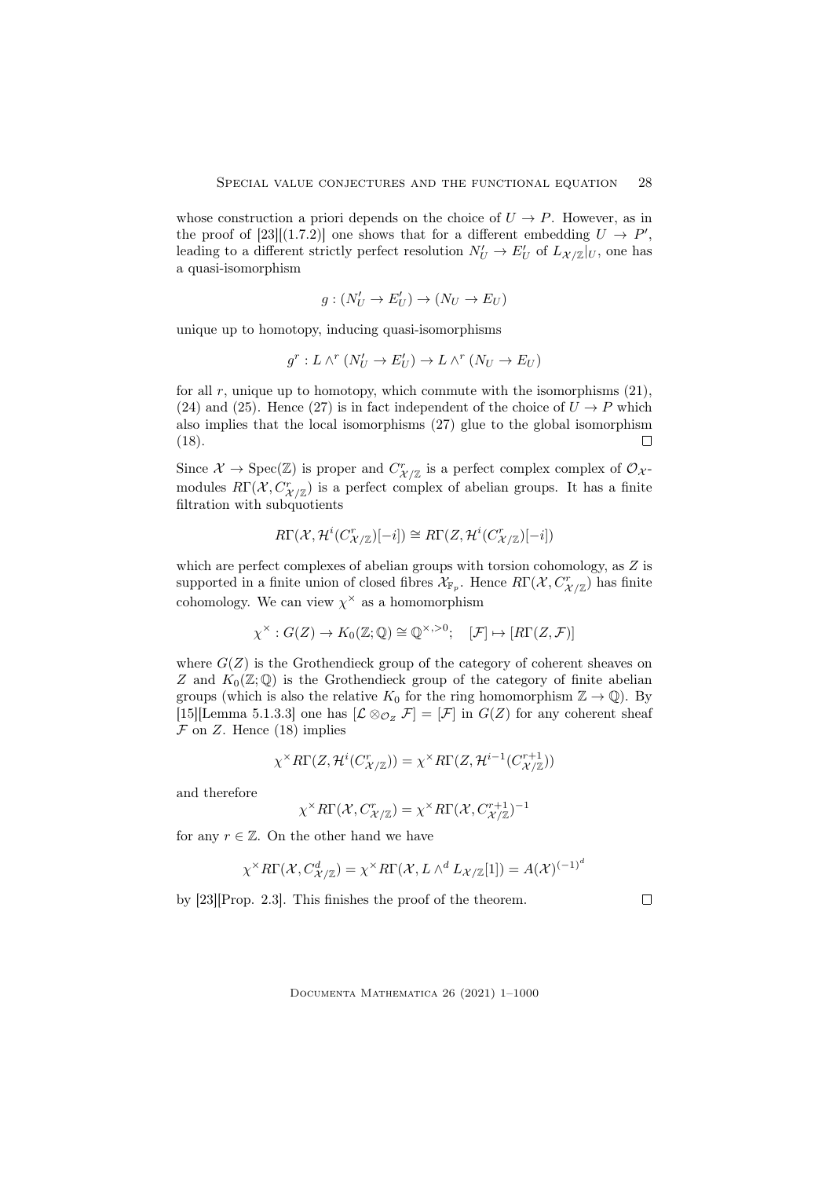whose construction a priori depends on the choice of $U \to P$. However, as in the proof of [23][(1.7.2)] one shows that for a different embedding $U \to P'$, leading to a different strictly perfect resolution $N'_U \to E'_U$ of $L_{\mathcal{X}/\mathbb{Z}}|_U$, one has a quasi-isomorphism

$$g : (N'_U \to E'_U) \to (N_U \to E_U)$$

unique up to homotopy, inducing quasi-isomorphisms

$$g^r : L \wedge^r (N'_U \to E'_U) \to L \wedge^r (N_U \to E_U)$$

for all $r$, unique up to homotopy, which commute with the isomorphisms (21), (24) and (25). Hence (27) is in fact independent of the choice of $U \to P$ which also implies that the local isomorphisms (27) glue to the global isomorphism (18). $\square$

Since $\mathcal{X} \to \operatorname{Spec}(\mathbb{Z})$ is proper and $C^r_{\mathcal{X}/\mathbb{Z}}$ is a perfect complex complex of $\mathcal{O}_{\mathcal{X}}$-modules $R\Gamma(\mathcal{X}, C^r_{\mathcal{X}/\mathbb{Z}})$ is a perfect complex of abelian groups. It has a finite filtration with subquotients

$$R\Gamma(\mathcal{X}, \mathcal{H}^i(C^r_{\mathcal{X}/\mathbb{Z}})[-i]) \cong R\Gamma(Z, \mathcal{H}^i(C^r_{\mathcal{X}/\mathbb{Z}})[-i])$$

which are perfect complexes of abelian groups with torsion cohomology, as $Z$ is supported in a finite union of closed fibres $\mathcal{X}_{\mathbb{F}_p}$. Hence $R\Gamma(\mathcal{X}, C^r_{\mathcal{X}/\mathbb{Z}})$ has finite cohomology. We can view $\chi^\times$ as a homomorphism

$$\chi^\times : G(Z) \to K_0(\mathbb{Z};\mathbb{Q}) \cong \mathbb{Q}^{\times,>0}; \quad [\mathcal{F}] \mapsto [R\Gamma(Z,\mathcal{F})]$$

where $G(Z)$ is the Grothendieck group of the category of coherent sheaves on $Z$ and $K_0(\mathbb{Z};\mathbb{Q})$ is the Grothendieck group of the category of finite abelian groups (which is also the relative $K_0$ for the ring homomorphism $\mathbb{Z} \to \mathbb{Q}$). By [15][Lemma 5.1.3.3] one has $[\mathcal{L} \otimes_{\mathcal{O}_Z} \mathcal{F}] = [\mathcal{F}]$ in $G(Z)$ for any coherent sheaf $\mathcal{F}$ on $Z$. Hence (18) implies

$$\chi^\times R\Gamma(Z, \mathcal{H}^i(C^r_{\mathcal{X}/\mathbb{Z}})) = \chi^\times R\Gamma(Z, \mathcal{H}^{i-1}(C^{r+1}_{\mathcal{X}/\mathbb{Z}}))$$

and therefore

$$\chi^\times R\Gamma(\mathcal{X}, C^r_{\mathcal{X}/\mathbb{Z}}) = \chi^\times R\Gamma(\mathcal{X}, C^{r+1}_{\mathcal{X}/\mathbb{Z}})^{-1}$$

for any $r \in \mathbb{Z}$. On the other hand we have

$$\chi^\times R\Gamma(\mathcal{X}, C^d_{\mathcal{X}/\mathbb{Z}}) = \chi^\times R\Gamma(\mathcal{X}, L \wedge^d L_{\mathcal{X}/\mathbb{Z}}[1]) = A(\mathcal{X})^{(-1)^d}$$

by [23][Prop. 2.3]. This finishes the proof of the theorem. $\square$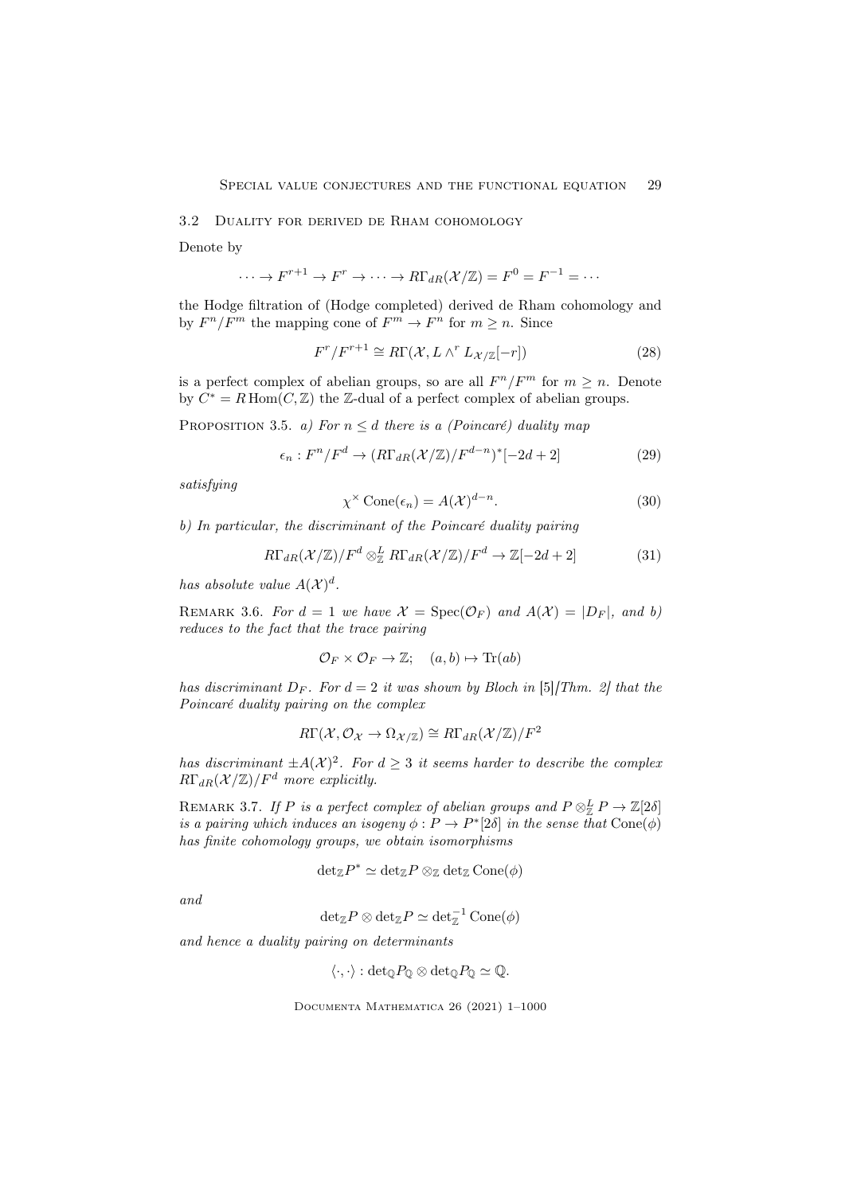### 3.2 Duality for derived de Rham cohomology

Denote by

$$\cdots \to F^{r+1} \to F^r \to \cdots \to R\Gamma_{dR}(\mathcal{X}/\mathbb{Z}) = F^0 = F^{-1} = \cdots$$

the Hodge filtration of (Hodge completed) derived de Rham cohomology and by $F^n/F^m$ the mapping cone of $F^m \to F^n$ for $m \geq n$. Since

$$F^r/F^{r+1} \cong R\Gamma(\mathcal{X}, L\wedge^r L_{\mathcal{X}/\mathbb{Z}}[-r]) \tag{28}$$

is a perfect complex of abelian groups, so are all $F^n/F^m$ for $m \geq n$. Denote by $C^* = R\operatorname{Hom}(C, \mathbb{Z})$ the $\mathbb{Z}$-dual of a perfect complex of abelian groups.

Proposition 3.5. *a) For $n \leq d$ there is a (Poincaré) duality map*

$$\epsilon_n : F^n/F^d \to (R\Gamma_{dR}(\mathcal{X}/\mathbb{Z})/F^{d-n})^*[-2d+2] \tag{29}$$

*satisfying*

$$\chi^\times \operatorname{Cone}(\epsilon_n) = A(\mathcal{X})^{d-n}. \tag{30}$$

*b) In particular, the discriminant of the Poincaré duality pairing*

$$R\Gamma_{dR}(\mathcal{X}/\mathbb{Z})/F^d \otimes^L_{\mathbb{Z}} R\Gamma_{dR}(\mathcal{X}/\mathbb{Z})/F^d \to \mathbb{Z}[-2d+2] \tag{31}$$

*has absolute value $A(\mathcal{X})^d$.*

Remark 3.6. *For $d = 1$ we have $\mathcal{X} = \operatorname{Spec}(\mathcal{O}_F)$ and $A(\mathcal{X}) = |D_F|$, and b) reduces to the fact that the trace pairing*

$$\mathcal{O}_F \times \mathcal{O}_F \to \mathbb{Z}; \quad (a, b) \mapsto \operatorname{Tr}(ab)$$

*has discriminant $D_F$. For $d = 2$ it was shown by Bloch in [5][Thm. 2] that the Poincaré duality pairing on the complex*

$$R\Gamma(\mathcal{X}, \mathcal{O}_{\mathcal{X}} \to \Omega_{\mathcal{X}/\mathbb{Z}}) \cong R\Gamma_{dR}(\mathcal{X}/\mathbb{Z})/F^2$$

*has discriminant $\pm A(\mathcal{X})^2$. For $d \geq 3$ it seems harder to describe the complex $R\Gamma_{dR}(\mathcal{X}/\mathbb{Z})/F^d$ more explicitly.*

Remark 3.7. *If $P$ is a perfect complex of abelian groups and $P \otimes^L_{\mathbb{Z}} P \to \mathbb{Z}[2\delta]$ is a pairing which induces an isogeny $\phi : P \to P^*[2\delta]$ in the sense that $\operatorname{Cone}(\phi)$ has finite cohomology groups, we obtain isomorphisms*

$$\det_{\mathbb{Z}} P^* \simeq \det_{\mathbb{Z}} P \otimes_{\mathbb{Z}} \det_{\mathbb{Z}} \operatorname{Cone}(\phi)$$

*and*

$$\det_{\mathbb{Z}} P \otimes \det_{\mathbb{Z}} P \simeq \det_{\mathbb{Z}}^{-1} \operatorname{Cone}(\phi)$$

*and hence a duality pairing on determinants*

$$\langle \cdot, \cdot \rangle : \det_{\mathbb{Q}} P_{\mathbb{Q}} \otimes \det_{\mathbb{Q}} P_{\mathbb{Q}} \simeq \mathbb{Q}.$$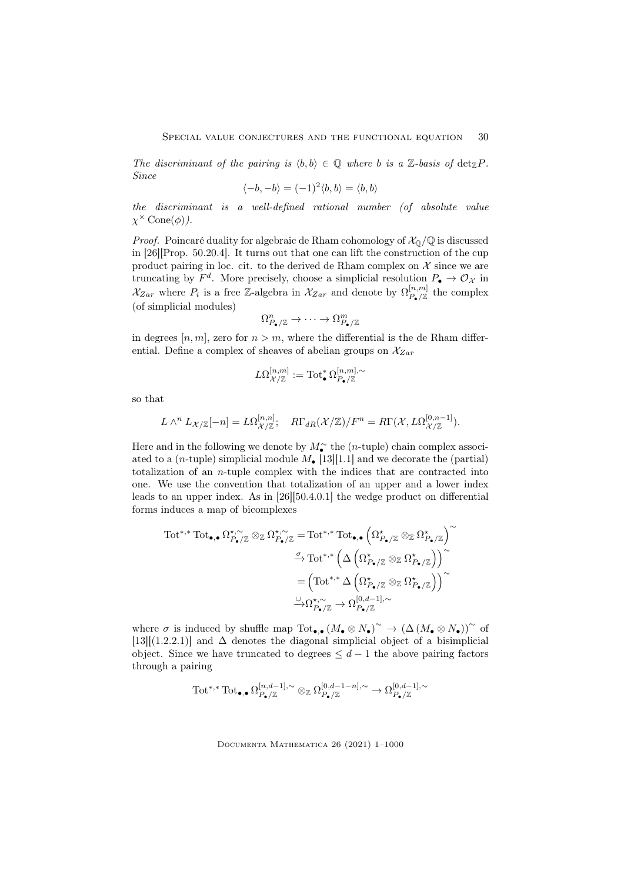*The discriminant of the pairing is $\langle b,b\rangle\in\mathbb{Q}$ where $b$ is a $\mathbb{Z}$-basis of $\det_{\mathbb{Z}}P$. Since*

$$\langle -b,-b\rangle=(-1)^2\langle b,b\rangle=\langle b,b\rangle$$

*the discriminant is a well-defined rational number (of absolute value $\chi^\times\operatorname{Cone}(\phi)$).*

*Proof.* Poincaré duality for algebraic de Rham cohomology of $\mathcal{X}_{\mathbb{Q}}/\mathbb{Q}$ is discussed in [26][Prop. 50.20.4]. It turns out that one can lift the construction of the cup product pairing in loc. cit. to the derived de Rham complex on $\mathcal{X}$ since we are truncating by $F^d$. More precisely, choose a simplicial resolution $P_\bullet\to\mathcal{O}_{\mathcal{X}}$ in $\mathcal{X}_{Zar}$ where $P_i$ is a free $\mathbb{Z}$-algebra in $\mathcal{X}_{Zar}$ and denote by $\Omega^{[n,m]}_{P_\bullet/\mathbb{Z}}$ the complex (of simplicial modules)

$$\Omega^n_{P_\bullet/\mathbb{Z}}\to\cdots\to\Omega^m_{P_\bullet/\mathbb{Z}}$$

in degrees $[n,m]$, zero for $n>m$, where the differential is the de Rham differential. Define a complex of sheaves of abelian groups on $\mathcal{X}_{Zar}$

$$L\Omega^{[n,m]}_{\mathcal{X}/\mathbb{Z}}:=\operatorname{Tot}^*_\bullet\Omega^{[n,m],\sim}_{P_\bullet/\mathbb{Z}}$$

so that

$$L\wedge^n L_{\mathcal{X}/\mathbb{Z}}[-n]=L\Omega^{[n,n]}_{\mathcal{X}/\mathbb{Z}};\quad R\Gamma_{dR}(\mathcal{X}/\mathbb{Z})/F^n=R\Gamma(\mathcal{X},L\Omega^{[0,n-1]}_{\mathcal{X}/\mathbb{Z}}).$$

Here and in the following we denote by $M_\bullet^\sim$ the ($n$-tuple) chain complex associated to a ($n$-tuple) simplicial module $M_\bullet$ [13][1.1] and we decorate the (partial) totalization of an $n$-tuple complex with the indices that are contracted into one. We use the convention that totalization of an upper and a lower index leads to an upper index. As in [26][50.4.0.1] the wedge product on differential forms induces a map of bicomplexes

$$\begin{aligned}
\operatorname{Tot}^{*,*}\operatorname{Tot}_{\bullet,\bullet}\Omega^{\star,\sim}_{P_\bullet/\mathbb{Z}}\otimes_{\mathbb{Z}}\Omega^{\star,\sim}_{P_\bullet/\mathbb{Z}}&=\operatorname{Tot}^{*,*}\operatorname{Tot}_{\bullet,\bullet}\left(\Omega^\star_{P_\bullet/\mathbb{Z}}\otimes_{\mathbb{Z}}\Omega^\star_{P_\bullet/\mathbb{Z}}\right)^\sim\\
&\xrightarrow{\sigma}\operatorname{Tot}^{*,*}\left(\Delta\left(\Omega^\star_{P_\bullet/\mathbb{Z}}\otimes_{\mathbb{Z}}\Omega^\star_{P_\bullet/\mathbb{Z}}\right)\right)^\sim\\
&=\left(\operatorname{Tot}^{*,*}\Delta\left(\Omega^\star_{P_\bullet/\mathbb{Z}}\otimes_{\mathbb{Z}}\Omega^\star_{P_\bullet/\mathbb{Z}}\right)\right)^\sim\\
&\xrightarrow{\cup}\Omega^{\star,\sim}_{P_\bullet/\mathbb{Z}}\to\Omega^{[0,d-1],\sim}_{P_\bullet/\mathbb{Z}}
\end{aligned}$$

where $\sigma$ is induced by shuffle map $\operatorname{Tot}_{\bullet,\bullet}(M_\bullet\otimes N_\bullet)^\sim\to(\Delta(M_\bullet\otimes N_\bullet))^\sim$ of [13][(1.2.2.1)] and $\Delta$ denotes the diagonal simplicial object of a bisimplicial object. Since we have truncated to degrees $\le d-1$ the above pairing factors through a pairing

$$\operatorname{Tot}^{*,*}\operatorname{Tot}_{\bullet,\bullet}\Omega^{[n,d-1],\sim}_{P_\bullet/\mathbb{Z}}\otimes_{\mathbb{Z}}\Omega^{[0,d-1-n],\sim}_{P_\bullet/\mathbb{Z}}\to\Omega^{[0,d-1],\sim}_{P_\bullet/\mathbb{Z}}$$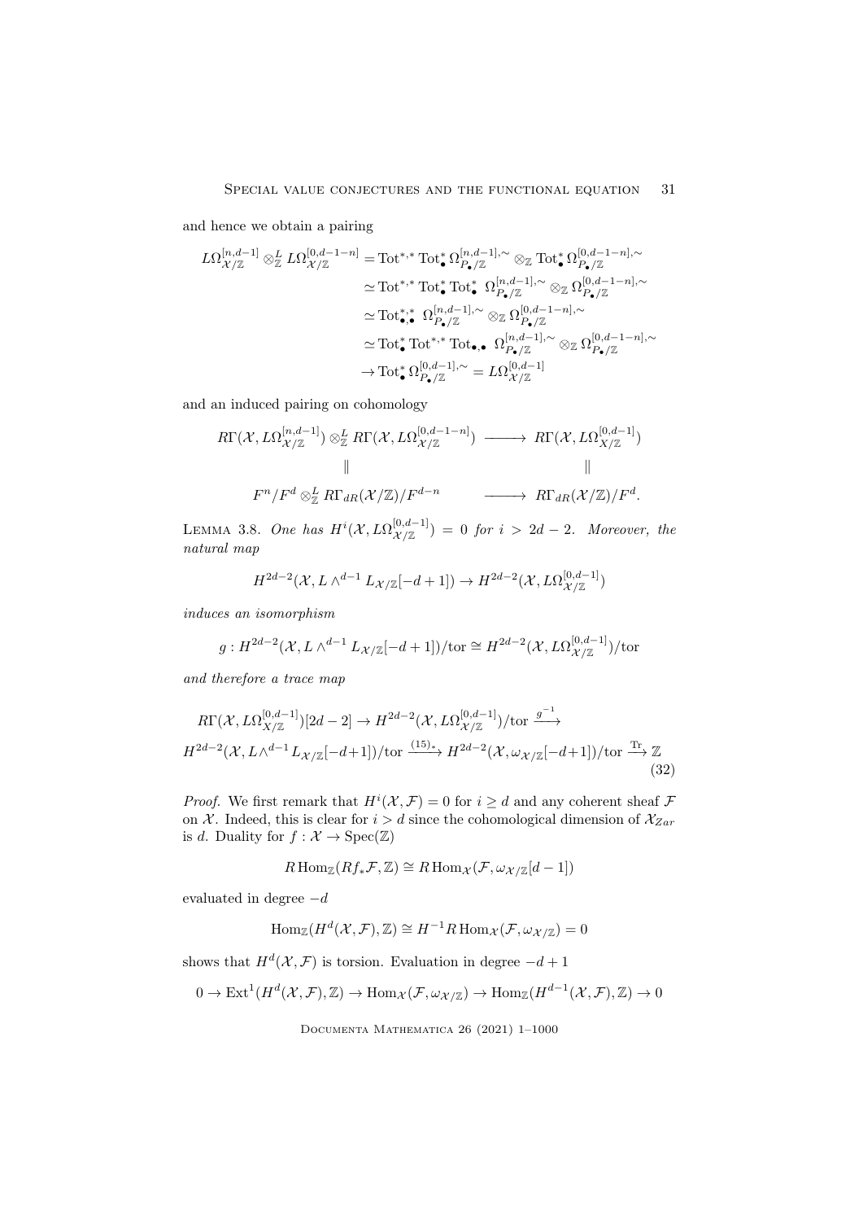and hence we obtain a pairing

$$
\begin{aligned}
L\Omega^{[n,d-1]}_{\mathcal{X}/\mathbb{Z}} \otimes^L_{\mathbb{Z}} L\Omega^{[0,d-1-n]}_{\mathcal{X}/\mathbb{Z}} &= \mathrm{Tot}^{*,*}\,\mathrm{Tot}^*_\bullet\,\Omega^{[n,d-1],\sim}_{P_\bullet/\mathbb{Z}} \otimes_{\mathbb{Z}} \mathrm{Tot}^*_\bullet\,\Omega^{[0,d-1-n],\sim}_{P_\bullet/\mathbb{Z}} \\
&\simeq \mathrm{Tot}^{*,*}\,\mathrm{Tot}^*_\bullet\,\mathrm{Tot}^*_\bullet\ \Omega^{[n,d-1],\sim}_{P_\bullet/\mathbb{Z}} \otimes_{\mathbb{Z}} \Omega^{[0,d-1-n],\sim}_{P_\bullet/\mathbb{Z}} \\
&\simeq \mathrm{Tot}^{*,*}_{\bullet,\bullet}\ \Omega^{[n,d-1],\sim}_{P_\bullet/\mathbb{Z}} \otimes_{\mathbb{Z}} \Omega^{[0,d-1-n],\sim}_{P_\bullet/\mathbb{Z}} \\
&\simeq \mathrm{Tot}^*_\bullet\,\mathrm{Tot}^{*,*}\,\mathrm{Tot}_{\bullet,\bullet}\ \Omega^{[n,d-1],\sim}_{P_\bullet/\mathbb{Z}} \otimes_{\mathbb{Z}} \Omega^{[0,d-1-n],\sim}_{P_\bullet/\mathbb{Z}} \\
&\to \mathrm{Tot}^*_\bullet\,\Omega^{[0,d-1],\sim}_{P_\bullet/\mathbb{Z}} = L\Omega^{[0,d-1]}_{\mathcal{X}/\mathbb{Z}}
\end{aligned}
$$

and an induced pairing on cohomology

$$
\begin{array}{ccc}
R\Gamma(\mathcal{X}, L\Omega^{[n,d-1]}_{\mathcal{X}/\mathbb{Z}}) \otimes^L_{\mathbb{Z}} R\Gamma(\mathcal{X}, L\Omega^{[0,d-1-n]}_{\mathcal{X}/\mathbb{Z}}) & \longrightarrow & R\Gamma(\mathcal{X}, L\Omega^{[0,d-1]}_{X/\mathbb{Z}}) \\
\| & & \| \\
F^n/F^d \otimes^L_{\mathbb{Z}} R\Gamma_{dR}(\mathcal{X}/\mathbb{Z})/F^{d-n} & \longrightarrow & R\Gamma_{dR}(\mathcal{X}/\mathbb{Z})/F^d.
\end{array}
$$

Lemma 3.8. *One has $H^i(\mathcal{X}, L\Omega^{[0,d-1]}_{\mathcal{X}/\mathbb{Z}}) = 0$ for $i > 2d-2$. Moreover, the natural map*

$$H^{2d-2}(\mathcal{X}, L\wedge^{d-1} L_{\mathcal{X}/\mathbb{Z}}[-d+1]) \to H^{2d-2}(\mathcal{X}, L\Omega^{[0,d-1]}_{\mathcal{X}/\mathbb{Z}})$$

*induces an isomorphism*

$$g: H^{2d-2}(\mathcal{X}, L\wedge^{d-1} L_{\mathcal{X}/\mathbb{Z}}[-d+1])/\mathrm{tor} \cong H^{2d-2}(\mathcal{X}, L\Omega^{[0,d-1]}_{\mathcal{X}/\mathbb{Z}})/\mathrm{tor}$$

*and therefore a trace map*

$$
\begin{aligned}
&R\Gamma(\mathcal{X}, L\Omega^{[0,d-1]}_{X/\mathbb{Z}})[2d-2] \to H^{2d-2}(\mathcal{X}, L\Omega^{[0,d-1]}_{\mathcal{X}/\mathbb{Z}})/\mathrm{tor} \xrightarrow{g^{-1}} \\
&H^{2d-2}(\mathcal{X}, L\wedge^{d-1} L_{\mathcal{X}/\mathbb{Z}}[-d+1])/\mathrm{tor} \xrightarrow{(15)_*} H^{2d-2}(\mathcal{X}, \omega_{\mathcal{X}/\mathbb{Z}}[-d+1])/\mathrm{tor} \xrightarrow{\mathrm{Tr}} \mathbb{Z}
\end{aligned}
\tag{32}
$$

*Proof.* We first remark that $H^i(\mathcal{X}, \mathcal{F}) = 0$ for $i \geq d$ and any coherent sheaf $\mathcal{F}$ on $\mathcal{X}$. Indeed, this is clear for $i > d$ since the cohomological dimension of $\mathcal{X}_{Zar}$ is $d$. Duality for $f: \mathcal{X} \to \mathrm{Spec}(\mathbb{Z})$

$$R\,\mathrm{Hom}_{\mathbb{Z}}(Rf_*\mathcal{F}, \mathbb{Z}) \cong R\,\mathrm{Hom}_{\mathcal{X}}(\mathcal{F}, \omega_{\mathcal{X}/\mathbb{Z}}[d-1])$$

evaluated in degree $-d$

$$\mathrm{Hom}_{\mathbb{Z}}(H^d(\mathcal{X}, \mathcal{F}), \mathbb{Z}) \cong H^{-1}R\,\mathrm{Hom}_{\mathcal{X}}(\mathcal{F}, \omega_{\mathcal{X}/\mathbb{Z}}) = 0$$

shows that $H^d(\mathcal{X}, \mathcal{F})$ is torsion. Evaluation in degree $-d+1$

$$0 \to \mathrm{Ext}^1(H^d(\mathcal{X}, \mathcal{F}), \mathbb{Z}) \to \mathrm{Hom}_{\mathcal{X}}(\mathcal{F}, \omega_{\mathcal{X}/\mathbb{Z}}) \to \mathrm{Hom}_{\mathbb{Z}}(H^{d-1}(\mathcal{X}, \mathcal{F}), \mathbb{Z}) \to 0$$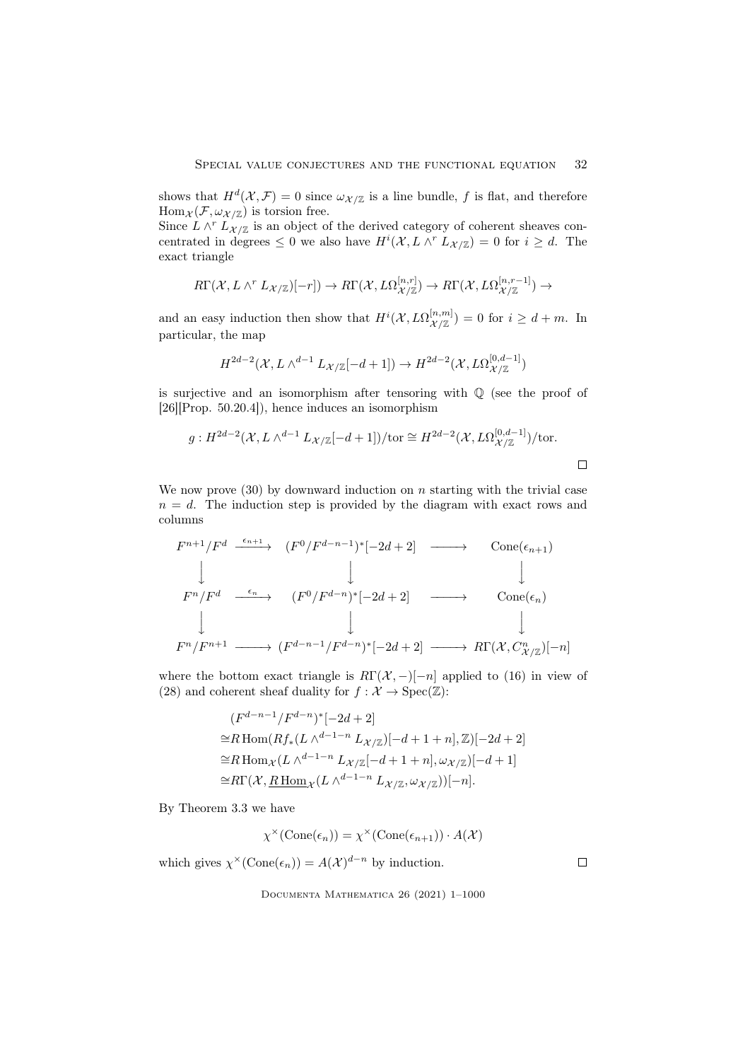shows that $H^d(\mathcal{X},\mathcal{F})=0$ since $\omega_{\mathcal{X}/\mathbb{Z}}$ is a line bundle, $f$ is flat, and therefore $\mathrm{Hom}_{\mathcal{X}}(\mathcal{F},\omega_{\mathcal{X}/\mathbb{Z}})$ is torsion free.

Since $L\wedge^r L_{\mathcal{X}/\mathbb{Z}}$ is an object of the derived category of coherent sheaves concentrated in degrees $\leq 0$ we also have $H^i(\mathcal{X},L\wedge^r L_{\mathcal{X}/\mathbb{Z}})=0$ for $i\geq d$. The exact triangle

$$R\Gamma(\mathcal{X},L\wedge^r L_{\mathcal{X}/\mathbb{Z}})[-r])\to R\Gamma(\mathcal{X},L\Omega^{[n,r]}_{\mathcal{X}/\mathbb{Z}})\to R\Gamma(\mathcal{X},L\Omega^{[n,r-1]}_{\mathcal{X}/\mathbb{Z}})\to$$

and an easy induction then show that $H^i(\mathcal{X},L\Omega^{[n,m]}_{\mathcal{X}/\mathbb{Z}})=0$ for $i\geq d+m$. In particular, the map

$$H^{2d-2}(\mathcal{X},L\wedge^{d-1}L_{\mathcal{X}/\mathbb{Z}}[-d+1])\to H^{2d-2}(\mathcal{X},L\Omega^{[0,d-1]}_{\mathcal{X}/\mathbb{Z}})$$

is surjective and an isomorphism after tensoring with $\mathbb{Q}$ (see the proof of [26][Prop. 50.20.4]), hence induces an isomorphism

$$g:H^{2d-2}(\mathcal{X},L\wedge^{d-1}L_{\mathcal{X}/\mathbb{Z}}[-d+1])/\mathrm{tor}\cong H^{2d-2}(\mathcal{X},L\Omega^{[0,d-1]}_{\mathcal{X}/\mathbb{Z}})/\mathrm{tor}.$$

□

We now prove (30) by downward induction on $n$ starting with the trivial case $n=d$. The induction step is provided by the diagram with exact rows and columns

$$\begin{array}{ccccc}
F^{n+1}/F^d & \xrightarrow{\epsilon_{n+1}} & (F^0/F^{d-n-1})^*[-2d+2] & \longrightarrow & \mathrm{Cone}(\epsilon_{n+1})\\
\downarrow & & \downarrow & & \downarrow\\
F^n/F^d & \xrightarrow{\epsilon_n} & (F^0/F^{d-n})^*[-2d+2] & \longrightarrow & \mathrm{Cone}(\epsilon_n)\\
\downarrow & & \downarrow & & \downarrow\\
F^n/F^{n+1} & \longrightarrow & (F^{d-n-1}/F^{d-n})^*[-2d+2] & \longrightarrow & R\Gamma(\mathcal{X},C^n_{\mathcal{X}/\mathbb{Z}})[-n]
\end{array}$$

where the bottom exact triangle is $R\Gamma(\mathcal{X},-)[-n]$ applied to (16) in view of (28) and coherent sheaf duality for $f:\mathcal{X}\to\mathrm{Spec}(\mathbb{Z})$:

$$\begin{aligned}
&(F^{d-n-1}/F^{d-n})^*[-2d+2]\\
\cong& R\,\mathrm{Hom}(Rf_*(L\wedge^{d-1-n}L_{\mathcal{X}/\mathbb{Z}})[-d+1+n],\mathbb{Z})[-2d+2]\\
\cong& R\,\mathrm{Hom}_{\mathcal{X}}(L\wedge^{d-1-n}L_{\mathcal{X}/\mathbb{Z}}[-d+1+n],\omega_{\mathcal{X}/\mathbb{Z}})[-d+1]\\
\cong& R\Gamma(\mathcal{X},\underline{R\,\mathrm{Hom}}_{\mathcal{X}}(L\wedge^{d-1-n}L_{\mathcal{X}/\mathbb{Z}},\omega_{\mathcal{X}/\mathbb{Z}}))[-n].
\end{aligned}$$

By Theorem 3.3 we have

$$\chi^\times(\mathrm{Cone}(\epsilon_n))=\chi^\times(\mathrm{Cone}(\epsilon_{n+1}))\cdot A(\mathcal{X})$$

which gives $\chi^\times(\mathrm{Cone}(\epsilon_n))=A(\mathcal{X})^{d-n}$ by induction. □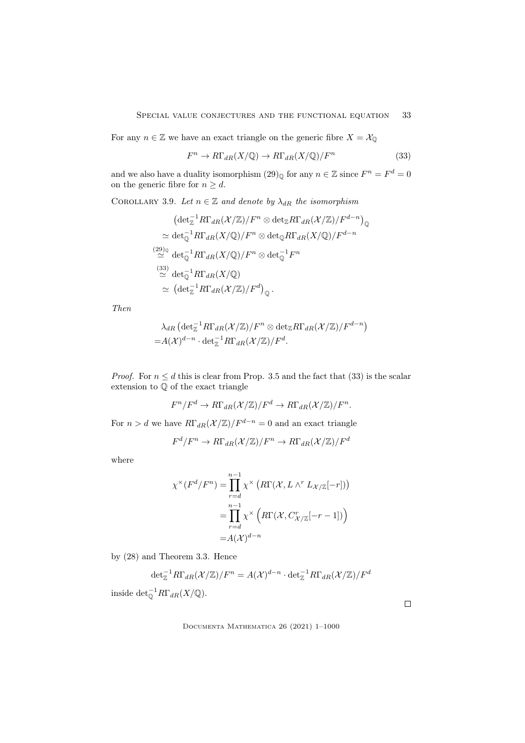For any $n \in \mathbb{Z}$ we have an exact triangle on the generic fibre $X = \mathcal{X}_{\mathbb{Q}}$

$$F^n \to R\Gamma_{dR}(X/\mathbb{Q}) \to R\Gamma_{dR}(X/\mathbb{Q})/F^n \tag{33}$$

and we also have a duality isomorphism $(29)_{\mathbb{Q}}$ for any $n \in \mathbb{Z}$ since $F^n = F^d = 0$ on the generic fibre for $n \geq d$.

Corollary 3.9. *Let $n \in \mathbb{Z}$ and denote by $\lambda_{dR}$ the isomorphism*

$$\begin{aligned}
&\left(\det_{\mathbb{Z}}^{-1} R\Gamma_{dR}(\mathcal{X}/\mathbb{Z})/F^n \otimes \det_{\mathbb{Z}} R\Gamma_{dR}(\mathcal{X}/\mathbb{Z})/F^{d-n}\right)_{\mathbb{Q}} \\
&\simeq \det_{\mathbb{Q}}^{-1} R\Gamma_{dR}(X/\mathbb{Q})/F^n \otimes \det_{\mathbb{Q}} R\Gamma_{dR}(X/\mathbb{Q})/F^{d-n} \\
&\overset{(29)_{\mathbb{Q}}}{\simeq} \det_{\mathbb{Q}}^{-1} R\Gamma_{dR}(X/\mathbb{Q})/F^n \otimes \det_{\mathbb{Q}}^{-1} F^n \\
&\overset{(33)}{\simeq} \det_{\mathbb{Q}}^{-1} R\Gamma_{dR}(X/\mathbb{Q}) \\
&\simeq \left(\det_{\mathbb{Z}}^{-1} R\Gamma_{dR}(\mathcal{X}/\mathbb{Z})/F^d\right)_{\mathbb{Q}}.
\end{aligned}$$

*Then*

$$\begin{aligned}
&\lambda_{dR}\left(\det_{\mathbb{Z}}^{-1} R\Gamma_{dR}(\mathcal{X}/\mathbb{Z})/F^n \otimes \det_{\mathbb{Z}} R\Gamma_{dR}(\mathcal{X}/\mathbb{Z})/F^{d-n}\right) \\
=& A(\mathcal{X})^{d-n} \cdot \det_{\mathbb{Z}}^{-1} R\Gamma_{dR}(\mathcal{X}/\mathbb{Z})/F^d.
\end{aligned}$$

*Proof.* For $n \leq d$ this is clear from Prop. 3.5 and the fact that (33) is the scalar extension to $\mathbb{Q}$ of the exact triangle

$$F^n/F^d \to R\Gamma_{dR}(\mathcal{X}/\mathbb{Z})/F^d \to R\Gamma_{dR}(\mathcal{X}/\mathbb{Z})/F^n.$$

For $n > d$ we have $R\Gamma_{dR}(\mathcal{X}/\mathbb{Z})/F^{d-n} = 0$ and an exact triangle

$$F^d/F^n \to R\Gamma_{dR}(\mathcal{X}/\mathbb{Z})/F^n \to R\Gamma_{dR}(\mathcal{X}/\mathbb{Z})/F^d$$

where

$$\begin{aligned}
\chi^{\times}(F^d/F^n) &= \prod_{r=d}^{n-1} \chi^{\times}\left(R\Gamma(\mathcal{X}, L\wedge^r L_{\mathcal{X}/\mathbb{Z}}[-r])\right) \\
&= \prod_{r=d}^{n-1} \chi^{\times}\left(R\Gamma(\mathcal{X}, C^r_{\mathcal{X}/\mathbb{Z}}[-r-1])\right) \\
&= A(\mathcal{X})^{d-n}
\end{aligned}$$

by (28) and Theorem 3.3. Hence

$$\det_{\mathbb{Z}}^{-1} R\Gamma_{dR}(\mathcal{X}/\mathbb{Z})/F^n = A(\mathcal{X})^{d-n} \cdot \det_{\mathbb{Z}}^{-1} R\Gamma_{dR}(\mathcal{X}/\mathbb{Z})/F^d$$

inside $\det_{\mathbb{Q}}^{-1} R\Gamma_{dR}(X/\mathbb{Q})$.

$\square$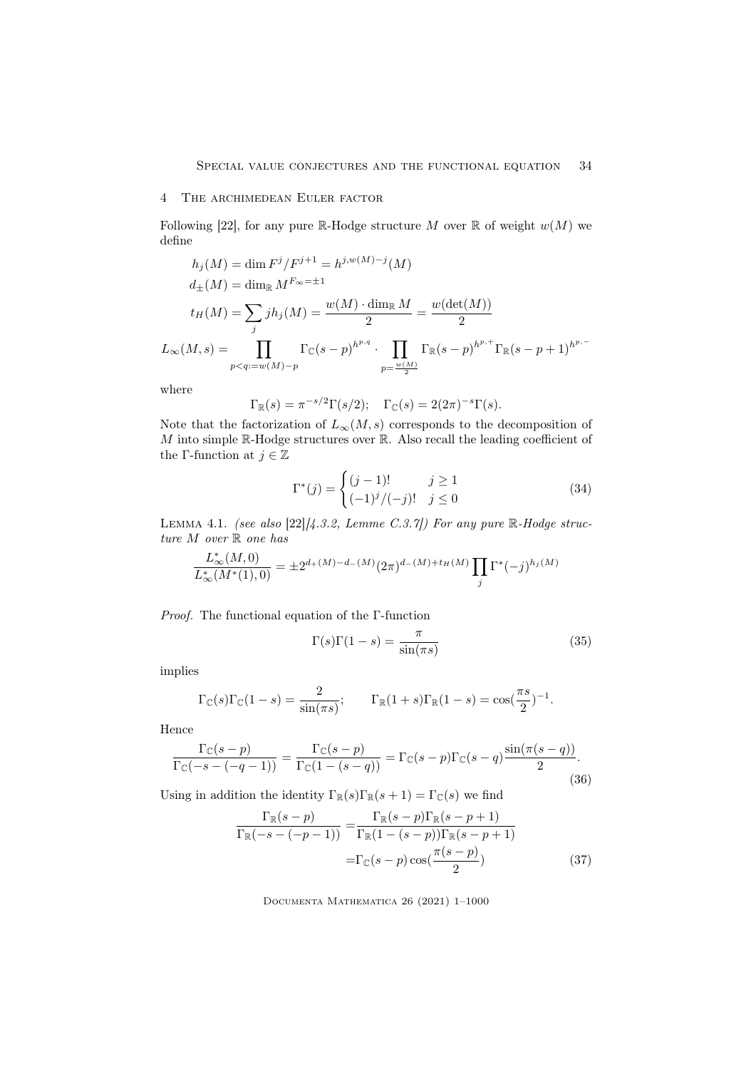## 4 The archimedean Euler factor

Following [22], for any pure $\mathbb{R}$-Hodge structure $M$ over $\mathbb{R}$ of weight $w(M)$ we define

$$
\begin{aligned}
h_j(M) &= \dim F^j/F^{j+1} = h^{j,w(M)-j}(M)\\
d_\pm(M) &= \dim_\mathbb{R} M^{F_\infty=\pm 1}\\
t_H(M) &= \sum_j jh_j(M) = \frac{w(M)\cdot \dim_\mathbb{R} M}{2} = \frac{w(\det(M))}{2}
\end{aligned}
$$

$$
L_\infty(M,s) = \prod_{p<q:=w(M)-p} \Gamma_\mathbb{C}(s-p)^{h^{p,q}} \cdot \prod_{p=\frac{w(M)}{2}} \Gamma_\mathbb{R}(s-p)^{h^{p,+}}\Gamma_\mathbb{R}(s-p+1)^{h^{p,-}}
$$

where

$$
\Gamma_\mathbb{R}(s) = \pi^{-s/2}\Gamma(s/2); \quad \Gamma_\mathbb{C}(s) = 2(2\pi)^{-s}\Gamma(s).
$$

Note that the factorization of $L_\infty(M,s)$ corresponds to the decomposition of $M$ into simple $\mathbb{R}$-Hodge structures over $\mathbb{R}$. Also recall the leading coefficient of the $\Gamma$-function at $j\in\mathbb{Z}$

$$
\Gamma^*(j) = \begin{cases} (j-1)! & j\geq 1\\ (-1)^j/(-j)! & j\leq 0 \end{cases} \tag{34}
$$

Lemma 4.1. *(see also [22][4.3.2, Lemme C.3.7]) For any pure $\mathbb{R}$-Hodge structure $M$ over $\mathbb{R}$ one has*

$$
\frac{L_\infty^*(M,0)}{L_\infty^*(M^*(1),0)} = \pm 2^{d_+(M)-d_-(M)}(2\pi)^{d_-(M)+t_H(M)}\prod_j \Gamma^*(-j)^{h_j(M)}
$$

*Proof.* The functional equation of the $\Gamma$-function

$$
\Gamma(s)\Gamma(1-s) = \frac{\pi}{\sin(\pi s)} \tag{35}
$$

implies

$$
\Gamma_\mathbb{C}(s)\Gamma_\mathbb{C}(1-s) = \frac{2}{\sin(\pi s)}; \qquad \Gamma_\mathbb{R}(1+s)\Gamma_\mathbb{R}(1-s) = \cos(\frac{\pi s}{2})^{-1}.
$$

Hence

$$
\frac{\Gamma_\mathbb{C}(s-p)}{\Gamma_\mathbb{C}(-s-(-q-1))} = \frac{\Gamma_\mathbb{C}(s-p)}{\Gamma_\mathbb{C}(1-(s-q))} = \Gamma_\mathbb{C}(s-p)\Gamma_\mathbb{C}(s-q)\frac{\sin(\pi(s-q))}{2}. \tag{36}
$$

Using in addition the identity $\Gamma_\mathbb{R}(s)\Gamma_\mathbb{R}(s+1) = \Gamma_\mathbb{C}(s)$ we find

$$
\begin{aligned}
\frac{\Gamma_\mathbb{R}(s-p)}{\Gamma_\mathbb{R}(-s-(-p-1))} =& \frac{\Gamma_\mathbb{R}(s-p)\Gamma_\mathbb{R}(s-p+1)}{\Gamma_\mathbb{R}(1-(s-p))\Gamma_\mathbb{R}(s-p+1)}\\
=& \Gamma_\mathbb{C}(s-p)\cos(\frac{\pi(s-p)}{2})
\end{aligned} \tag{37}
$$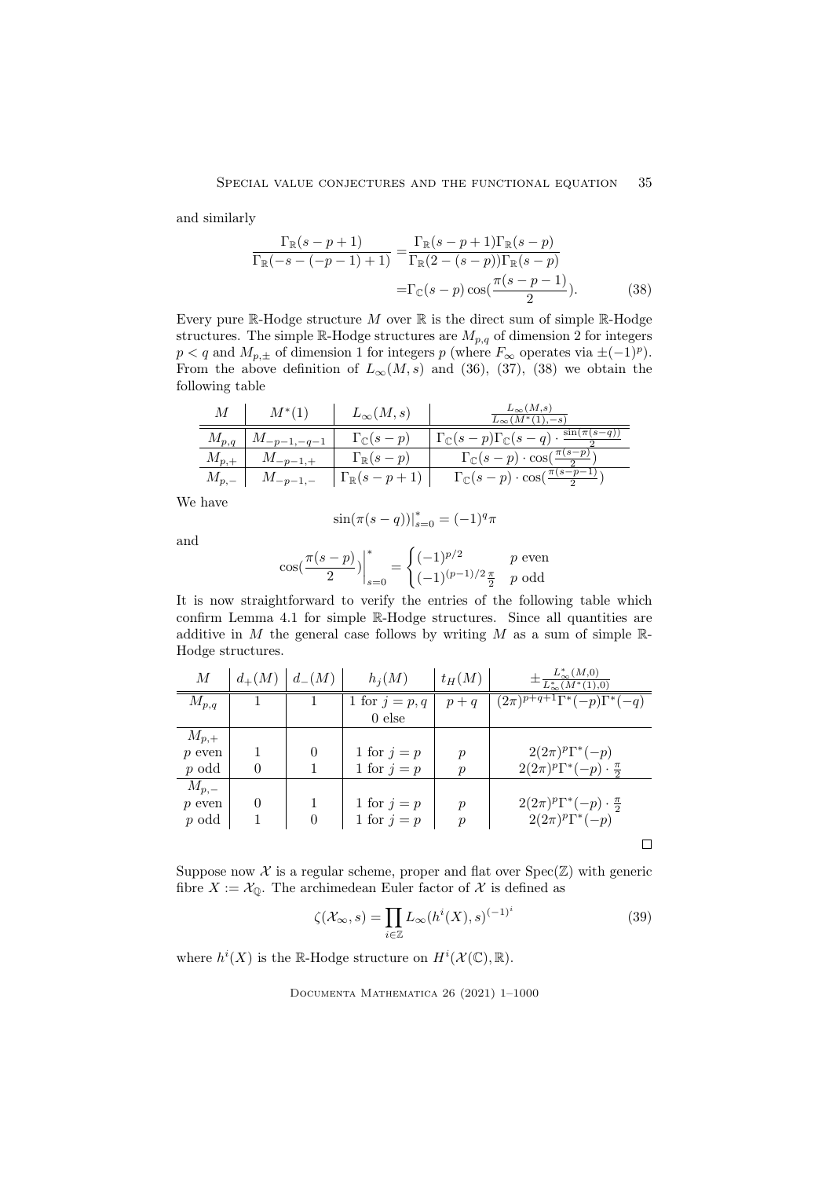and similarly

$$\begin{aligned}\frac{\Gamma_{\mathbb{R}}(s-p+1)}{\Gamma_{\mathbb{R}}(-s-(-p-1)+1)} =&\frac{\Gamma_{\mathbb{R}}(s-p+1)\Gamma_{\mathbb{R}}(s-p)}{\Gamma_{\mathbb{R}}(2-(s-p))\Gamma_{\mathbb{R}}(s-p)} \\ =&\Gamma_{\mathbb{C}}(s-p)\cos(\frac{\pi(s-p-1)}{2}).\end{aligned} \tag{38}$$

Every pure $\mathbb{R}$-Hodge structure $M$ over $\mathbb{R}$ is the direct sum of simple $\mathbb{R}$-Hodge structures. The simple $\mathbb{R}$-Hodge structures are $M_{p,q}$ of dimension 2 for integers $p<q$ and $M_{p,\pm}$ of dimension 1 for integers $p$ (where $F_\infty$ operates via $\pm(-1)^p$). From the above definition of $L_\infty(M,s)$ and (36), (37), (38) we obtain the following table

| $M$ | $M^*(1)$ | $L_\infty(M,s)$ | $\frac{L_\infty(M,s)}{L_\infty(M^*(1),-s)}$ |
|---|---|---|---|
| $M_{p,q}$ | $M_{-p-1,-q-1}$ | $\Gamma_{\mathbb{C}}(s-p)$ | $\Gamma_{\mathbb{C}}(s-p)\Gamma_{\mathbb{C}}(s-q)\cdot\frac{\sin(\pi(s-q))}{2}$ |
| $M_{p,+}$ | $M_{-p-1,+}$ | $\Gamma_{\mathbb{R}}(s-p)$ | $\Gamma_{\mathbb{C}}(s-p)\cdot\cos(\frac{\pi(s-p)}{2})$ |
| $M_{p,-}$ | $M_{-p-1,-}$ | $\Gamma_{\mathbb{R}}(s-p+1)$ | $\Gamma_{\mathbb{C}}(s-p)\cdot\cos(\frac{\pi(s-p-1)}{2})$ |

We have

$$\sin(\pi(s-q))|_{s=0}^* = (-1)^q\pi$$

and

$$\cos(\frac{\pi(s-p)}{2})\Big|_{s=0}^* = \begin{cases}(-1)^{p/2} & p \text{ even}\\ (-1)^{(p-1)/2}\frac{\pi}{2} & p \text{ odd}\end{cases}$$

It is now straightforward to verify the entries of the following table which confirm Lemma 4.1 for simple $\mathbb{R}$-Hodge structures. Since all quantities are additive in $M$ the general case follows by writing $M$ as a sum of simple $\mathbb{R}$-Hodge structures.

| $M$ | $d_+(M)$ | $d_-(M)$ | $h_j(M)$ | $t_H(M)$ | $\pm\frac{L_\infty^*(M,0)}{L_\infty^*(M^*(1),0)}$ |
|---|---|---|---|---|---|
| $M_{p,q}$ | 1 | 1 | 1 for $j=p,q$; 0 else | $p+q$ | $(2\pi)^{p+q+1}\Gamma^*(-p)\Gamma^*(-q)$ |
| $M_{p,+}$ | | | | | |
| $p$ even | 1 | 0 | 1 for $j=p$ | $p$ | $2(2\pi)^p\Gamma^*(-p)$ |
| $p$ odd | 0 | 1 | 1 for $j=p$ | $p$ | $2(2\pi)^p\Gamma^*(-p)\cdot\frac{\pi}{2}$ |
| $M_{p,-}$ | | | | | |
| $p$ even | 0 | 1 | 1 for $j=p$ | $p$ | $2(2\pi)^p\Gamma^*(-p)\cdot\frac{\pi}{2}$ |
| $p$ odd | 1 | 0 | 1 for $j=p$ | $p$ | $2(2\pi)^p\Gamma^*(-p)$ |

□

Suppose now $\mathcal{X}$ is a regular scheme, proper and flat over $\mathrm{Spec}(\mathbb{Z})$ with generic fibre $X:=\mathcal{X}_{\mathbb{Q}}$. The archimedean Euler factor of $\mathcal{X}$ is defined as

$$\zeta(\mathcal{X}_\infty,s) = \prod_{i\in\mathbb{Z}} L_\infty(h^i(X),s)^{(-1)^i} \tag{39}$$

where $h^i(X)$ is the $\mathbb{R}$-Hodge structure on $H^i(\mathcal{X}(\mathbb{C}),\mathbb{R})$.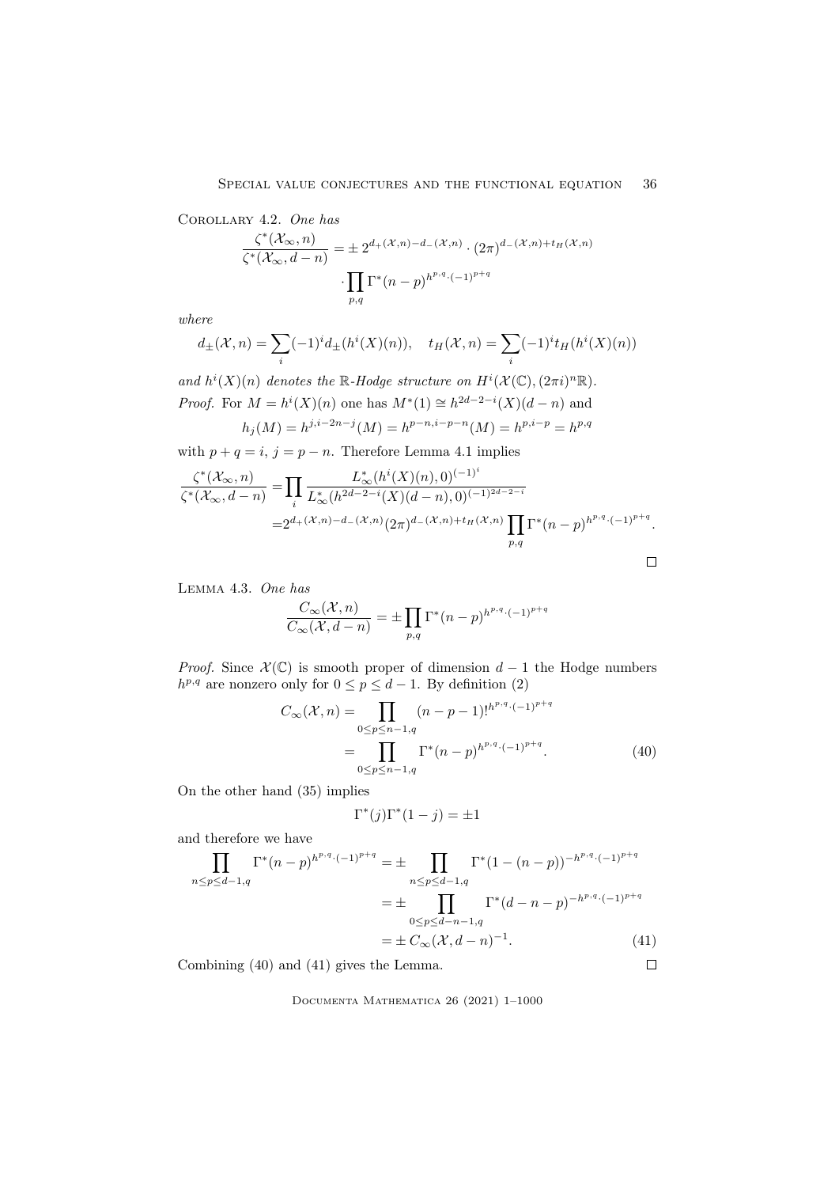Corollary 4.2. *One has*

$$\frac{\zeta^*(\mathcal{X}_\infty, n)}{\zeta^*(\mathcal{X}_\infty, d-n)} = \pm\, 2^{d_+(\mathcal{X},n)-d_-(\mathcal{X},n)} \cdot (2\pi)^{d_-(\mathcal{X},n)+t_H(\mathcal{X},n)} \cdot \prod_{p,q} \Gamma^*(n-p)^{h^{p,q}\cdot(-1)^{p+q}}$$

*where*

$$d_\pm(\mathcal{X}, n) = \sum_i (-1)^i d_\pm(h^i(X)(n)), \quad t_H(\mathcal{X}, n) = \sum_i (-1)^i t_H(h^i(X)(n))$$

*and $h^i(X)(n)$ denotes the $\mathbb{R}$-Hodge structure on $H^i(\mathcal{X}(\mathbb{C}), (2\pi i)^n\mathbb{R})$.*

*Proof.* For $M = h^i(X)(n)$ one has $M^*(1) \cong h^{2d-2-i}(X)(d-n)$ and

$$h_j(M) = h^{j,i-2n-j}(M) = h^{p-n,i-p-n}(M) = h^{p,i-p} = h^{p,q}$$

with $p+q = i$, $j = p-n$. Therefore Lemma 4.1 implies

$$\begin{aligned}
\frac{\zeta^*(\mathcal{X}_\infty, n)}{\zeta^*(\mathcal{X}_\infty, d-n)} =& \prod_i \frac{L^*_\infty(h^i(X)(n), 0)^{(-1)^i}}{L^*_\infty(h^{2d-2-i}(X)(d-n), 0)^{(-1)^{2d-2-i}}} \\
=& 2^{d_+(\mathcal{X},n)-d_-(\mathcal{X},n)}(2\pi)^{d_-(\mathcal{X},n)+t_H(\mathcal{X},n)} \prod_{p,q} \Gamma^*(n-p)^{h^{p,q}\cdot(-1)^{p+q}}.
\end{aligned}$$

∎

Lemma 4.3. *One has*

$$\frac{C_\infty(\mathcal{X}, n)}{C_\infty(\mathcal{X}, d-n)} = \pm \prod_{p,q} \Gamma^*(n-p)^{h^{p,q}\cdot(-1)^{p+q}}$$

*Proof.* Since $\mathcal{X}(\mathbb{C})$ is smooth proper of dimension $d-1$ the Hodge numbers $h^{p,q}$ are nonzero only for $0 \le p \le d-1$. By definition (2)

$$\begin{aligned}
C_\infty(\mathcal{X}, n) =& \prod_{0 \le p \le n-1, q} (n-p-1)!^{h^{p,q}\cdot(-1)^{p+q}} \\
=& \prod_{0 \le p \le n-1, q} \Gamma^*(n-p)^{h^{p,q}\cdot(-1)^{p+q}}. \qquad (40)
\end{aligned}$$

On the other hand (35) implies

$$\Gamma^*(j)\Gamma^*(1-j) = \pm 1$$

and therefore we have

$$\begin{aligned}
\prod_{n \le p \le d-1, q} \Gamma^*(n-p)^{h^{p,q}\cdot(-1)^{p+q}} =& \pm \prod_{n \le p \le d-1, q} \Gamma^*(1-(n-p))^{-h^{p,q}\cdot(-1)^{p+q}} \\
=& \pm \prod_{0 \le p \le d-n-1, q} \Gamma^*(d-n-p)^{-h^{p,q}\cdot(-1)^{p+q}} \\
=& \pm\, C_\infty(\mathcal{X}, d-n)^{-1}. \qquad (41)
\end{aligned}$$

Combining (40) and (41) gives the Lemma. ∎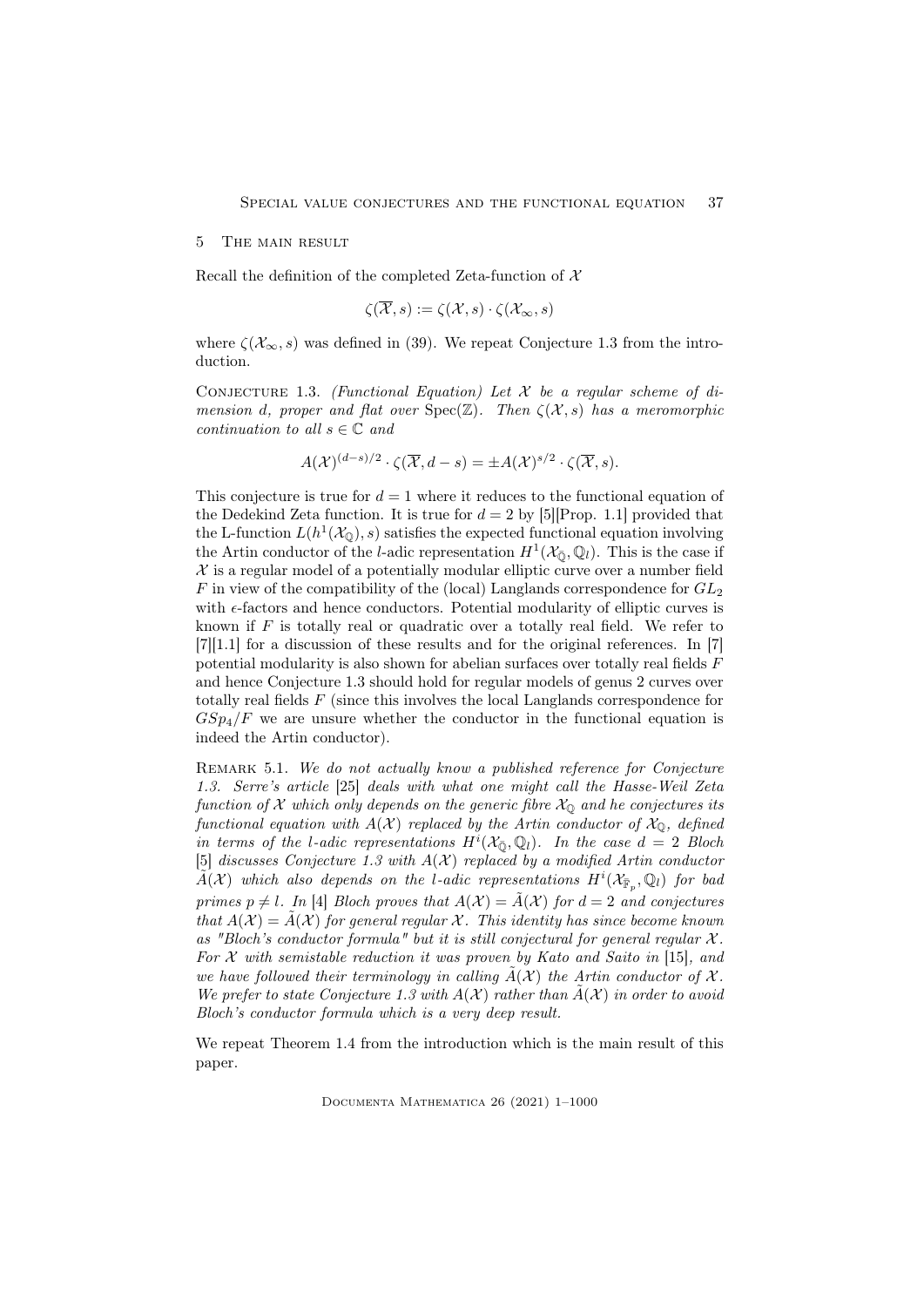## 5 The main result

Recall the definition of the completed Zeta-function of $\mathcal{X}$

$$\zeta(\overline{\mathcal{X}}, s) := \zeta(\mathcal{X}, s) \cdot \zeta(\mathcal{X}_\infty, s)$$

where $\zeta(\mathcal{X}_\infty, s)$ was defined in (39). We repeat Conjecture 1.3 from the introduction.

Conjecture 1.3. *(Functional Equation) Let $\mathcal{X}$ be a regular scheme of dimension $d$, proper and flat over $\mathrm{Spec}(\mathbb{Z})$. Then $\zeta(\mathcal{X}, s)$ has a meromorphic continuation to all $s \in \mathbb{C}$ and*

$$A(\mathcal{X})^{(d-s)/2} \cdot \zeta(\overline{\mathcal{X}}, d-s) = \pm A(\mathcal{X})^{s/2} \cdot \zeta(\overline{\mathcal{X}}, s).$$

This conjecture is true for $d = 1$ where it reduces to the functional equation of the Dedekind Zeta function. It is true for $d = 2$ by [5][Prop. 1.1] provided that the L-function $L(h^1(\mathcal{X}_\mathbb{Q}), s)$ satisfies the expected functional equation involving the Artin conductor of the $l$-adic representation $H^1(\mathcal{X}_{\bar{\mathbb{Q}}}, \mathbb{Q}_l)$. This is the case if $\mathcal{X}$ is a regular model of a potentially modular elliptic curve over a number field $F$ in view of the compatibility of the (local) Langlands correspondence for $GL_2$ with $\epsilon$-factors and hence conductors. Potential modularity of elliptic curves is known if $F$ is totally real or quadratic over a totally real field. We refer to [7][1.1] for a discussion of these results and for the original references. In [7] potential modularity is also shown for abelian surfaces over totally real fields $F$ and hence Conjecture 1.3 should hold for regular models of genus 2 curves over totally real fields $F$ (since this involves the local Langlands correspondence for $GSp_4/F$ we are unsure whether the conductor in the functional equation is indeed the Artin conductor).

Remark 5.1. *We do not actually know a published reference for Conjecture 1.3. Serre's article* [25] *deals with what one might call the Hasse-Weil Zeta function of $\mathcal{X}$ which only depends on the generic fibre $\mathcal{X}_\mathbb{Q}$ and he conjectures its functional equation with $A(\mathcal{X})$ replaced by the Artin conductor of $\mathcal{X}_\mathbb{Q}$, defined in terms of the $l$-adic representations $H^i(\mathcal{X}_{\bar{\mathbb{Q}}}, \mathbb{Q}_l)$. In the case $d = 2$ Bloch* [5] *discusses Conjecture 1.3 with $A(\mathcal{X})$ replaced by a modified Artin conductor $\tilde{A}(\mathcal{X})$ which also depends on the $l$-adic representations $H^i(\mathcal{X}_{\bar{\mathbb{F}}_p}, \mathbb{Q}_l)$ for bad primes $p \neq l$. In* [4] *Bloch proves that $A(\mathcal{X}) = \tilde{A}(\mathcal{X})$ for $d = 2$ and conjectures that $A(\mathcal{X}) = \tilde{A}(\mathcal{X})$ for general regular $\mathcal{X}$. This identity has since become known as "Bloch's conductor formula" but it is still conjectural for general regular $\mathcal{X}$. For $\mathcal{X}$ with semistable reduction it was proven by Kato and Saito in* [15]*, and we have followed their terminology in calling $\tilde{A}(\mathcal{X})$ the Artin conductor of $\mathcal{X}$. We prefer to state Conjecture 1.3 with $A(\mathcal{X})$ rather than $\tilde{A}(\mathcal{X})$ in order to avoid Bloch's conductor formula which is a very deep result.*

We repeat Theorem 1.4 from the introduction which is the main result of this paper.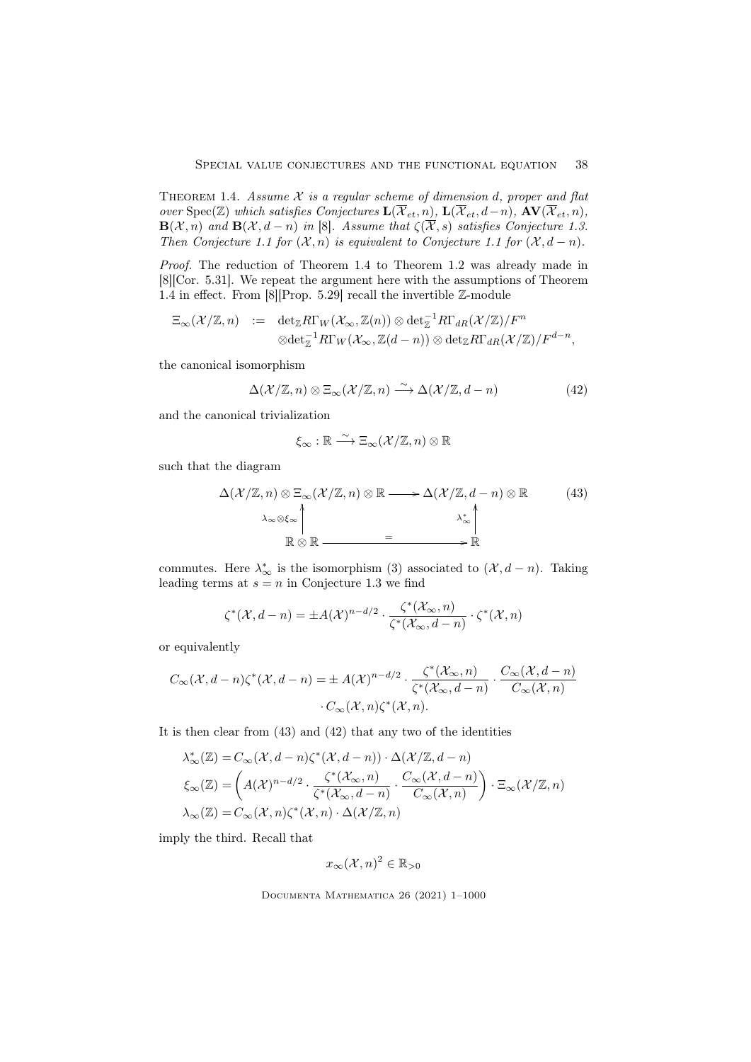Theorem 1.4. *Assume $\mathcal{X}$ is a regular scheme of dimension $d$, proper and flat over $\mathrm{Spec}(\mathbb{Z})$ which satisfies Conjectures $\mathbf{L}(\overline{\mathcal{X}}_{et}, n)$, $\mathbf{L}(\overline{\mathcal{X}}_{et}, d-n)$, $\mathbf{AV}(\overline{\mathcal{X}}_{et}, n)$, $\mathbf{B}(\mathcal{X}, n)$ and $\mathbf{B}(\mathcal{X}, d-n)$ in [8]. Assume that $\zeta(\overline{\mathcal{X}}, s)$ satisfies Conjecture 1.3. Then Conjecture 1.1 for $(\mathcal{X}, n)$ is equivalent to Conjecture 1.1 for $(\mathcal{X}, d-n)$.*

*Proof.* The reduction of Theorem 1.4 to Theorem 1.2 was already made in [8][Cor. 5.31]. We repeat the argument here with the assumptions of Theorem 1.4 in effect. From [8][Prop. 5.29] recall the invertible $\mathbb{Z}$-module

$$\begin{aligned}\Xi_\infty(\mathcal{X}/\mathbb{Z}, n) \ := \ & \det_\mathbb{Z} R\Gamma_W(\mathcal{X}_\infty, \mathbb{Z}(n)) \otimes \det_\mathbb{Z}^{-1} R\Gamma_{dR}(\mathcal{X}/\mathbb{Z})/F^n \\ & \otimes \det_\mathbb{Z}^{-1} R\Gamma_W(\mathcal{X}_\infty, \mathbb{Z}(d-n)) \otimes \det_\mathbb{Z} R\Gamma_{dR}(\mathcal{X}/\mathbb{Z})/F^{d-n},\end{aligned}$$

the canonical isomorphism

$$\Delta(\mathcal{X}/\mathbb{Z}, n) \otimes \Xi_\infty(\mathcal{X}/\mathbb{Z}, n) \xrightarrow{\sim} \Delta(\mathcal{X}/\mathbb{Z}, d-n) \tag{42}$$

and the canonical trivialization

$$\xi_\infty : \mathbb{R} \xrightarrow{\sim} \Xi_\infty(\mathcal{X}/\mathbb{Z}, n) \otimes \mathbb{R}$$

such that the diagram

$$\begin{array}{ccc} \Delta(\mathcal{X}/\mathbb{Z}, n) \otimes \Xi_\infty(\mathcal{X}/\mathbb{Z}, n) \otimes \mathbb{R} & \longrightarrow & \Delta(\mathcal{X}/\mathbb{Z}, d-n) \otimes \mathbb{R} \\ \uparrow{\scriptstyle \lambda_\infty \otimes \xi_\infty} & & \uparrow{\scriptstyle \lambda_\infty^*} \\ \mathbb{R} \otimes \mathbb{R} & \xrightarrow{=} & \mathbb{R} \end{array} \tag{43}$$

commutes. Here $\lambda_\infty^*$ is the isomorphism (3) associated to $(\mathcal{X}, d-n)$. Taking leading terms at $s = n$ in Conjecture 1.3 we find

$$\zeta^*(\mathcal{X}, d-n) = \pm A(\mathcal{X})^{n-d/2} \cdot \frac{\zeta^*(\mathcal{X}_\infty, n)}{\zeta^*(\mathcal{X}_\infty, d-n)} \cdot \zeta^*(\mathcal{X}, n)$$

or equivalently

$$\begin{aligned}C_\infty(\mathcal{X}, d-n)\zeta^*(\mathcal{X}, d-n) = & \pm A(\mathcal{X})^{n-d/2} \cdot \frac{\zeta^*(\mathcal{X}_\infty, n)}{\zeta^*(\mathcal{X}_\infty, d-n)} \cdot \frac{C_\infty(\mathcal{X}, d-n)}{C_\infty(\mathcal{X}, n)} \\ & \cdot C_\infty(\mathcal{X}, n)\zeta^*(\mathcal{X}, n).\end{aligned}$$

It is then clear from (43) and (42) that any two of the identities

$$\begin{aligned}\lambda_\infty^*(\mathbb{Z}) &= C_\infty(\mathcal{X}, d-n)\zeta^*(\mathcal{X}, d-n)) \cdot \Delta(\mathcal{X}/\mathbb{Z}, d-n) \\ \xi_\infty(\mathbb{Z}) &= \left( A(\mathcal{X})^{n-d/2} \cdot \frac{\zeta^*(\mathcal{X}_\infty, n)}{\zeta^*(\mathcal{X}_\infty, d-n)} \cdot \frac{C_\infty(\mathcal{X}, d-n)}{C_\infty(\mathcal{X}, n)} \right) \cdot \Xi_\infty(\mathcal{X}/\mathbb{Z}, n) \\ \lambda_\infty(\mathbb{Z}) &= C_\infty(\mathcal{X}, n)\zeta^*(\mathcal{X}, n) \cdot \Delta(\mathcal{X}/\mathbb{Z}, n)\end{aligned}$$

imply the third. Recall that

$$x_\infty(\mathcal{X}, n)^2 \in \mathbb{R}_{>0}$$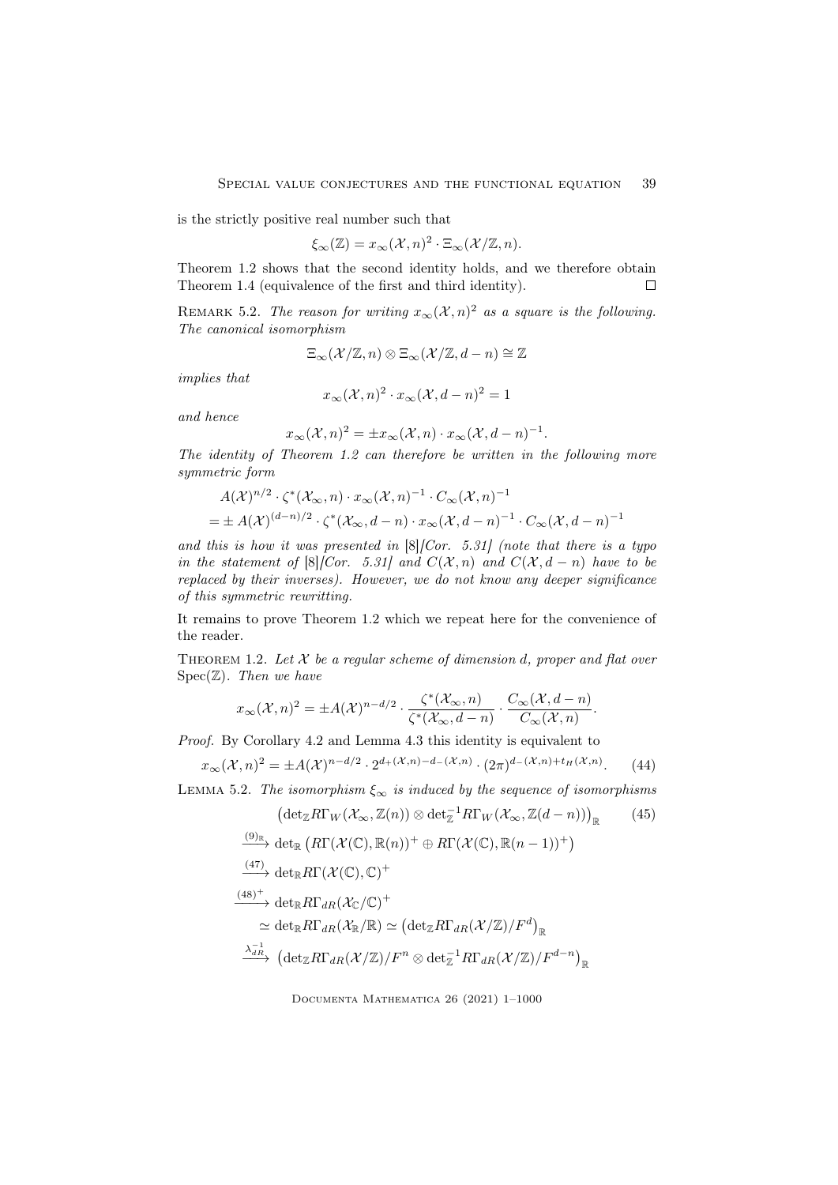is the strictly positive real number such that

$$\xi_\infty(\mathbb{Z}) = x_\infty(\mathcal{X}, n)^2 \cdot \Xi_\infty(\mathcal{X}/\mathbb{Z}, n).$$

Theorem 1.2 shows that the second identity holds, and we therefore obtain Theorem 1.4 (equivalence of the first and third identity). $\square$

Remark 5.2. *The reason for writing $x_\infty(\mathcal{X}, n)^2$ as a square is the following. The canonical isomorphism*

$$\Xi_\infty(\mathcal{X}/\mathbb{Z}, n) \otimes \Xi_\infty(\mathcal{X}/\mathbb{Z}, d-n) \cong \mathbb{Z}$$

*implies that*

$$x_\infty(\mathcal{X}, n)^2 \cdot x_\infty(\mathcal{X}, d-n)^2 = 1$$

*and hence*

$$x_\infty(\mathcal{X}, n)^2 = \pm x_\infty(\mathcal{X}, n) \cdot x_\infty(\mathcal{X}, d-n)^{-1}.$$

*The identity of Theorem 1.2 can therefore be written in the following more symmetric form*

$$\begin{aligned} &A(\mathcal{X})^{n/2} \cdot \zeta^*(\mathcal{X}_\infty, n) \cdot x_\infty(\mathcal{X}, n)^{-1} \cdot C_\infty(\mathcal{X}, n)^{-1} \\ &= \pm\, A(\mathcal{X})^{(d-n)/2} \cdot \zeta^*(\mathcal{X}_\infty, d-n) \cdot x_\infty(\mathcal{X}, d-n)^{-1} \cdot C_\infty(\mathcal{X}, d-n)^{-1} \end{aligned}$$

*and this is how it was presented in* [8]*[Cor. 5.31] (note that there is a typo in the statement of* [8]*[Cor. 5.31] and $C(\mathcal{X}, n)$ and $C(\mathcal{X}, d-n)$ have to be replaced by their inverses). However, we do not know any deeper significance of this symmetric rewritting.*

It remains to prove Theorem 1.2 which we repeat here for the convenience of the reader.

Theorem 1.2. *Let $\mathcal{X}$ be a regular scheme of dimension $d$, proper and flat over $\mathrm{Spec}(\mathbb{Z})$. Then we have*

$$x_\infty(\mathcal{X}, n)^2 = \pm A(\mathcal{X})^{n-d/2} \cdot \frac{\zeta^*(\mathcal{X}_\infty, n)}{\zeta^*(\mathcal{X}_\infty, d-n)} \cdot \frac{C_\infty(\mathcal{X}, d-n)}{C_\infty(\mathcal{X}, n)}.$$

*Proof.* By Corollary 4.2 and Lemma 4.3 this identity is equivalent to

$$x_\infty(\mathcal{X}, n)^2 = \pm A(\mathcal{X})^{n-d/2} \cdot 2^{d_+(\mathcal{X},n)-d_-(\mathcal{X},n)} \cdot (2\pi)^{d_-(\mathcal{X},n)+t_H(\mathcal{X},n)}. \tag{44}$$

Lemma 5.2. *The isomorphism $\xi_\infty$ is induced by the sequence of isomorphisms*

$$\begin{aligned} &\left(\det_\mathbb{Z} R\Gamma_W(\mathcal{X}_\infty, \mathbb{Z}(n)) \otimes \det_\mathbb{Z}^{-1} R\Gamma_W(\mathcal{X}_\infty, \mathbb{Z}(d-n))\right)_\mathbb{R} \qquad (45)\\ &\xrightarrow{(9)_\mathbb{R}} \det_\mathbb{R}\left(R\Gamma(\mathcal{X}(\mathbb{C}), \mathbb{R}(n))^+ \oplus R\Gamma(\mathcal{X}(\mathbb{C}), \mathbb{R}(n-1))^+\right) \\ &\xrightarrow{(47)} \det_\mathbb{R} R\Gamma(\mathcal{X}(\mathbb{C}), \mathbb{C})^+ \\ &\xrightarrow{(48)^+} \det_\mathbb{R} R\Gamma_{dR}(\mathcal{X}_\mathbb{C}/\mathbb{C})^+ \\ &\qquad \simeq \det_\mathbb{R} R\Gamma_{dR}(\mathcal{X}_\mathbb{R}/\mathbb{R}) \simeq \left(\det_\mathbb{Z} R\Gamma_{dR}(\mathcal{X}/\mathbb{Z})/F^d\right)_\mathbb{R} \\ &\xrightarrow{\lambda_{dR}^{-1}} \left(\det_\mathbb{Z} R\Gamma_{dR}(\mathcal{X}/\mathbb{Z})/F^n \otimes \det_\mathbb{Z}^{-1} R\Gamma_{dR}(\mathcal{X}/\mathbb{Z})/F^{d-n}\right)_\mathbb{R} \end{aligned}$$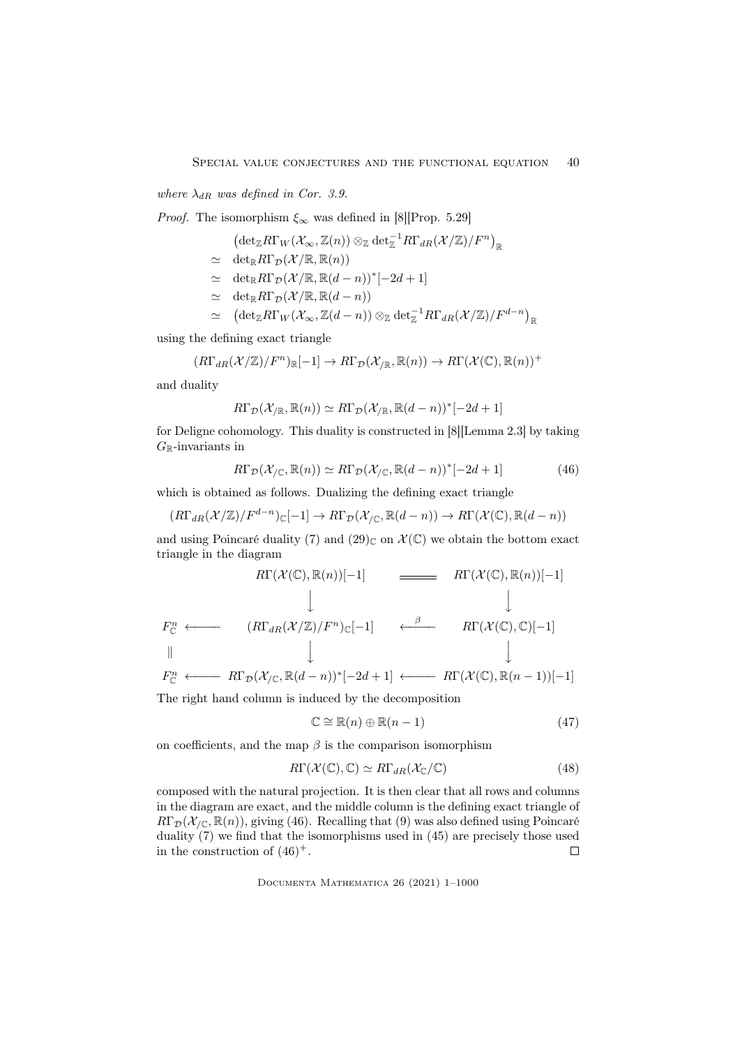*where $\lambda_{dR}$ was defined in Cor. 3.9.*

*Proof.* The isomorphism $\xi_\infty$ was defined in [8][Prop. 5.29]

$$
\begin{aligned}
& \left(\det_{\mathbb{Z}} R\Gamma_W(\mathcal{X}_\infty, \mathbb{Z}(n)) \otimes_{\mathbb{Z}} \det_{\mathbb{Z}}^{-1} R\Gamma_{dR}(\mathcal{X}/\mathbb{Z})/F^n\right)_{\mathbb{R}} \\
\simeq \quad & \det_{\mathbb{R}} R\Gamma_{\mathcal{D}}(\mathcal{X}/\mathbb{R}, \mathbb{R}(n)) \\
\simeq \quad & \det_{\mathbb{R}} R\Gamma_{\mathcal{D}}(\mathcal{X}/\mathbb{R}, \mathbb{R}(d-n))^*[-2d+1] \\
\simeq \quad & \det_{\mathbb{R}} R\Gamma_{\mathcal{D}}(\mathcal{X}/\mathbb{R}, \mathbb{R}(d-n)) \\
\simeq \quad & \left(\det_{\mathbb{Z}} R\Gamma_W(\mathcal{X}_\infty, \mathbb{Z}(d-n)) \otimes_{\mathbb{Z}} \det_{\mathbb{Z}}^{-1} R\Gamma_{dR}(\mathcal{X}/\mathbb{Z})/F^{d-n}\right)_{\mathbb{R}}
\end{aligned}
$$

using the defining exact triangle

$$
(R\Gamma_{dR}(\mathcal{X}/\mathbb{Z})/F^n)_{\mathbb{R}}[-1] \to R\Gamma_{\mathcal{D}}(\mathcal{X}_{/\mathbb{R}}, \mathbb{R}(n)) \to R\Gamma(\mathcal{X}(\mathbb{C}), \mathbb{R}(n))^+
$$

and duality

$$
R\Gamma_{\mathcal{D}}(\mathcal{X}_{/\mathbb{R}}, \mathbb{R}(n)) \simeq R\Gamma_{\mathcal{D}}(\mathcal{X}_{/\mathbb{R}}, \mathbb{R}(d-n))^*[-2d+1]
$$

for Deligne cohomology. This duality is constructed in [8][Lemma 2.3] by taking $G_{\mathbb{R}}$-invariants in

$$
R\Gamma_{\mathcal{D}}(\mathcal{X}_{/\mathbb{C}}, \mathbb{R}(n)) \simeq R\Gamma_{\mathcal{D}}(\mathcal{X}_{/\mathbb{C}}, \mathbb{R}(d-n))^*[-2d+1] \tag{46}
$$

which is obtained as follows. Dualizing the defining exact triangle

$$
(R\Gamma_{dR}(\mathcal{X}/\mathbb{Z})/F^{d-n})_{\mathbb{C}}[-1] \to R\Gamma_{\mathcal{D}}(\mathcal{X}_{/\mathbb{C}}, \mathbb{R}(d-n)) \to R\Gamma(\mathcal{X}(\mathbb{C}), \mathbb{R}(d-n))
$$

and using Poincaré duality (7) and $(29)_{\mathbb{C}}$ on $\mathcal{X}(\mathbb{C})$ we obtain the bottom exact triangle in the diagram

$$
\begin{array}{ccccc}
 & & R\Gamma(\mathcal{X}(\mathbb{C}), \mathbb{R}(n))[-1] & = & R\Gamma(\mathcal{X}(\mathbb{C}), \mathbb{R}(n))[-1] \\
 & & \downarrow & & \downarrow \\
F^n_{\mathbb{C}} & \longleftarrow & (R\Gamma_{dR}(\mathcal{X}/\mathbb{Z})/F^n)_{\mathbb{C}}[-1] & \xleftarrow{\beta} & R\Gamma(\mathcal{X}(\mathbb{C}), \mathbb{C})[-1] \\
\| & & \downarrow & & \downarrow \\
F^n_{\mathbb{C}} & \longleftarrow & R\Gamma_{\mathcal{D}}(\mathcal{X}_{/\mathbb{C}}, \mathbb{R}(d-n))^*[-2d+1] & \longleftarrow & R\Gamma(\mathcal{X}(\mathbb{C}), \mathbb{R}(n-1))[-1]
\end{array}
$$

The right hand column is induced by the decomposition

$$
\mathbb{C} \cong \mathbb{R}(n) \oplus \mathbb{R}(n-1) \tag{47}
$$

on coefficients, and the map $\beta$ is the comparison isomorphism

$$
R\Gamma(\mathcal{X}(\mathbb{C}), \mathbb{C}) \simeq R\Gamma_{dR}(\mathcal{X}_{\mathbb{C}}/\mathbb{C}) \tag{48}
$$

composed with the natural projection. It is then clear that all rows and columns in the diagram are exact, and the middle column is the defining exact triangle of $R\Gamma_{\mathcal{D}}(\mathcal{X}_{/\mathbb{C}}, \mathbb{R}(n))$, giving (46). Recalling that (9) was also defined using Poincaré duality (7) we find that the isomorphisms used in (45) are precisely those used in the construction of $(46)^+$. $\square$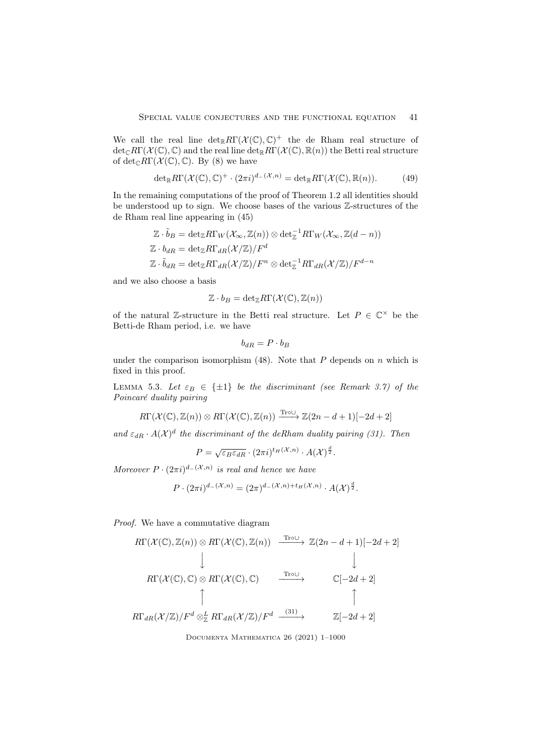We call the real line $\det_{\mathbb{R}} R\Gamma(\mathcal{X}(\mathbb{C}), \mathbb{C})^+$ the de Rham real structure of $\det_{\mathbb{C}} R\Gamma(\mathcal{X}(\mathbb{C}), \mathbb{C})$ and the real line $\det_{\mathbb{R}} R\Gamma(\mathcal{X}(\mathbb{C}), \mathbb{R}(n))$ the Betti real structure of $\det_{\mathbb{C}} R\Gamma(\mathcal{X}(\mathbb{C}), \mathbb{C})$. By (8) we have

$$\det_{\mathbb{R}} R\Gamma(\mathcal{X}(\mathbb{C}), \mathbb{C})^+ \cdot (2\pi i)^{d_-(\mathcal{X},n)} = \det_{\mathbb{R}} R\Gamma(\mathcal{X}(\mathbb{C}), \mathbb{R}(n)). \tag{49}$$

In the remaining computations of the proof of Theorem 1.2 all identities should be understood up to sign. We choose bases of the various $\mathbb{Z}$-structures of the de Rham real line appearing in (45)

$$\begin{aligned}
\mathbb{Z} \cdot \tilde{b}_B &= \det_{\mathbb{Z}} R\Gamma_W(\mathcal{X}_\infty, \mathbb{Z}(n)) \otimes \det_{\mathbb{Z}}^{-1} R\Gamma_W(\mathcal{X}_\infty, \mathbb{Z}(d-n)) \\
\mathbb{Z} \cdot b_{dR} &= \det_{\mathbb{Z}} R\Gamma_{dR}(\mathcal{X}/\mathbb{Z})/F^d \\
\mathbb{Z} \cdot \tilde{b}_{dR} &= \det_{\mathbb{Z}} R\Gamma_{dR}(\mathcal{X}/\mathbb{Z})/F^n \otimes \det_{\mathbb{Z}}^{-1} R\Gamma_{dR}(\mathcal{X}/\mathbb{Z})/F^{d-n}
\end{aligned}$$

and we also choose a basis

$$\mathbb{Z} \cdot b_B = \det_{\mathbb{Z}} R\Gamma(\mathcal{X}(\mathbb{C}), \mathbb{Z}(n))$$

of the natural $\mathbb{Z}$-structure in the Betti real structure. Let $P \in \mathbb{C}^\times$ be the Betti-de Rham period, i.e. we have

$$b_{dR} = P \cdot b_B$$

under the comparison isomorphism (48). Note that $P$ depends on $n$ which is fixed in this proof.

Lemma 5.3. *Let $\varepsilon_B \in \{\pm 1\}$ be the discriminant (see Remark 3.7) of the Poincaré duality pairing*

$$R\Gamma(\mathcal{X}(\mathbb{C}), \mathbb{Z}(n)) \otimes R\Gamma(\mathcal{X}(\mathbb{C}), \mathbb{Z}(n)) \xrightarrow{\mathrm{Tr} \circ \cup} \mathbb{Z}(2n-d+1)[-2d+2]$$

*and $\varepsilon_{dR} \cdot A(\mathcal{X})^d$ the discriminant of the deRham duality pairing (31). Then*

$$P = \sqrt{\varepsilon_B \varepsilon_{dR}} \cdot (2\pi i)^{t_H(\mathcal{X},n)} \cdot A(\mathcal{X})^{\frac{d}{2}}.$$

*Moreover $P \cdot (2\pi i)^{d_-(\mathcal{X},n)}$ is real and hence we have*

$$P \cdot (2\pi i)^{d_-(\mathcal{X},n)} = (2\pi)^{d_-(\mathcal{X},n)+t_H(\mathcal{X},n)} \cdot A(\mathcal{X})^{\frac{d}{2}}.$$

*Proof.* We have a commutative diagram

$$\begin{array}{ccc}
R\Gamma(\mathcal{X}(\mathbb{C}), \mathbb{Z}(n)) \otimes R\Gamma(\mathcal{X}(\mathbb{C}), \mathbb{Z}(n)) & \xrightarrow{\mathrm{Tr} \circ \cup} & \mathbb{Z}(2n-d+1)[-2d+2] \\
\downarrow & & \downarrow \\
R\Gamma(\mathcal{X}(\mathbb{C}), \mathbb{C}) \otimes R\Gamma(\mathcal{X}(\mathbb{C}), \mathbb{C}) & \xrightarrow{\mathrm{Tr} \circ \cup} & \mathbb{C}[-2d+2] \\
\uparrow & & \uparrow \\
R\Gamma_{dR}(\mathcal{X}/\mathbb{Z})/F^d \otimes^L_{\mathbb{Z}} R\Gamma_{dR}(\mathcal{X}/\mathbb{Z})/F^d & \xrightarrow{(31)} & \mathbb{Z}[-2d+2]
\end{array}$$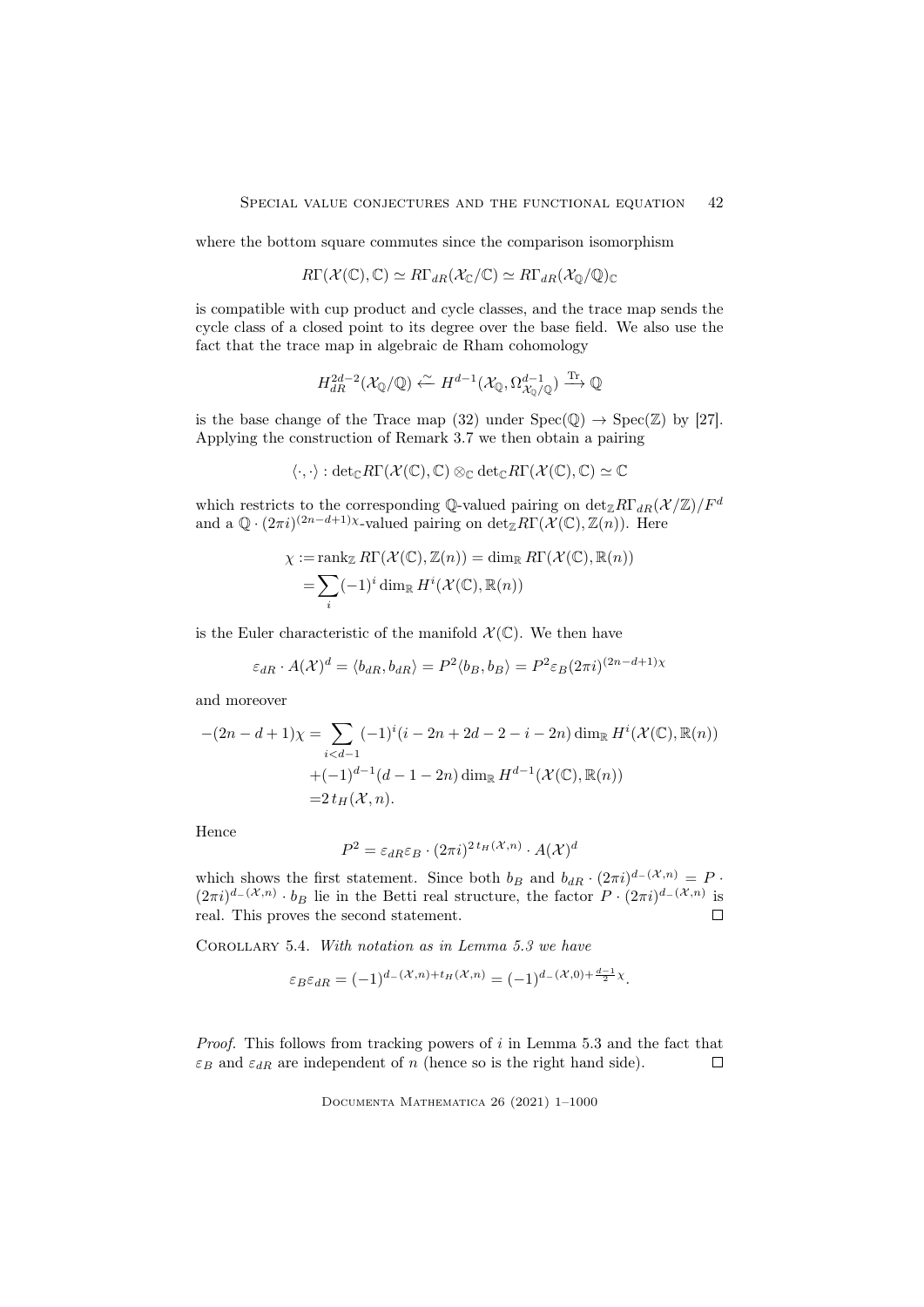where the bottom square commutes since the comparison isomorphism

$$R\Gamma(\mathcal{X}(\mathbb{C}),\mathbb{C}) \simeq R\Gamma_{dR}(\mathcal{X}_{\mathbb{C}}/\mathbb{C}) \simeq R\Gamma_{dR}(\mathcal{X}_{\mathbb{Q}}/\mathbb{Q})_{\mathbb{C}}$$

is compatible with cup product and cycle classes, and the trace map sends the cycle class of a closed point to its degree over the base field. We also use the fact that the trace map in algebraic de Rham cohomology

$$H^{2d-2}_{dR}(\mathcal{X}_{\mathbb{Q}}/\mathbb{Q}) \xleftarrow{\sim} H^{d-1}(\mathcal{X}_{\mathbb{Q}}, \Omega^{d-1}_{\mathcal{X}_{\mathbb{Q}}/\mathbb{Q}}) \xrightarrow{\mathrm{Tr}} \mathbb{Q}$$

is the base change of the Trace map (32) under $\mathrm{Spec}(\mathbb{Q}) \to \mathrm{Spec}(\mathbb{Z})$ by [27]. Applying the construction of Remark 3.7 we then obtain a pairing

$$\langle \cdot, \cdot \rangle : \det_{\mathbb{C}} R\Gamma(\mathcal{X}(\mathbb{C}),\mathbb{C}) \otimes_{\mathbb{C}} \det_{\mathbb{C}} R\Gamma(\mathcal{X}(\mathbb{C}),\mathbb{C}) \simeq \mathbb{C}$$

which restricts to the corresponding $\mathbb{Q}$-valued pairing on $\det_{\mathbb{Z}} R\Gamma_{dR}(\mathcal{X}/\mathbb{Z})/F^d$ and a $\mathbb{Q}\cdot(2\pi i)^{(2n-d+1)\chi}$-valued pairing on $\det_{\mathbb{Z}} R\Gamma(\mathcal{X}(\mathbb{C}),\mathbb{Z}(n))$. Here

$$\begin{aligned}\chi :=& \operatorname{rank}_{\mathbb{Z}} R\Gamma(\mathcal{X}(\mathbb{C}),\mathbb{Z}(n)) = \dim_{\mathbb{R}} R\Gamma(\mathcal{X}(\mathbb{C}),\mathbb{R}(n)) \\ =& \sum_i (-1)^i \dim_{\mathbb{R}} H^i(\mathcal{X}(\mathbb{C}),\mathbb{R}(n))\end{aligned}$$

is the Euler characteristic of the manifold $\mathcal{X}(\mathbb{C})$. We then have

$$\varepsilon_{dR}\cdot A(\mathcal{X})^d = \langle b_{dR}, b_{dR}\rangle = P^2\langle b_B, b_B\rangle = P^2\varepsilon_B(2\pi i)^{(2n-d+1)\chi}$$

and moreover

$$\begin{aligned}-(2n-d+1)\chi =& \sum_{i<d-1}(-1)^i(i-2n+2d-2-i-2n)\dim_{\mathbb{R}} H^i(\mathcal{X}(\mathbb{C}),\mathbb{R}(n)) \\ &+(-1)^{d-1}(d-1-2n)\dim_{\mathbb{R}} H^{d-1}(\mathcal{X}(\mathbb{C}),\mathbb{R}(n)) \\ =& 2\,t_H(\mathcal{X},n).\end{aligned}$$

Hence

$$P^2 = \varepsilon_{dR}\varepsilon_B\cdot(2\pi i)^{2\,t_H(\mathcal{X},n)}\cdot A(\mathcal{X})^d$$

which shows the first statement. Since both $b_B$ and $b_{dR}\cdot(2\pi i)^{d_-(\mathcal{X},n)} = P\cdot(2\pi i)^{d_-(\mathcal{X},n)}\cdot b_B$ lie in the Betti real structure, the factor $P\cdot(2\pi i)^{d_-(\mathcal{X},n)}$ is real. This proves the second statement. ∎

Corollary 5.4. *With notation as in Lemma 5.3 we have*

$$\varepsilon_B\varepsilon_{dR} = (-1)^{d_-(\mathcal{X},n)+t_H(\mathcal{X},n)} = (-1)^{d_-(\mathcal{X},0)+\frac{d-1}{2}\chi}.$$

*Proof.* This follows from tracking powers of $i$ in Lemma 5.3 and the fact that $\varepsilon_B$ and $\varepsilon_{dR}$ are independent of $n$ (hence so is the right hand side). ∎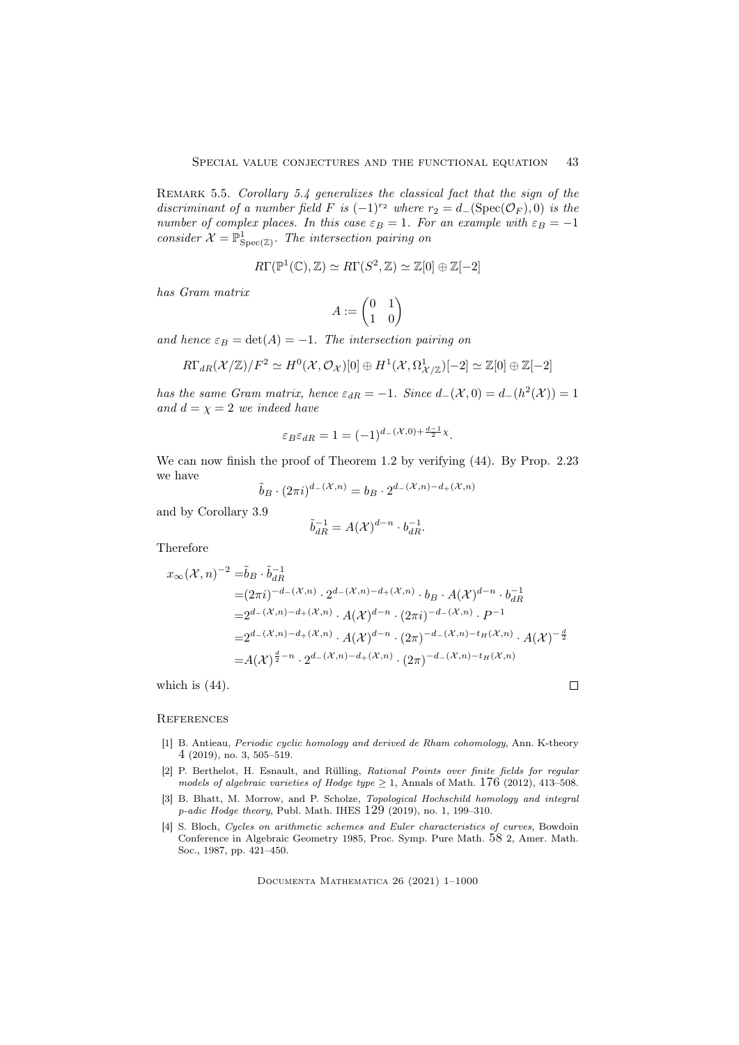Remark 5.5. *Corollary 5.4 generalizes the classical fact that the sign of the discriminant of a number field $F$ is $(-1)^{r_2}$ where $r_2 = d_-(\mathrm{Spec}(\mathcal{O}_F), 0)$ is the number of complex places. In this case $\varepsilon_B = 1$. For an example with $\varepsilon_B = -1$ consider $\mathcal{X} = \mathbb{P}^1_{\mathrm{Spec}(\mathbb{Z})}$. The intersection pairing on*

$$R\Gamma(\mathbb{P}^1(\mathbb{C}), \mathbb{Z}) \simeq R\Gamma(S^2, \mathbb{Z}) \simeq \mathbb{Z}[0] \oplus \mathbb{Z}[-2]$$

*has Gram matrix*

$$A := \begin{pmatrix} 0 & 1 \\ 1 & 0 \end{pmatrix}$$

*and hence $\varepsilon_B = \det(A) = -1$. The intersection pairing on*

$$R\Gamma_{dR}(\mathcal{X}/\mathbb{Z})/F^2 \simeq H^0(\mathcal{X}, \mathcal{O}_{\mathcal{X}})[0] \oplus H^1(\mathcal{X}, \Omega^1_{\mathcal{X}/\mathbb{Z}})[-2] \simeq \mathbb{Z}[0] \oplus \mathbb{Z}[-2]$$

*has the same Gram matrix, hence $\varepsilon_{dR} = -1$. Since $d_-(\mathcal{X}, 0) = d_-(h^2(\mathcal{X})) = 1$ and $d = \chi = 2$ we indeed have*

$$\varepsilon_B \varepsilon_{dR} = 1 = (-1)^{d_-(\mathcal{X},0) + \frac{d-1}{2}\chi}.$$

We can now finish the proof of Theorem 1.2 by verifying (44). By Prop. 2.23 we have

$$\tilde{b}_B \cdot (2\pi i)^{d_-(\mathcal{X},n)} = b_B \cdot 2^{d_-(\mathcal{X},n) - d_+(\mathcal{X},n)}$$

and by Corollary 3.9

$$\tilde{b}_{dR}^{-1} = A(\mathcal{X})^{d-n} \cdot b_{dR}^{-1}.$$

Therefore

$$\begin{aligned}
x_\infty(\mathcal{X}, n)^{-2} =& \tilde{b}_B \cdot \tilde{b}_{dR}^{-1} \\
=& (2\pi i)^{-d_-(\mathcal{X},n)} \cdot 2^{d_-(\mathcal{X},n) - d_+(\mathcal{X},n)} \cdot b_B \cdot A(\mathcal{X})^{d-n} \cdot b_{dR}^{-1} \\
=& 2^{d_-(\mathcal{X},n) - d_+(\mathcal{X},n)} \cdot A(\mathcal{X})^{d-n} \cdot (2\pi i)^{-d_-(\mathcal{X},n)} \cdot P^{-1} \\
=& 2^{d_-(\mathcal{X},n) - d_+(\mathcal{X},n)} \cdot A(\mathcal{X})^{d-n} \cdot (2\pi)^{-d_-(\mathcal{X},n) - t_H(\mathcal{X},n)} \cdot A(\mathcal{X})^{-\frac{d}{2}} \\
=& A(\mathcal{X})^{\frac{d}{2} - n} \cdot 2^{d_-(\mathcal{X},n) - d_+(\mathcal{X},n)} \cdot (2\pi)^{-d_-(\mathcal{X},n) - t_H(\mathcal{X},n)}
\end{aligned}$$

which is (44). $\square$

## References

[1] B. Antieau, *Periodic cyclic homology and derived de Rham cohomology*, Ann. K-theory 4 (2019), no. 3, 505–519.

[2] P. Berthelot, H. Esnault, and Rülling, *Rational Points over finite fields for regular models of algebraic varieties of Hodge type* $\geq 1$, Annals of Math. 176 (2012), 413–508.

[3] B. Bhatt, M. Morrow, and P. Scholze, *Topological Hochschild homology and integral p-adic Hodge theory*, Publ. Math. IHES 129 (2019), no. 1, 199–310.

[4] S. Bloch, *Cycles on arithmetic schemes and Euler characteristics of curves*, Bowdoin Conference in Algebraic Geometry 1985, Proc. Symp. Pure Math. 58 2, Amer. Math. Soc., 1987, pp. 421–450.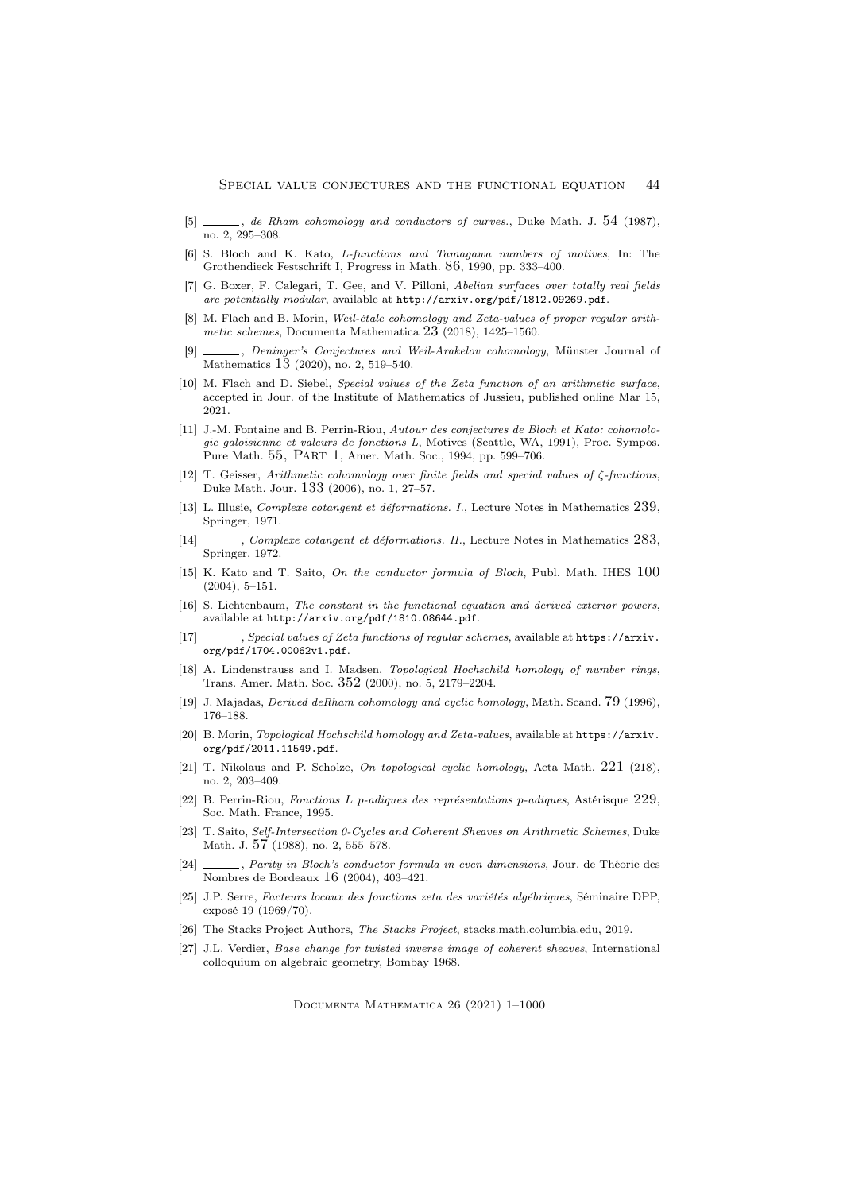[5] ______, *de Rham cohomology and conductors of curves.*, Duke Math. J. 54 (1987), no. 2, 295–308.

[6] S. Bloch and K. Kato, *L-functions and Tamagawa numbers of motives*, In: The Grothendieck Festschrift I, Progress in Math. 86, 1990, pp. 333–400.

[7] G. Boxer, F. Calegari, T. Gee, and V. Pilloni, *Abelian surfaces over totally real fields are potentially modular*, available at `http://arxiv.org/pdf/1812.09269.pdf`.

[8] M. Flach and B. Morin, *Weil-étale cohomology and Zeta-values of proper regular arithmetic schemes*, Documenta Mathematica 23 (2018), 1425–1560.

[9] ______, *Deninger's Conjectures and Weil-Arakelov cohomology*, Münster Journal of Mathematics 13 (2020), no. 2, 519–540.

[10] M. Flach and D. Siebel, *Special values of the Zeta function of an arithmetic surface*, accepted in Jour. of the Institute of Mathematics of Jussieu, published online Mar 15, 2021.

[11] J.-M. Fontaine and B. Perrin-Riou, *Autour des conjectures de Bloch et Kato: cohomologie galoisienne et valeurs de fonctions L*, Motives (Seattle, WA, 1991), Proc. Sympos. Pure Math. 55, Part 1, Amer. Math. Soc., 1994, pp. 599–706.

[12] T. Geisser, *Arithmetic cohomology over finite fields and special values of ζ-functions*, Duke Math. Jour. 133 (2006), no. 1, 27–57.

[13] L. Illusie, *Complexe cotangent et déformations. I.*, Lecture Notes in Mathematics 239, Springer, 1971.

[14] ______, *Complexe cotangent et déformations. II.*, Lecture Notes in Mathematics 283, Springer, 1972.

[15] K. Kato and T. Saito, *On the conductor formula of Bloch*, Publ. Math. IHES 100 (2004), 5–151.

[16] S. Lichtenbaum, *The constant in the functional equation and derived exterior powers*, available at `http://arxiv.org/pdf/1810.08644.pdf`.

[17] ______, *Special values of Zeta functions of regular schemes*, available at `https://arxiv.org/pdf/1704.00062v1.pdf`.

[18] A. Lindenstrauss and I. Madsen, *Topological Hochschild homology of number rings*, Trans. Amer. Math. Soc. 352 (2000), no. 5, 2179–2204.

[19] J. Majadas, *Derived deRham cohomology and cyclic homology*, Math. Scand. 79 (1996), 176–188.

[20] B. Morin, *Topological Hochschild homology and Zeta-values*, available at `https://arxiv.org/pdf/2011.11549.pdf`.

[21] T. Nikolaus and P. Scholze, *On topological cyclic homology*, Acta Math. 221 (218), no. 2, 203–409.

[22] B. Perrin-Riou, *Fonctions L p-adiques des représentations p-adiques*, Astérisque 229, Soc. Math. France, 1995.

[23] T. Saito, *Self-Intersection 0-Cycles and Coherent Sheaves on Arithmetic Schemes*, Duke Math. J. 57 (1988), no. 2, 555–578.

[24] ______, *Parity in Bloch's conductor formula in even dimensions*, Jour. de Théorie des Nombres de Bordeaux 16 (2004), 403–421.

[25] J.P. Serre, *Facteurs locaux des fonctions zeta des variétés algébriques*, Séminaire DPP, exposé 19 (1969/70).

[26] The Stacks Project Authors, *The Stacks Project*, stacks.math.columbia.edu, 2019.

[27] J.L. Verdier, *Base change for twisted inverse image of coherent sheaves*, International colloquium on algebraic geometry, Bombay 1968.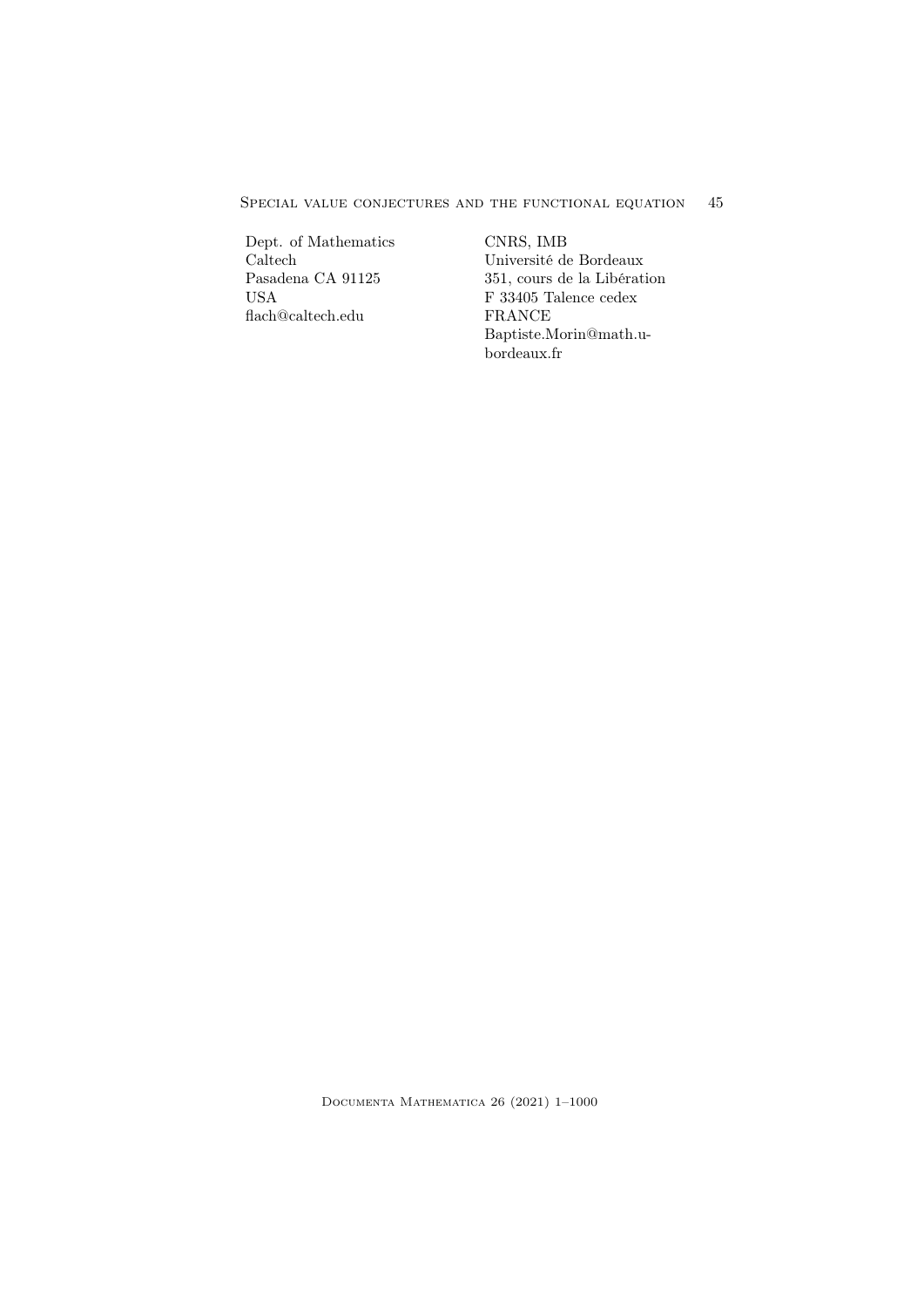Dept. of Mathematics
Caltech
Pasadena CA 91125
USA
flach@caltech.edu

CNRS, IMB
Université de Bordeaux
351, cours de la Libération
F 33405 Talence cedex
FRANCE
Baptiste.Morin@math.u-bordeaux.fr